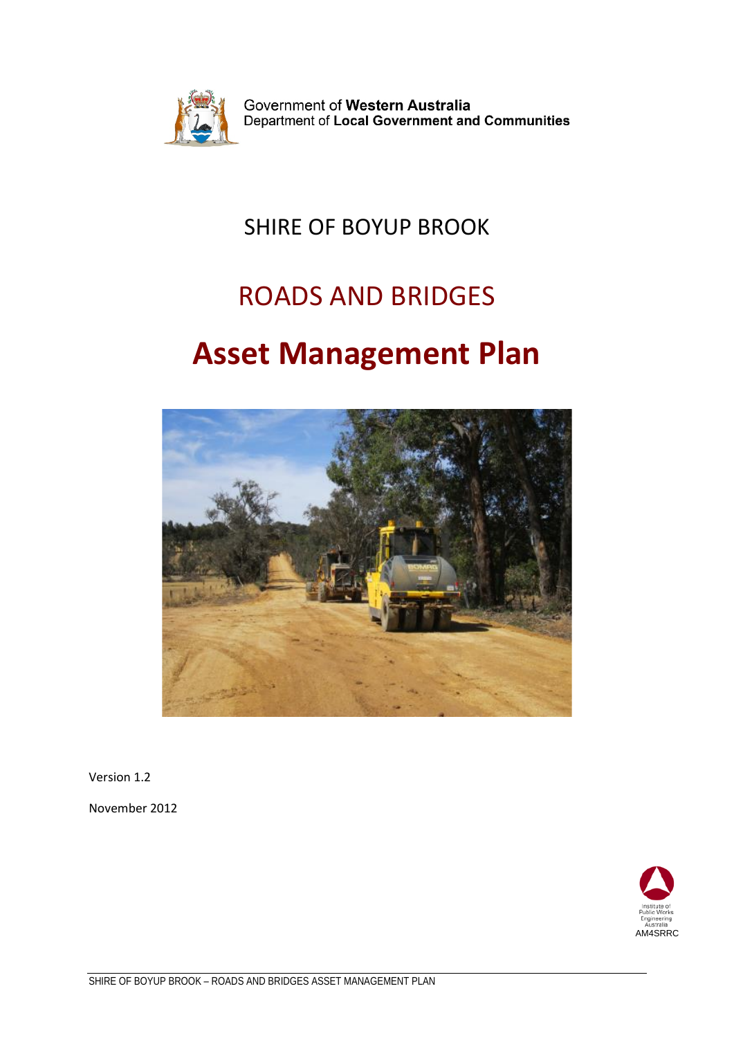Government of **Western Australia**
Department of **Local Government and Communities**

# SHIRE OF BOYUP BROOK

# ROADS AND BRIDGES

# Asset Management Plan

Version 1.2

November 2012

Institute of Public Works Engineering Australia
AM4SRRC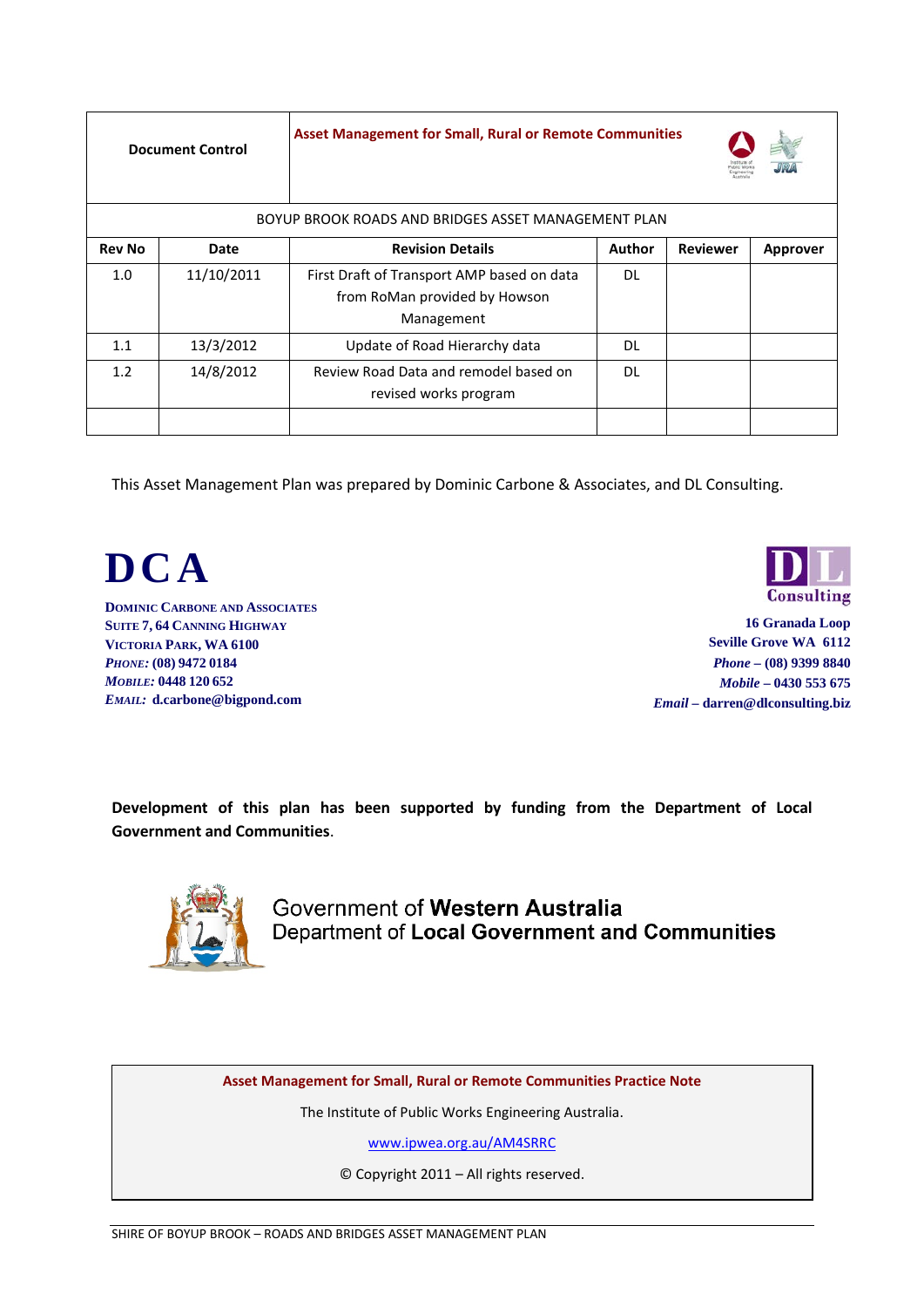| Document Control | Asset Management for Small, Rural or Remote Communities | | | | |
|---|---|---|---|---|---|
| BOYUP BROOK ROADS AND BRIDGES ASSET MANAGEMENT PLAN | | | | | |
| **Rev No** | **Date** | **Revision Details** | **Author** | **Reviewer** | **Approver** |
| 1.0 | 11/10/2011 | First Draft of Transport AMP based on data from RoMan provided by Howson Management | DL | | |
| 1.1 | 13/3/2012 | Update of Road Hierarchy data | DL | | |
| 1.2 | 14/8/2012 | Review Road Data and remodel based on revised works program | DL | | |
| | | | | | |

This Asset Management Plan was prepared by Dominic Carbone & Associates, and DL Consulting.

**DCA**

**Dominic Carbone and Associates**
**Suite 7, 64 Canning Highway**
**Victoria Park, WA 6100**
***Phone:*** **(08) 9472 0184**
***Mobile:*** **0448 120 652**
***Email:*** **d.carbone@bigpond.com**

**DL Consulting**

**16 Granada Loop**
**Seville Grove WA 6112**
***Phone*** **– (08) 9399 8840**
***Mobile*** **– 0430 553 675**
***Email*** **– darren@dlconsulting.biz**

**Development of this plan has been supported by funding from the Department of Local Government and Communities**.

Government of **Western Australia**
Department of **Local Government and Communities**

**Asset Management for Small, Rural or Remote Communities Practice Note**

The Institute of Public Works Engineering Australia.

www.ipwea.org.au/AM4SRRC

© Copyright 2011 – All rights reserved.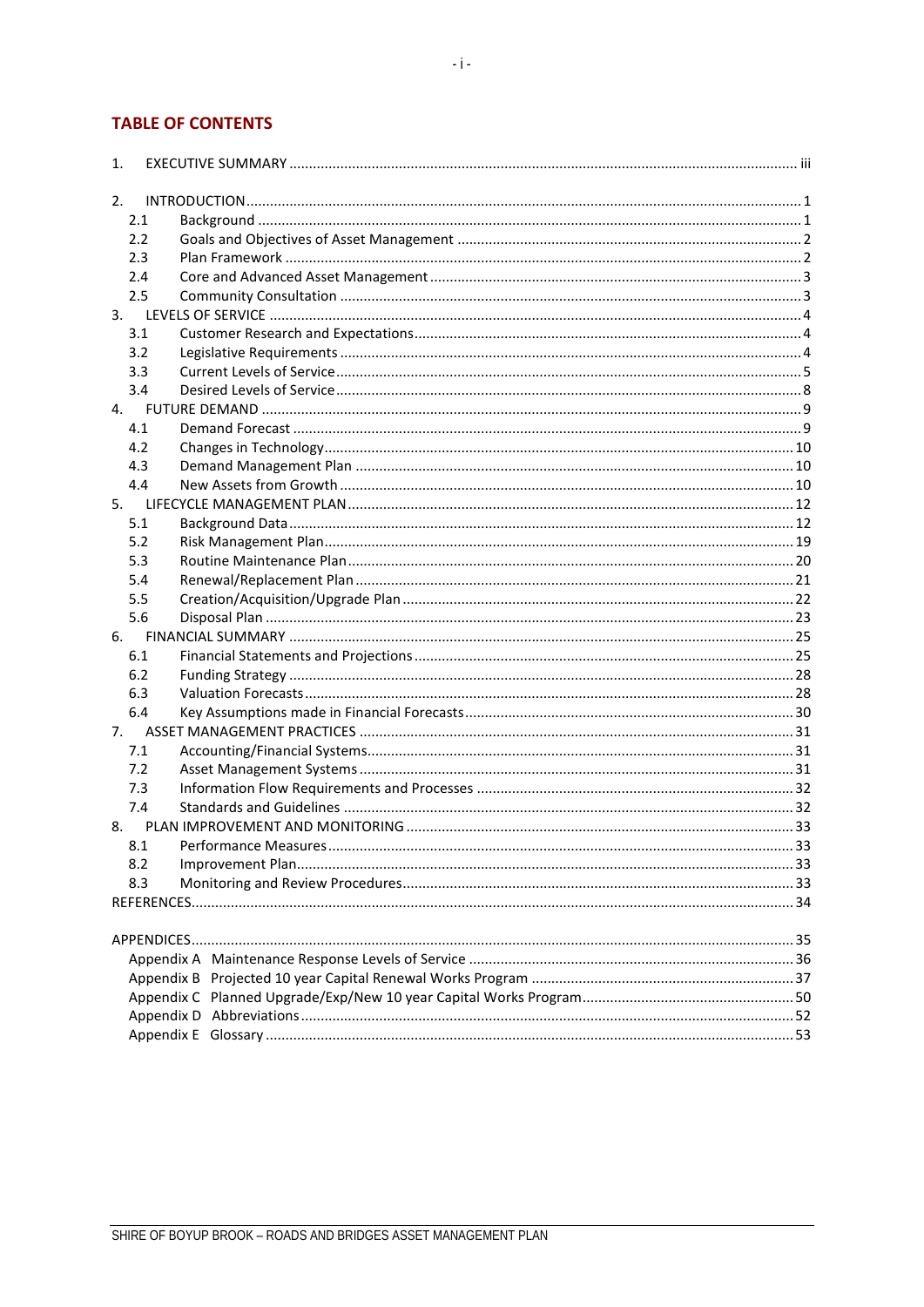## TABLE OF CONTENTS

1. EXECUTIVE SUMMARY ..... iii

2. INTRODUCTION ..... 1
   - 2.1 Background ..... 1
   - 2.2 Goals and Objectives of Asset Management ..... 2
   - 2.3 Plan Framework ..... 2
   - 2.4 Core and Advanced Asset Management ..... 3
   - 2.5 Community Consultation ..... 3
3. LEVELS OF SERVICE ..... 4
   - 3.1 Customer Research and Expectations ..... 4
   - 3.2 Legislative Requirements ..... 4
   - 3.3 Current Levels of Service ..... 5
   - 3.4 Desired Levels of Service ..... 8
4. FUTURE DEMAND ..... 9
   - 4.1 Demand Forecast ..... 9
   - 4.2 Changes in Technology ..... 10
   - 4.3 Demand Management Plan ..... 10
   - 4.4 New Assets from Growth ..... 10
5. LIFECYCLE MANAGEMENT PLAN ..... 12
   - 5.1 Background Data ..... 12
   - 5.2 Risk Management Plan ..... 19
   - 5.3 Routine Maintenance Plan ..... 20
   - 5.4 Renewal/Replacement Plan ..... 21
   - 5.5 Creation/Acquisition/Upgrade Plan ..... 22
   - 5.6 Disposal Plan ..... 23
6. FINANCIAL SUMMARY ..... 25
   - 6.1 Financial Statements and Projections ..... 25
   - 6.2 Funding Strategy ..... 28
   - 6.3 Valuation Forecasts ..... 28
   - 6.4 Key Assumptions made in Financial Forecasts ..... 30
7. ASSET MANAGEMENT PRACTICES ..... 31
   - 7.1 Accounting/Financial Systems ..... 31
   - 7.2 Asset Management Systems ..... 31
   - 7.3 Information Flow Requirements and Processes ..... 32
   - 7.4 Standards and Guidelines ..... 32
8. PLAN IMPROVEMENT AND MONITORING ..... 33
   - 8.1 Performance Measures ..... 33
   - 8.2 Improvement Plan ..... 33
   - 8.3 Monitoring and Review Procedures ..... 33

REFERENCES ..... 34

APPENDICES ..... 35
- Appendix A Maintenance Response Levels of Service ..... 36
- Appendix B Projected 10 year Capital Renewal Works Program ..... 37
- Appendix C Planned Upgrade/Exp/New 10 year Capital Works Program ..... 50
- Appendix D Abbreviations ..... 52
- Appendix E Glossary ..... 53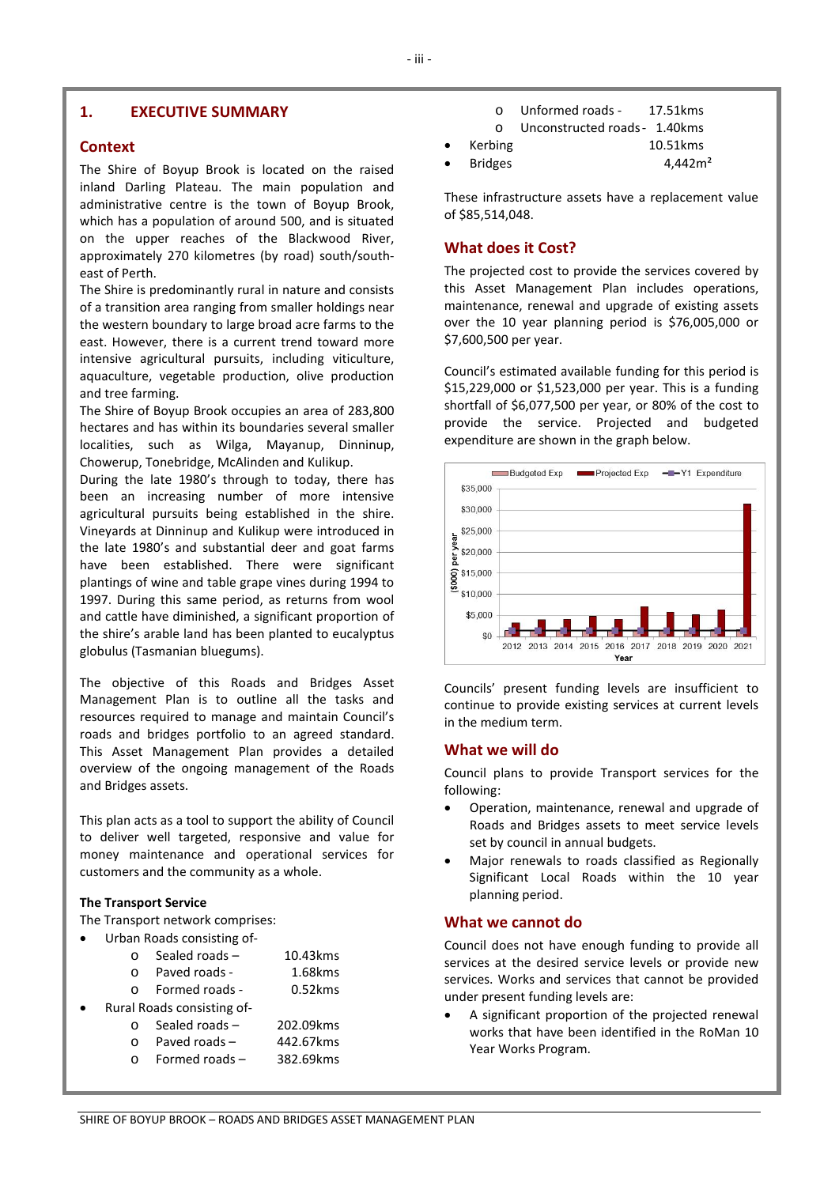# 1. EXECUTIVE SUMMARY

## Context

The Shire of Boyup Brook is located on the raised inland Darling Plateau. The main population and administrative centre is the town of Boyup Brook, which has a population of around 500, and is situated on the upper reaches of the Blackwood River, approximately 270 kilometres (by road) south/south-east of Perth.

The Shire is predominantly rural in nature and consists of a transition area ranging from smaller holdings near the western boundary to large broad acre farms to the east. However, there is a current trend toward more intensive agricultural pursuits, including viticulture, aquaculture, vegetable production, olive production and tree farming.

The Shire of Boyup Brook occupies an area of 283,800 hectares and has within its boundaries several smaller localities, such as Wilga, Mayanup, Dinninup, Chowerup, Tonebridge, McAlinden and Kulikup.

During the late 1980's through to today, there has been an increasing number of more intensive agricultural pursuits being established in the shire. Vineyards at Dinninup and Kulikup were introduced in the late 1980's and substantial deer and goat farms have been established. There were significant plantings of wine and table grape vines during 1994 to 1997. During this same period, as returns from wool and cattle have diminished, a significant proportion of the shire's arable land has been planted to eucalyptus globulus (Tasmanian bluegums).

The objective of this Roads and Bridges Asset Management Plan is to outline all the tasks and resources required to manage and maintain Council's roads and bridges portfolio to an agreed standard. This Asset Management Plan provides a detailed overview of the ongoing management of the Roads and Bridges assets.

This plan acts as a tool to support the ability of Council to deliver well targeted, responsive and value for money maintenance and operational services for customers and the community as a whole.

### The Transport Service

The Transport network comprises:

- Urban Roads consisting of-
  - Sealed roads – 10.43kms
  - Paved roads - 1.68kms
  - Formed roads - 0.52kms
- Rural Roads consisting of-
  - Sealed roads – 202.09kms
  - Paved roads – 442.67kms
  - Formed roads – 382.69kms
  - Unformed roads - 17.51kms
  - Unconstructed roads - 1.40kms
- Kerbing 10.51kms
- Bridges 4,442m²

These infrastructure assets have a replacement value of $85,514,048.

## What does it Cost?

The projected cost to provide the services covered by this Asset Management Plan includes operations, maintenance, renewal and upgrade of existing assets over the 10 year planning period is $76,005,000 or $7,600,500 per year.

Council's estimated available funding for this period is $15,229,000 or $1,523,000 per year. This is a funding shortfall of $6,077,500 per year, or 80% of the cost to provide the service. Projected and budgeted expenditure are shown in the graph below.

Councils' present funding levels are insufficient to continue to provide existing services at current levels in the medium term.

## What we will do

Council plans to provide Transport services for the following:

- Operation, maintenance, renewal and upgrade of Roads and Bridges assets to meet service levels set by council in annual budgets.
- Major renewals to roads classified as Regionally Significant Local Roads within the 10 year planning period.

## What we cannot do

Council does not have enough funding to provide all services at the desired service levels or provide new services. Works and services that cannot be provided under present funding levels are:

- A significant proportion of the projected renewal works that have been identified in the RoMan 10 Year Works Program.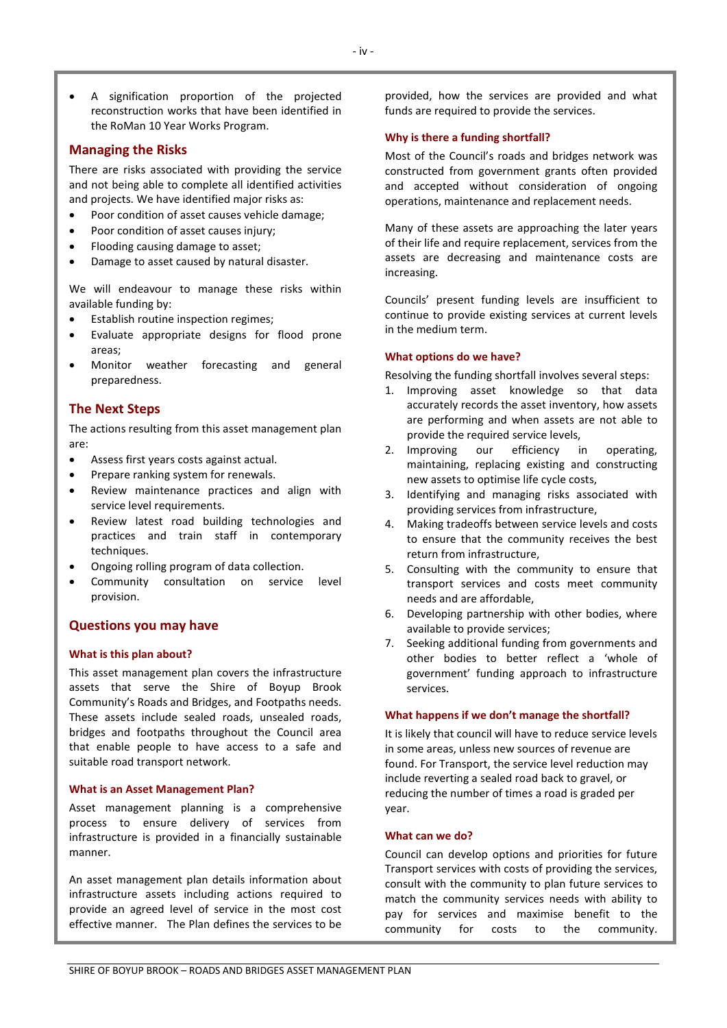- A signification proportion of the projected reconstruction works that have been identified in the RoMan 10 Year Works Program.

## Managing the Risks

There are risks associated with providing the service and not being able to complete all identified activities and projects. We have identified major risks as:

- Poor condition of asset causes vehicle damage;
- Poor condition of asset causes injury;
- Flooding causing damage to asset;
- Damage to asset caused by natural disaster.

We will endeavour to manage these risks within available funding by:

- Establish routine inspection regimes;
- Evaluate appropriate designs for flood prone areas;
- Monitor weather forecasting and general preparedness.

## The Next Steps

The actions resulting from this asset management plan are:

- Assess first years costs against actual.
- Prepare ranking system for renewals.
- Review maintenance practices and align with service level requirements.
- Review latest road building technologies and practices and train staff in contemporary techniques.
- Ongoing rolling program of data collection.
- Community consultation on service level provision.

## Questions you may have

### What is this plan about?

This asset management plan covers the infrastructure assets that serve the Shire of Boyup Brook Community's Roads and Bridges, and Footpaths needs. These assets include sealed roads, unsealed roads, bridges and footpaths throughout the Council area that enable people to have access to a safe and suitable road transport network.

### What is an Asset Management Plan?

Asset management planning is a comprehensive process to ensure delivery of services from infrastructure is provided in a financially sustainable manner.

An asset management plan details information about infrastructure assets including actions required to provide an agreed level of service in the most cost effective manner. The Plan defines the services to be provided, how the services are provided and what funds are required to provide the services.

### Why is there a funding shortfall?

Most of the Council's roads and bridges network was constructed from government grants often provided and accepted without consideration of ongoing operations, maintenance and replacement needs.

Many of these assets are approaching the later years of their life and require replacement, services from the assets are decreasing and maintenance costs are increasing.

Councils' present funding levels are insufficient to continue to provide existing services at current levels in the medium term.

### What options do we have?

Resolving the funding shortfall involves several steps:

1. Improving asset knowledge so that data accurately records the asset inventory, how assets are performing and when assets are not able to provide the required service levels,
2. Improving our efficiency in operating, maintaining, replacing existing and constructing new assets to optimise life cycle costs,
3. Identifying and managing risks associated with providing services from infrastructure,
4. Making tradeoffs between service levels and costs to ensure that the community receives the best return from infrastructure,
5. Consulting with the community to ensure that transport services and costs meet community needs and are affordable,
6. Developing partnership with other bodies, where available to provide services;
7. Seeking additional funding from governments and other bodies to better reflect a 'whole of government' funding approach to infrastructure services.

### What happens if we don't manage the shortfall?

It is likely that council will have to reduce service levels in some areas, unless new sources of revenue are found. For Transport, the service level reduction may include reverting a sealed road back to gravel, or reducing the number of times a road is graded per year.

### What can we do?

Council can develop options and priorities for future Transport services with costs of providing the services, consult with the community to plan future services to match the community services needs with ability to pay for services and maximise benefit to the community for costs to the community.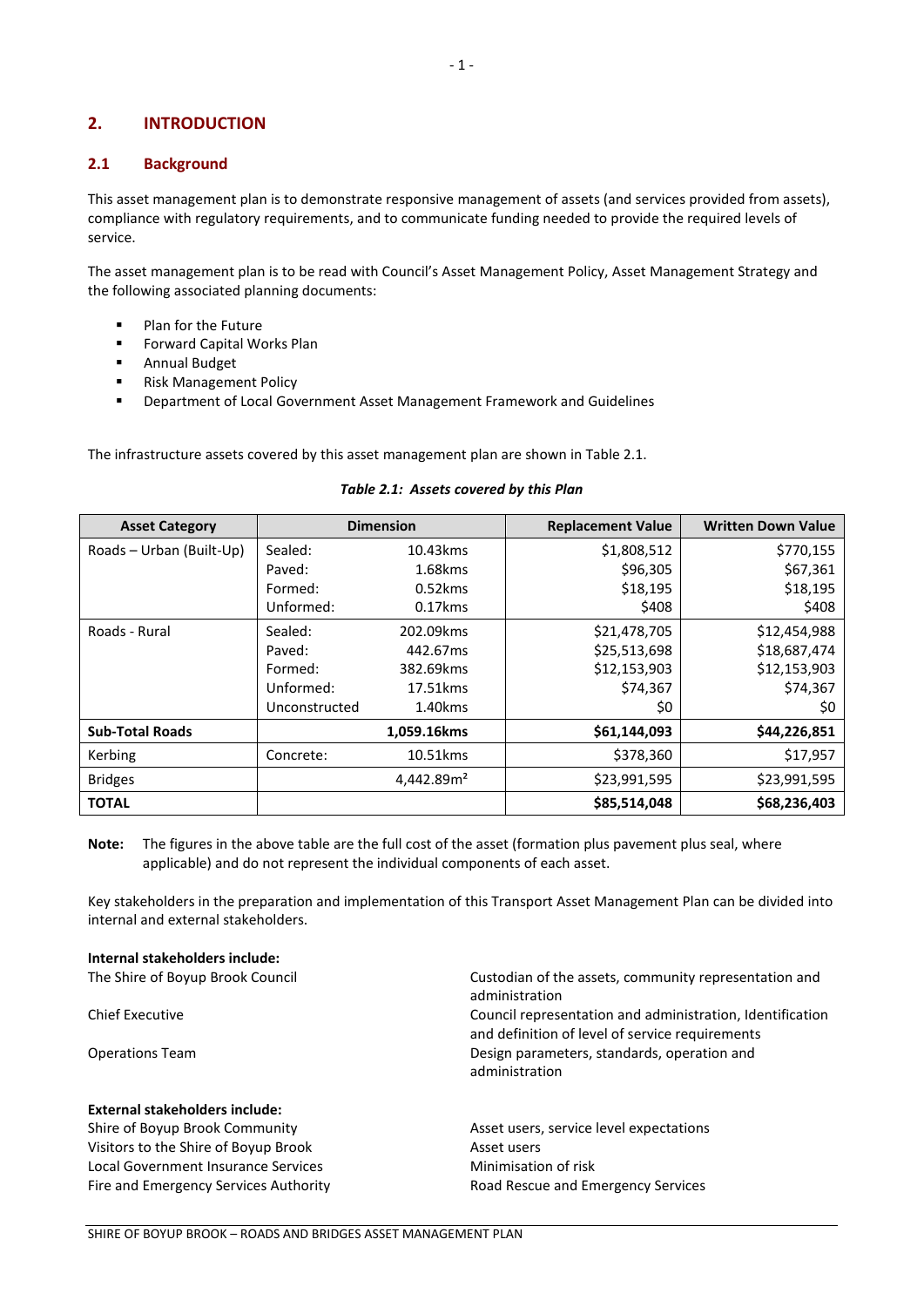## 2. INTRODUCTION

### 2.1 Background

This asset management plan is to demonstrate responsive management of assets (and services provided from assets), compliance with regulatory requirements, and to communicate funding needed to provide the required levels of service.

The asset management plan is to be read with Council's Asset Management Policy, Asset Management Strategy and the following associated planning documents:

- Plan for the Future
- Forward Capital Works Plan
- Annual Budget
- Risk Management Policy
- Department of Local Government Asset Management Framework and Guidelines

The infrastructure assets covered by this asset management plan are shown in Table 2.1.

*Table 2.1: Assets covered by this Plan*

| Asset Category | Dimension | | Replacement Value | Written Down Value |
|---|---|---|---|---|
| Roads – Urban (Built-Up) | Sealed: | 10.43kms | $1,808,512 | $770,155 |
| | Paved: | 1.68kms | $96,305 | $67,361 |
| | Formed: | 0.52kms | $18,195 | $18,195 |
| | Unformed: | 0.17kms | $408 | $408 |
| Roads - Rural | Sealed: | 202.09kms | $21,478,705 | $12,454,988 |
| | Paved: | 442.67ms | $25,513,698 | $18,687,474 |
| | Formed: | 382.69kms | $12,153,903 | $12,153,903 |
| | Unformed: | 17.51kms | $74,367 | $74,367 |
| | Unconstructed | 1.40kms | $0 | $0 |
| **Sub-Total Roads** | | **1,059.16kms** | **$61,144,093** | **$44,226,851** |
| Kerbing | Concrete: | 10.51kms | $378,360 | $17,957 |
| Bridges | | 4,442.89m² | $23,991,595 | $23,991,595 |
| **TOTAL** | | | **$85,514,048** | **$68,236,403** |

**Note:** The figures in the above table are the full cost of the asset (formation plus pavement plus seal, where applicable) and do not represent the individual components of each asset.

Key stakeholders in the preparation and implementation of this Transport Asset Management Plan can be divided into internal and external stakeholders.

**Internal stakeholders include:**

| | |
|---|---|
| The Shire of Boyup Brook Council | Custodian of the assets, community representation and administration |
| Chief Executive | Council representation and administration, Identification and definition of level of service requirements |
| Operations Team | Design parameters, standards, operation and administration |

**External stakeholders include:**

| | |
|---|---|
| Shire of Boyup Brook Community | Asset users, service level expectations |
| Visitors to the Shire of Boyup Brook | Asset users |
| Local Government Insurance Services | Minimisation of risk |
| Fire and Emergency Services Authority | Road Rescue and Emergency Services |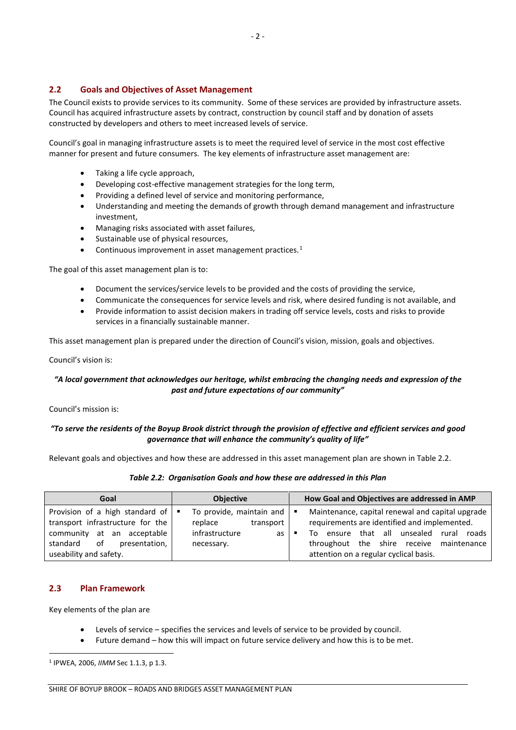## 2.2 Goals and Objectives of Asset Management

The Council exists to provide services to its community. Some of these services are provided by infrastructure assets. Council has acquired infrastructure assets by contract, construction by council staff and by donation of assets constructed by developers and others to meet increased levels of service.

Council's goal in managing infrastructure assets is to meet the required level of service in the most cost effective manner for present and future consumers. The key elements of infrastructure asset management are:

- Taking a life cycle approach,
- Developing cost-effective management strategies for the long term,
- Providing a defined level of service and monitoring performance,
- Understanding and meeting the demands of growth through demand management and infrastructure investment,
- Managing risks associated with asset failures,
- Sustainable use of physical resources,
- Continuous improvement in asset management practices.[1]

The goal of this asset management plan is to:

- Document the services/service levels to be provided and the costs of providing the service,
- Communicate the consequences for service levels and risk, where desired funding is not available, and
- Provide information to assist decision makers in trading off service levels, costs and risks to provide services in a financially sustainable manner.

This asset management plan is prepared under the direction of Council's vision, mission, goals and objectives.

Council's vision is:

***"A local government that acknowledges our heritage, whilst embracing the changing needs and expression of the past and future expectations of our community"***

Council's mission is:

***"To serve the residents of the Boyup Brook district through the provision of effective and efficient services and good governance that will enhance the community's quality of life"***

Relevant goals and objectives and how these are addressed in this asset management plan are shown in Table 2.2.

***Table 2.2: Organisation Goals and how these are addressed in this Plan***

| Goal | Objective | How Goal and Objectives are addressed in AMP |
|---|---|---|
| Provision of a high standard of transport infrastructure for the community at an acceptable standard of presentation, useability and safety. | ▪ To provide, maintain and replace transport infrastructure as necessary. | ▪ Maintenance, capital renewal and capital upgrade requirements are identified and implemented. ▪ To ensure that all unsealed rural roads throughout the shire receive maintenance attention on a regular cyclical basis. |

## 2.3 Plan Framework

Key elements of the plan are

- Levels of service – specifies the services and levels of service to be provided by council.
- Future demand – how this will impact on future service delivery and how this is to be met.

[1] IPWEA, 2006, *IIMM* Sec 1.1.3, p 1.3.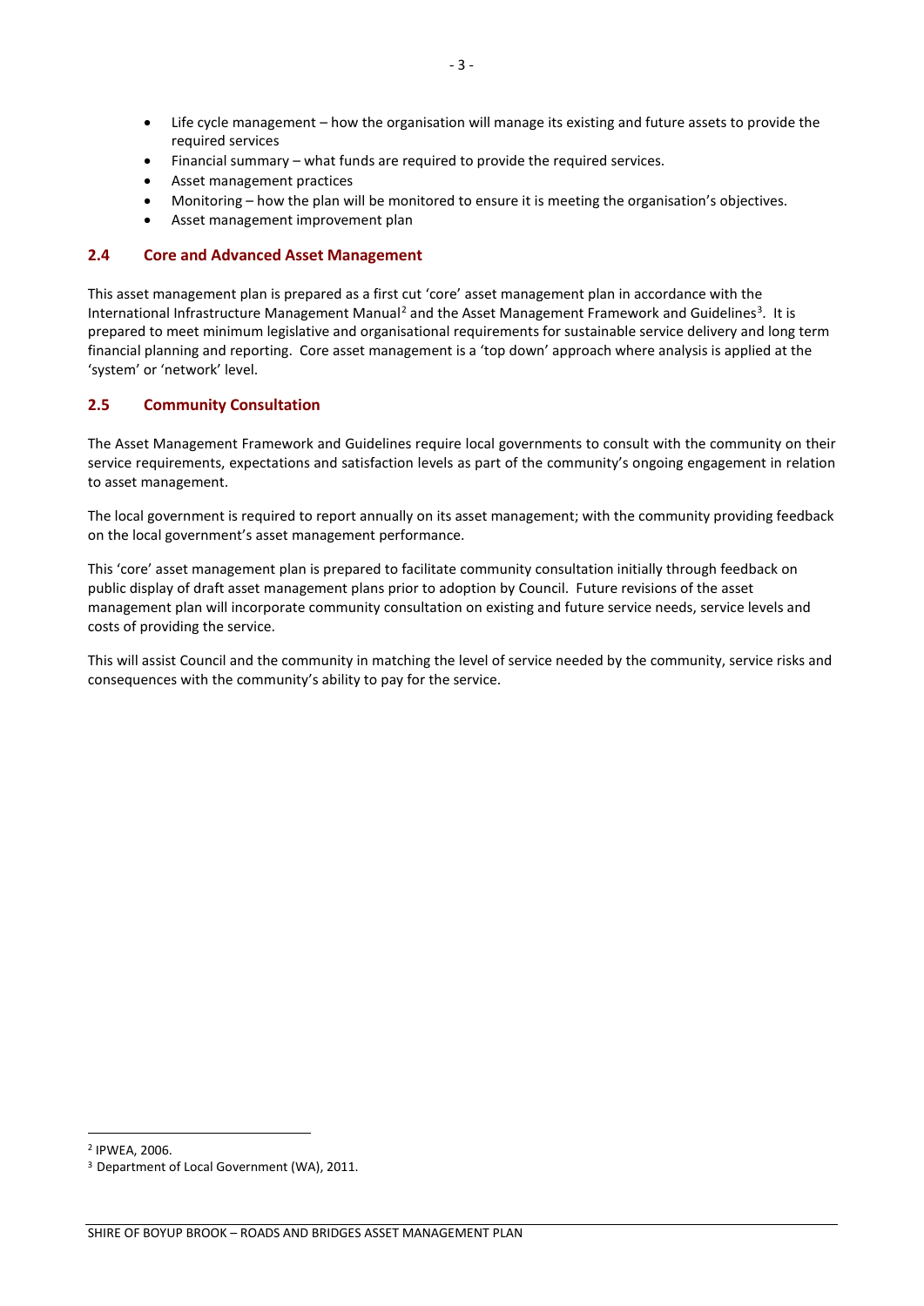- Life cycle management – how the organisation will manage its existing and future assets to provide the required services
- Financial summary – what funds are required to provide the required services.
- Asset management practices
- Monitoring – how the plan will be monitored to ensure it is meeting the organisation's objectives.
- Asset management improvement plan

## 2.4 Core and Advanced Asset Management

This asset management plan is prepared as a first cut 'core' asset management plan in accordance with the International Infrastructure Management Manual[2] and the Asset Management Framework and Guidelines[3]. It is prepared to meet minimum legislative and organisational requirements for sustainable service delivery and long term financial planning and reporting. Core asset management is a 'top down' approach where analysis is applied at the 'system' or 'network' level.

## 2.5 Community Consultation

The Asset Management Framework and Guidelines require local governments to consult with the community on their service requirements, expectations and satisfaction levels as part of the community's ongoing engagement in relation to asset management.

The local government is required to report annually on its asset management; with the community providing feedback on the local government's asset management performance.

This 'core' asset management plan is prepared to facilitate community consultation initially through feedback on public display of draft asset management plans prior to adoption by Council. Future revisions of the asset management plan will incorporate community consultation on existing and future service needs, service levels and costs of providing the service.

This will assist Council and the community in matching the level of service needed by the community, service risks and consequences with the community's ability to pay for the service.

---

[2] IPWEA, 2006.

[3] Department of Local Government (WA), 2011.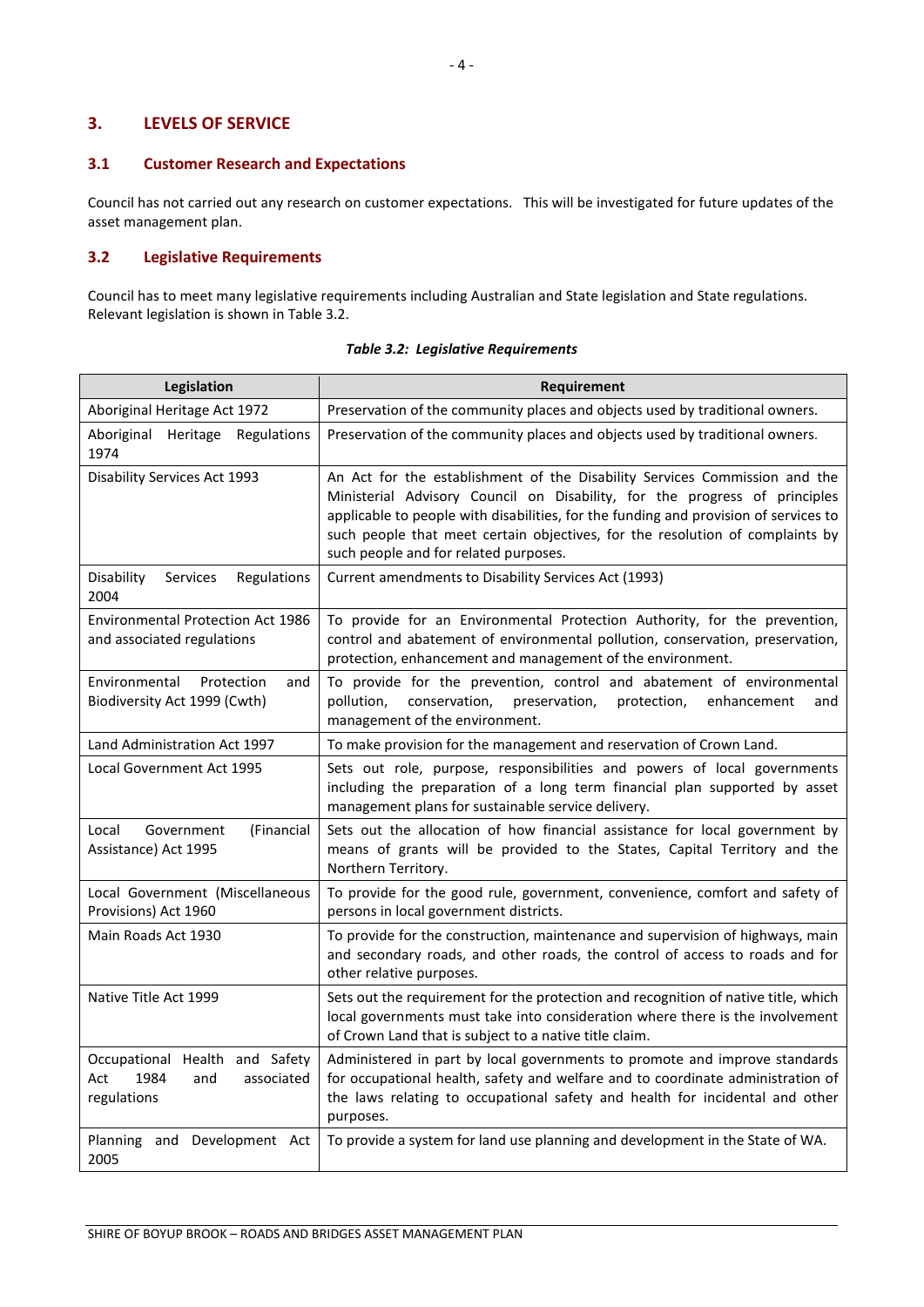## 3. LEVELS OF SERVICE

### 3.1 Customer Research and Expectations

Council has not carried out any research on customer expectations. This will be investigated for future updates of the asset management plan.

### 3.2 Legislative Requirements

Council has to meet many legislative requirements including Australian and State legislation and State regulations. Relevant legislation is shown in Table 3.2.

***Table 3.2: Legislative Requirements***

| Legislation | Requirement |
|---|---|
| Aboriginal Heritage Act 1972 | Preservation of the community places and objects used by traditional owners. |
| Aboriginal Heritage Regulations 1974 | Preservation of the community places and objects used by traditional owners. |
| Disability Services Act 1993 | An Act for the establishment of the Disability Services Commission and the Ministerial Advisory Council on Disability, for the progress of principles applicable to people with disabilities, for the funding and provision of services to such people that meet certain objectives, for the resolution of complaints by such people and for related purposes. |
| Disability Services Regulations 2004 | Current amendments to Disability Services Act (1993) |
| Environmental Protection Act 1986 and associated regulations | To provide for an Environmental Protection Authority, for the prevention, control and abatement of environmental pollution, conservation, preservation, protection, enhancement and management of the environment. |
| Environmental Protection and Biodiversity Act 1999 (Cwth) | To provide for the prevention, control and abatement of environmental pollution, conservation, preservation, protection, enhancement and management of the environment. |
| Land Administration Act 1997 | To make provision for the management and reservation of Crown Land. |
| Local Government Act 1995 | Sets out role, purpose, responsibilities and powers of local governments including the preparation of a long term financial plan supported by asset management plans for sustainable service delivery. |
| Local Government (Financial Assistance) Act 1995 | Sets out the allocation of how financial assistance for local government by means of grants will be provided to the States, Capital Territory and the Northern Territory. |
| Local Government (Miscellaneous Provisions) Act 1960 | To provide for the good rule, government, convenience, comfort and safety of persons in local government districts. |
| Main Roads Act 1930 | To provide for the construction, maintenance and supervision of highways, main and secondary roads, and other roads, the control of access to roads and for other relative purposes. |
| Native Title Act 1999 | Sets out the requirement for the protection and recognition of native title, which local governments must take into consideration where there is the involvement of Crown Land that is subject to a native title claim. |
| Occupational Health and Safety Act 1984 and associated regulations | Administered in part by local governments to promote and improve standards for occupational health, safety and welfare and to coordinate administration of the laws relating to occupational safety and health for incidental and other purposes. |
| Planning and Development Act 2005 | To provide a system for land use planning and development in the State of WA. |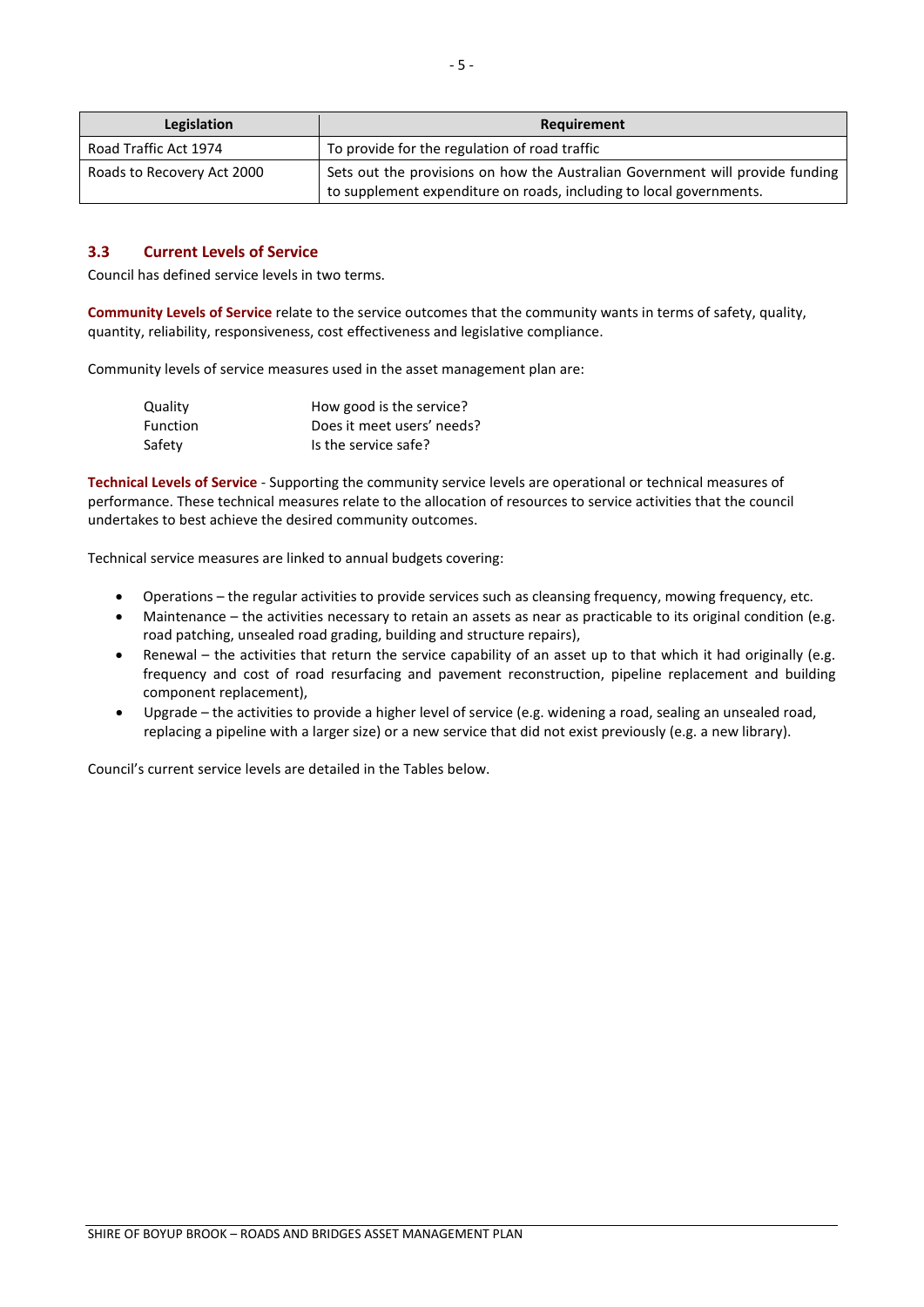| Legislation | Requirement |
|---|---|
| Road Traffic Act 1974 | To provide for the regulation of road traffic |
| Roads to Recovery Act 2000 | Sets out the provisions on how the Australian Government will provide funding to supplement expenditure on roads, including to local governments. |

### 3.3 Current Levels of Service

Council has defined service levels in two terms.

**Community Levels of Service** relate to the service outcomes that the community wants in terms of safety, quality, quantity, reliability, responsiveness, cost effectiveness and legislative compliance.

Community levels of service measures used in the asset management plan are:

| | |
|---|---|
| Quality | How good is the service? |
| Function | Does it meet users' needs? |
| Safety | Is the service safe? |

**Technical Levels of Service** - Supporting the community service levels are operational or technical measures of performance. These technical measures relate to the allocation of resources to service activities that the council undertakes to best achieve the desired community outcomes.

Technical service measures are linked to annual budgets covering:

- Operations – the regular activities to provide services such as cleansing frequency, mowing frequency, etc.
- Maintenance – the activities necessary to retain an assets as near as practicable to its original condition (e.g. road patching, unsealed road grading, building and structure repairs),
- Renewal – the activities that return the service capability of an asset up to that which it had originally (e.g. frequency and cost of road resurfacing and pavement reconstruction, pipeline replacement and building component replacement),
- Upgrade – the activities to provide a higher level of service (e.g. widening a road, sealing an unsealed road, replacing a pipeline with a larger size) or a new service that did not exist previously (e.g. a new library).

Council's current service levels are detailed in the Tables below.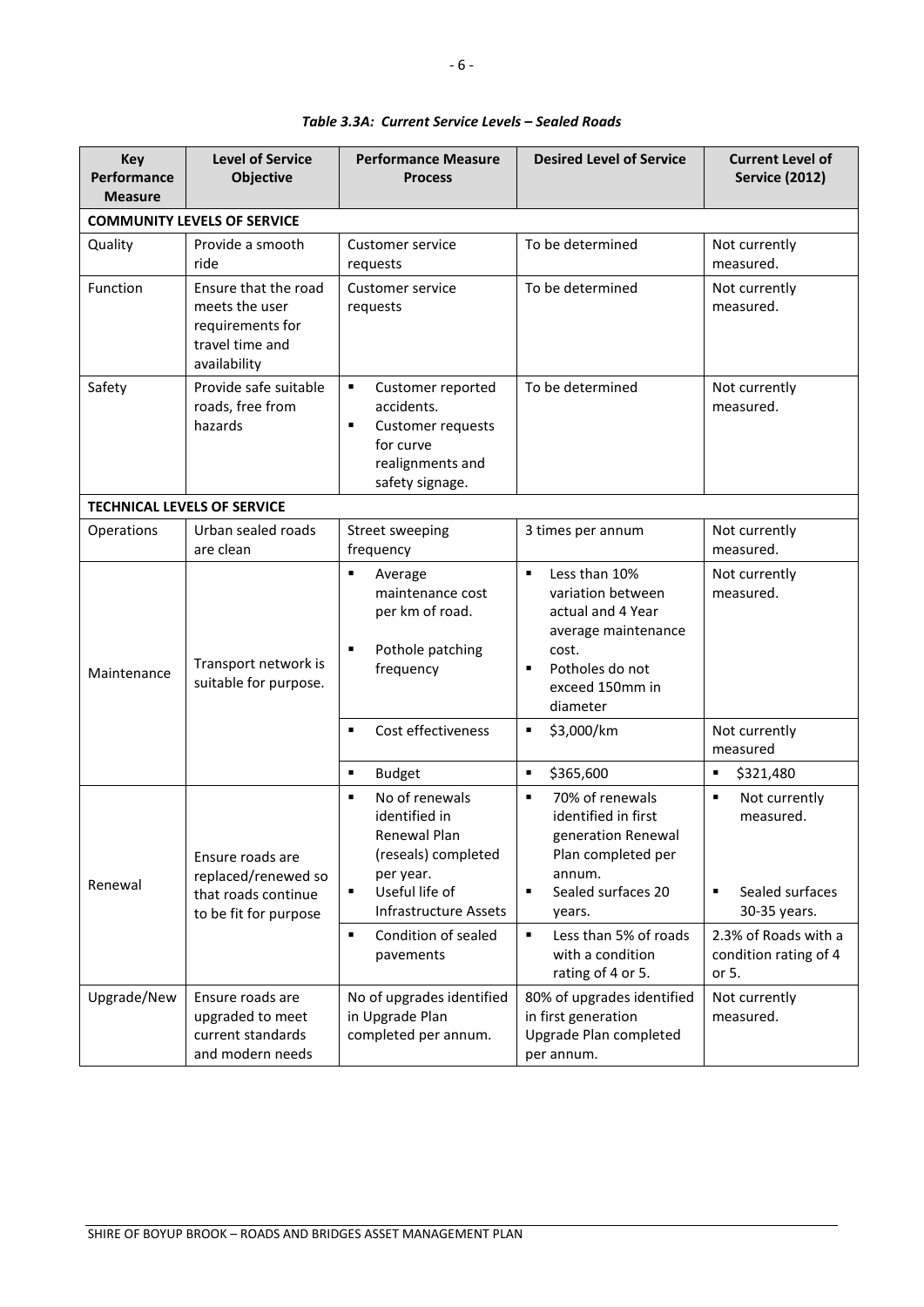*Table 3.3A: Current Service Levels – Sealed Roads*

| Key Performance Measure | Level of Service Objective | Performance Measure Process | Desired Level of Service | Current Level of Service (2012) |
|---|---|---|---|---|
| **COMMUNITY LEVELS OF SERVICE** | | | | |
| Quality | Provide a smooth ride | Customer service requests | To be determined | Not currently measured. |
| Function | Ensure that the road meets the user requirements for travel time and availability | Customer service requests | To be determined | Not currently measured. |
| Safety | Provide safe suitable roads, free from hazards | ▪ Customer reported accidents.<br>▪ Customer requests for curve realignments and safety signage. | To be determined | Not currently measured. |
| **TECHNICAL LEVELS OF SERVICE** | | | | |
| Operations | Urban sealed roads are clean | Street sweeping frequency | 3 times per annum | Not currently measured. |
| Maintenance | Transport network is suitable for purpose. | ▪ Average maintenance cost per km of road.<br>▪ Pothole patching frequency | ▪ Less than 10% variation between actual and 4 Year average maintenance cost.<br>▪ Potholes do not exceed 150mm in diameter | Not currently measured. |
| | | ▪ Cost effectiveness | ▪ $3,000/km | Not currently measured |
| | | ▪ Budget | ▪ $365,600 | ▪ $321,480 |
| Renewal | Ensure roads are replaced/renewed so that roads continue to be fit for purpose | ▪ No of renewals identified in Renewal Plan (reseals) completed per year.<br>▪ Useful life of Infrastructure Assets | ▪ 70% of renewals identified in first generation Renewal Plan completed per annum.<br>▪ Sealed surfaces 20 years. | ▪ Not currently measured.<br>▪ Sealed surfaces 30-35 years. |
| | | ▪ Condition of sealed pavements | ▪ Less than 5% of roads with a condition rating of 4 or 5. | 2.3% of Roads with a condition rating of 4 or 5. |
| Upgrade/New | Ensure roads are upgraded to meet current standards and modern needs | No of upgrades identified in Upgrade Plan completed per annum. | 80% of upgrades identified in first generation Upgrade Plan completed per annum. | Not currently measured. |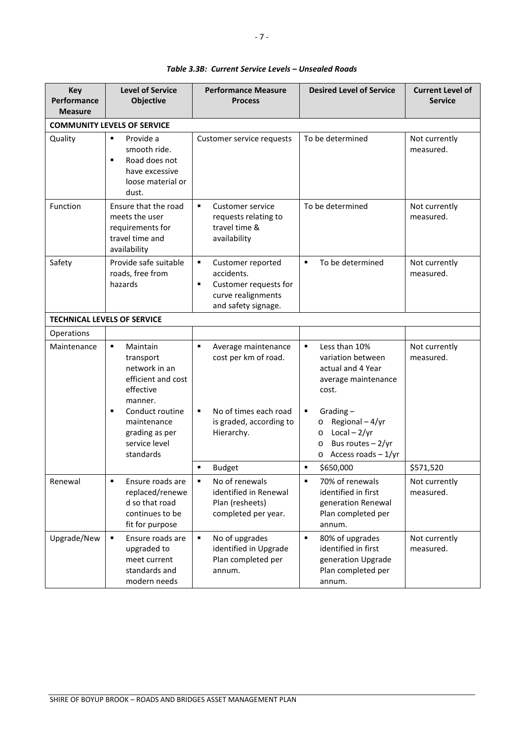*Table 3.3B: Current Service Levels – Unsealed Roads*

| Key Performance Measure | Level of Service Objective | Performance Measure Process | Desired Level of Service | Current Level of Service |
|---|---|---|---|---|
| **COMMUNITY LEVELS OF SERVICE** | | | | |
| Quality | ▪ Provide a smooth ride.<br>▪ Road does not have excessive loose material or dust. | Customer service requests | To be determined | Not currently measured. |
| Function | Ensure that the road meets the user requirements for travel time and availability | ▪ Customer service requests relating to travel time & availability | To be determined | Not currently measured. |
| Safety | Provide safe suitable roads, free from hazards | ▪ Customer reported accidents.<br>▪ Customer requests for curve realignments and safety signage. | ▪ To be determined | Not currently measured. |
| **TECHNICAL LEVELS OF SERVICE** | | | | |
| Operations | | | | |
| Maintenance | ▪ Maintain transport network in an efficient and cost effective manner.<br>▪ Conduct routine maintenance grading as per service level standards | ▪ Average maintenance cost per km of road.<br>▪ No of times each road is graded, according to Hierarchy. | ▪ Less than 10% variation between actual and 4 Year average maintenance cost.<br>▪ Grading –<br>o Regional – 4/yr<br>o Local – 2/yr<br>o Bus routes – 2/yr<br>o Access roads – 1/yr | Not currently measured. |
| | | ▪ Budget | ▪ $650,000 | $571,520 |
| Renewal | ▪ Ensure roads are replaced/renewed so that road continues to be fit for purpose | ▪ No of renewals identified in Renewal Plan (resheets) completed per year. | ▪ 70% of renewals identified in first generation Renewal Plan completed per annum. | Not currently measured. |
| Upgrade/New | ▪ Ensure roads are upgraded to meet current standards and modern needs | ▪ No of upgrades identified in Upgrade Plan completed per annum. | ▪ 80% of upgrades identified in first generation Upgrade Plan completed per annum. | Not currently measured. |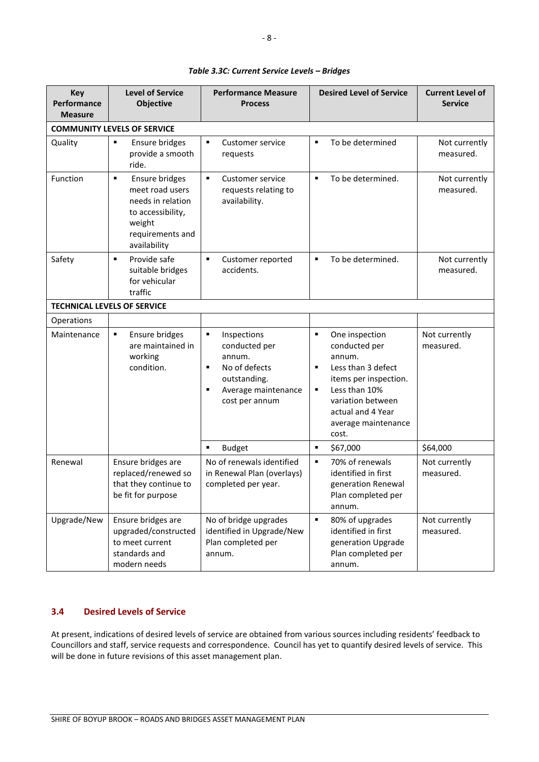*Table 3.3C: Current Service Levels – Bridges*

| Key Performance Measure | Level of Service Objective | Performance Measure Process | Desired Level of Service | Current Level of Service |
|---|---|---|---|---|
| **COMMUNITY LEVELS OF SERVICE** | | | | |
| Quality | ▪ Ensure bridges provide a smooth ride. | ▪ Customer service requests | ▪ To be determined | Not currently measured. |
| Function | ▪ Ensure bridges meet road users needs in relation to accessibility, weight requirements and availability | ▪ Customer service requests relating to availability. | ▪ To be determined. | Not currently measured. |
| Safety | ▪ Provide safe suitable bridges for vehicular traffic | ▪ Customer reported accidents. | ▪ To be determined. | Not currently measured. |
| **TECHNICAL LEVELS OF SERVICE** | | | | |
| Operations | | | | |
| Maintenance | ▪ Ensure bridges are maintained in working condition. | ▪ Inspections conducted per annum.<br>▪ No of defects outstanding.<br>▪ Average maintenance cost per annum | ▪ One inspection conducted per annum.<br>▪ Less than 3 defect items per inspection.<br>▪ Less than 10% variation between actual and 4 Year average maintenance cost. | Not currently measured. |
| | | ▪ Budget | ▪ $67,000 | $64,000 |
| Renewal | Ensure bridges are replaced/renewed so that they continue to be fit for purpose | No of renewals identified in Renewal Plan (overlays) completed per year. | ▪ 70% of renewals identified in first generation Renewal Plan completed per annum. | Not currently measured. |
| Upgrade/New | Ensure bridges are upgraded/constructed to meet current standards and modern needs | No of bridge upgrades identified in Upgrade/New Plan completed per annum. | ▪ 80% of upgrades identified in first generation Upgrade Plan completed per annum. | Not currently measured. |

## 3.4 Desired Levels of Service

At present, indications of desired levels of service are obtained from various sources including residents' feedback to Councillors and staff, service requests and correspondence. Council has yet to quantify desired levels of service. This will be done in future revisions of this asset management plan.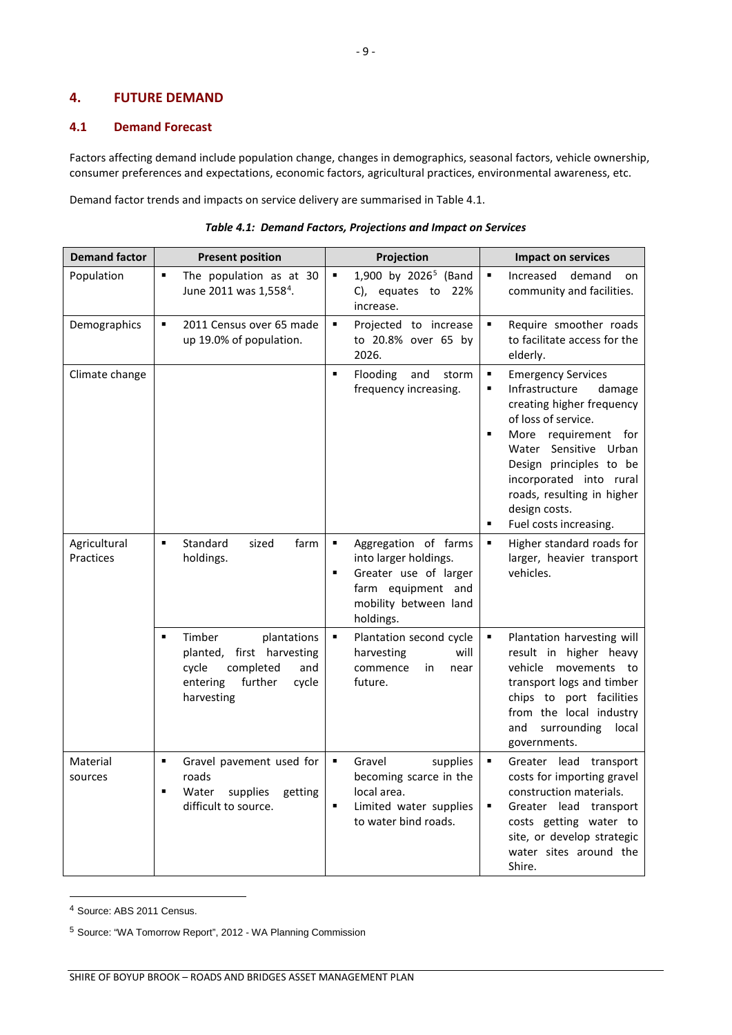# 4. FUTURE DEMAND

## 4.1 Demand Forecast

Factors affecting demand include population change, changes in demographics, seasonal factors, vehicle ownership, consumer preferences and expectations, economic factors, agricultural practices, environmental awareness, etc.

Demand factor trends and impacts on service delivery are summarised in Table 4.1.

***Table 4.1: Demand Factors, Projections and Impact on Services***

| Demand factor | Present position | Projection | Impact on services |
|---|---|---|---|
| Population | ▪ The population as at 30 June 2011 was 1,558[4]. | ▪ 1,900 by 2026[5] (Band C), equates to 22% increase. | ▪ Increased demand on community and facilities. |
| Demographics | ▪ 2011 Census over 65 made up 19.0% of population. | ▪ Projected to increase to 20.8% over 65 by 2026. | ▪ Require smoother roads to facilitate access for the elderly. |
| Climate change | | ▪ Flooding and storm frequency increasing. | ▪ Emergency Services<br>▪ Infrastructure damage creating higher frequency of loss of service.<br>▪ More requirement for Water Sensitive Urban Design principles to be incorporated into rural roads, resulting in higher design costs.<br>▪ Fuel costs increasing. |
| Agricultural Practices | ▪ Standard sized farm holdings. | ▪ Aggregation of farms into larger holdings.<br>▪ Greater use of larger farm equipment and mobility between land holdings. | ▪ Higher standard roads for larger, heavier transport vehicles. |
| | ▪ Timber plantations planted, first harvesting cycle completed and entering further cycle harvesting | ▪ Plantation second cycle harvesting will commence in near future. | ▪ Plantation harvesting will result in higher heavy vehicle movements to transport logs and timber chips to port facilities from the local industry and surrounding local governments. |
| Material sources | ▪ Gravel pavement used for roads<br>▪ Water supplies getting difficult to source. | ▪ Gravel supplies becoming scarce in the local area.<br>▪ Limited water supplies to water bind roads. | ▪ Greater lead transport costs for importing gravel construction materials.<br>▪ Greater lead transport costs getting water to site, or develop strategic water sites around the Shire. |

[4] Source: ABS 2011 Census.

[5] Source: "WA Tomorrow Report", 2012 - WA Planning Commission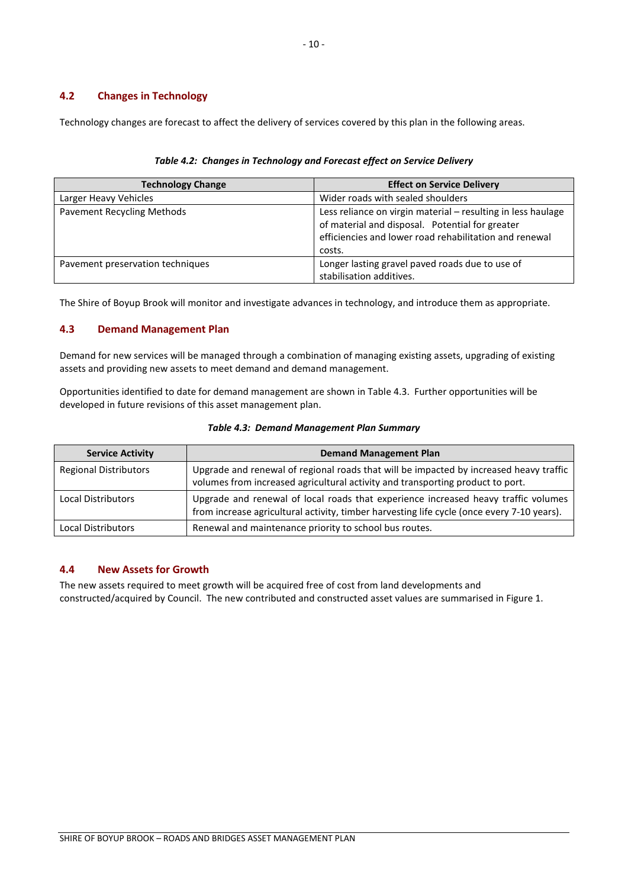## 4.2 Changes in Technology

Technology changes are forecast to affect the delivery of services covered by this plan in the following areas.

***Table 4.2: Changes in Technology and Forecast effect on Service Delivery***

| Technology Change | Effect on Service Delivery |
|---|---|
| Larger Heavy Vehicles | Wider roads with sealed shoulders |
| Pavement Recycling Methods | Less reliance on virgin material – resulting in less haulage of material and disposal. Potential for greater efficiencies and lower road rehabilitation and renewal costs. |
| Pavement preservation techniques | Longer lasting gravel paved roads due to use of stabilisation additives. |

The Shire of Boyup Brook will monitor and investigate advances in technology, and introduce them as appropriate.

## 4.3 Demand Management Plan

Demand for new services will be managed through a combination of managing existing assets, upgrading of existing assets and providing new assets to meet demand and demand management.

Opportunities identified to date for demand management are shown in Table 4.3. Further opportunities will be developed in future revisions of this asset management plan.

***Table 4.3: Demand Management Plan Summary***

| Service Activity | Demand Management Plan |
|---|---|
| Regional Distributors | Upgrade and renewal of regional roads that will be impacted by increased heavy traffic volumes from increased agricultural activity and transporting product to port. |
| Local Distributors | Upgrade and renewal of local roads that experience increased heavy traffic volumes from increase agricultural activity, timber harvesting life cycle (once every 7-10 years). |
| Local Distributors | Renewal and maintenance priority to school bus routes. |

## 4.4 New Assets for Growth

The new assets required to meet growth will be acquired free of cost from land developments and constructed/acquired by Council. The new contributed and constructed asset values are summarised in Figure 1.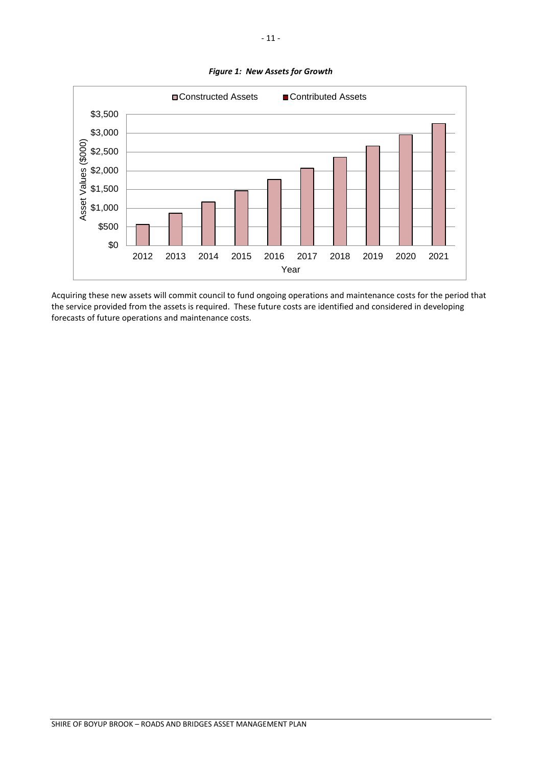***Figure 1: New Assets for Growth***

Acquiring these new assets will commit council to fund ongoing operations and maintenance costs for the period that the service provided from the assets is required. These future costs are identified and considered in developing forecasts of future operations and maintenance costs.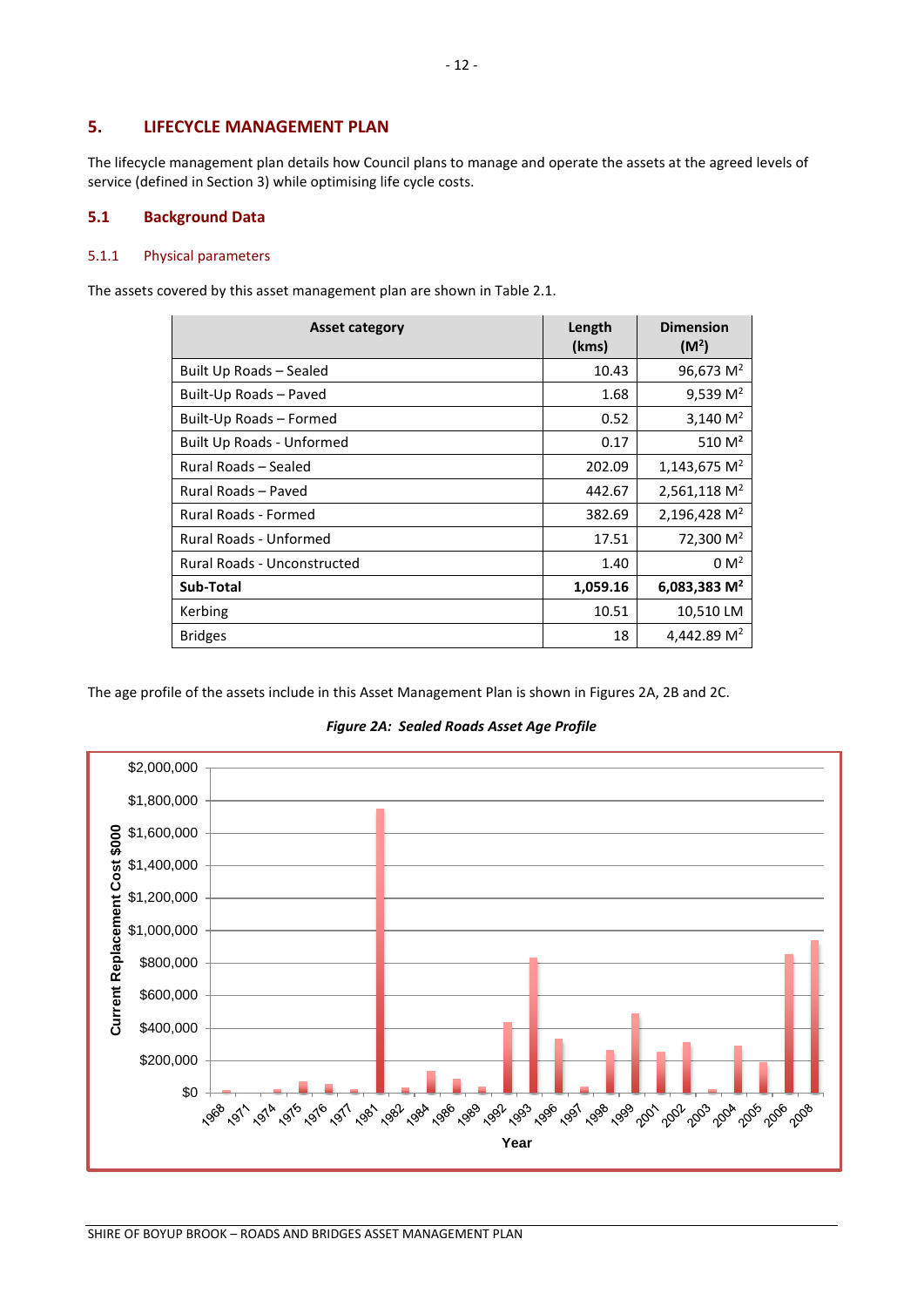# 5. LIFECYCLE MANAGEMENT PLAN

The lifecycle management plan details how Council plans to manage and operate the assets at the agreed levels of service (defined in Section 3) while optimising life cycle costs.

## 5.1 Background Data

### 5.1.1 Physical parameters

The assets covered by this asset management plan are shown in Table 2.1.

| Asset category | Length (kms) | Dimension ($M^2$) |
|---|---|---|
| Built Up Roads – Sealed | 10.43 | 96,673 $M^2$ |
| Built-Up Roads – Paved | 1.68 | 9,539 $M^2$ |
| Built-Up Roads – Formed | 0.52 | 3,140 $M^2$ |
| Built Up Roads - Unformed | 0.17 | 510 $M^2$ |
| Rural Roads – Sealed | 202.09 | 1,143,675 $M^2$ |
| Rural Roads – Paved | 442.67 | 2,561,118 $M^2$ |
| Rural Roads - Formed | 382.69 | 2,196,428 $M^2$ |
| Rural Roads - Unformed | 17.51 | 72,300 $M^2$ |
| Rural Roads - Unconstructed | 1.40 | 0 $M^2$ |
| **Sub-Total** | **1,059.16** | **6,083,383 $M^2$** |
| Kerbing | 10.51 | 10,510 LM |
| Bridges | 18 | 4,442.89 $M^2$ |

The age profile of the assets include in this Asset Management Plan is shown in Figures 2A, 2B and 2C.

***Figure 2A: Sealed Roads Asset Age Profile***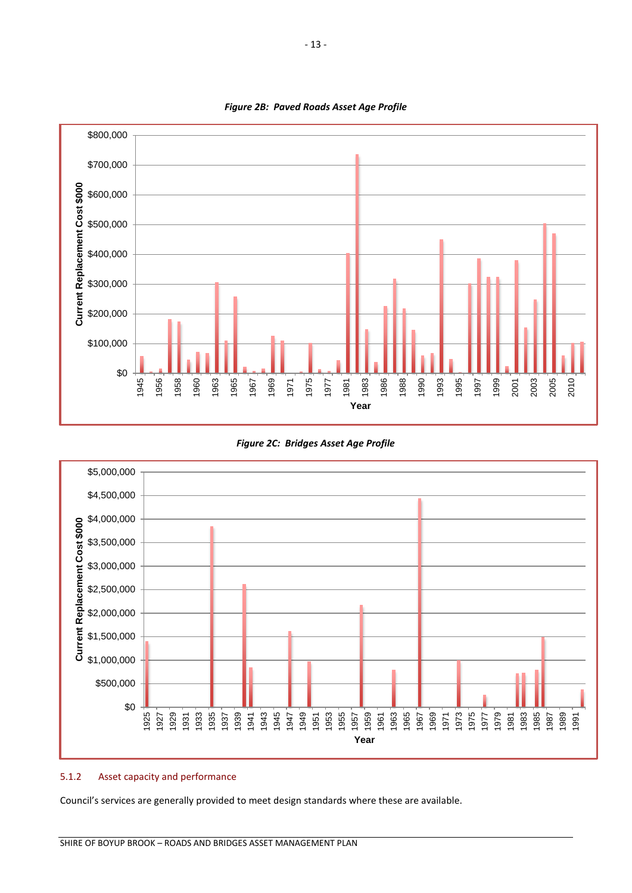*Figure 2B: Paved Roads Asset Age Profile*

*Figure 2C: Bridges Asset Age Profile*

### 5.1.2 Asset capacity and performance

Council's services are generally provided to meet design standards where these are available.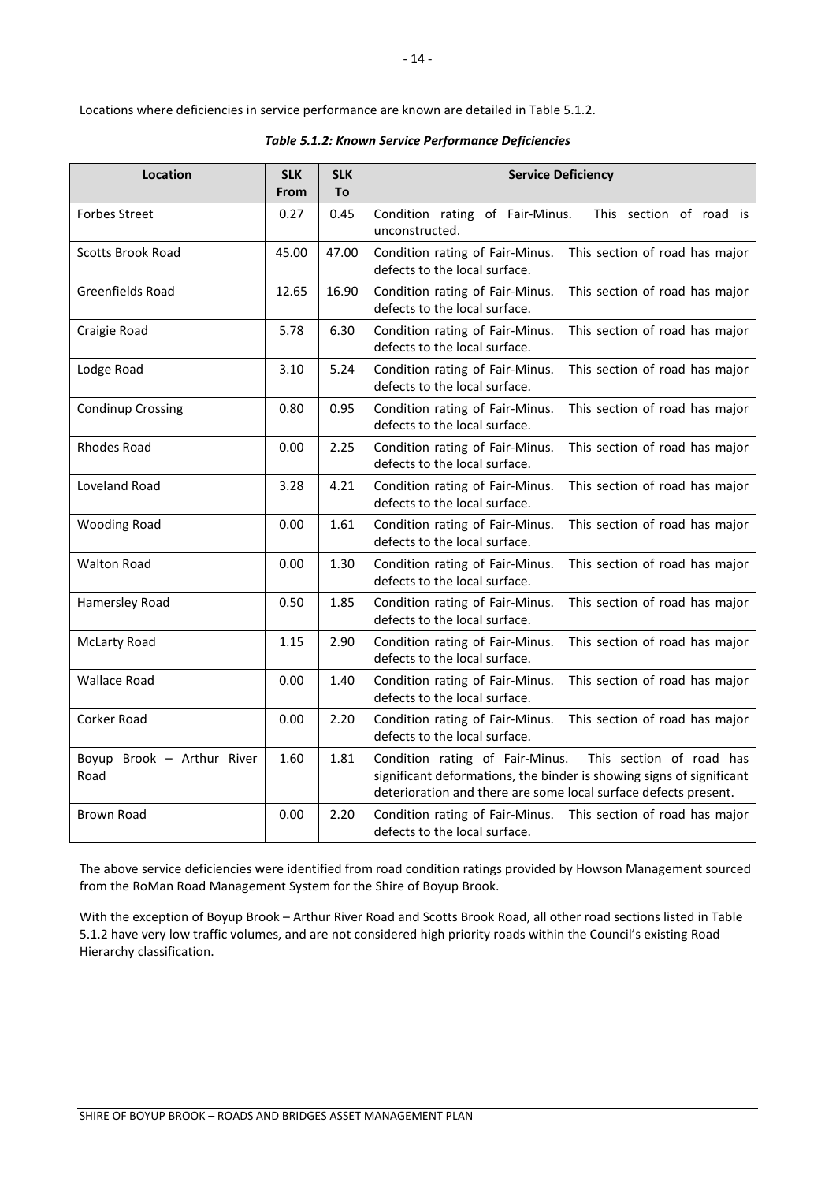Locations where deficiencies in service performance are known are detailed in Table 5.1.2.

***Table 5.1.2: Known Service Performance Deficiencies***

| Location | SLK From | SLK To | Service Deficiency |
|---|---|---|---|
| Forbes Street | 0.27 | 0.45 | Condition rating of Fair-Minus. This section of road is unconstructed. |
| Scotts Brook Road | 45.00 | 47.00 | Condition rating of Fair-Minus. This section of road has major defects to the local surface. |
| Greenfields Road | 12.65 | 16.90 | Condition rating of Fair-Minus. This section of road has major defects to the local surface. |
| Craigie Road | 5.78 | 6.30 | Condition rating of Fair-Minus. This section of road has major defects to the local surface. |
| Lodge Road | 3.10 | 5.24 | Condition rating of Fair-Minus. This section of road has major defects to the local surface. |
| Condinup Crossing | 0.80 | 0.95 | Condition rating of Fair-Minus. This section of road has major defects to the local surface. |
| Rhodes Road | 0.00 | 2.25 | Condition rating of Fair-Minus. This section of road has major defects to the local surface. |
| Loveland Road | 3.28 | 4.21 | Condition rating of Fair-Minus. This section of road has major defects to the local surface. |
| Wooding Road | 0.00 | 1.61 | Condition rating of Fair-Minus. This section of road has major defects to the local surface. |
| Walton Road | 0.00 | 1.30 | Condition rating of Fair-Minus. This section of road has major defects to the local surface. |
| Hamersley Road | 0.50 | 1.85 | Condition rating of Fair-Minus. This section of road has major defects to the local surface. |
| McLarty Road | 1.15 | 2.90 | Condition rating of Fair-Minus. This section of road has major defects to the local surface. |
| Wallace Road | 0.00 | 1.40 | Condition rating of Fair-Minus. This section of road has major defects to the local surface. |
| Corker Road | 0.00 | 2.20 | Condition rating of Fair-Minus. This section of road has major defects to the local surface. |
| Boyup Brook – Arthur River Road | 1.60 | 1.81 | Condition rating of Fair-Minus. This section of road has significant deformations, the binder is showing signs of significant deterioration and there are some local surface defects present. |
| Brown Road | 0.00 | 2.20 | Condition rating of Fair-Minus. This section of road has major defects to the local surface. |

The above service deficiencies were identified from road condition ratings provided by Howson Management sourced from the RoMan Road Management System for the Shire of Boyup Brook.

With the exception of Boyup Brook – Arthur River Road and Scotts Brook Road, all other road sections listed in Table 5.1.2 have very low traffic volumes, and are not considered high priority roads within the Council's existing Road Hierarchy classification.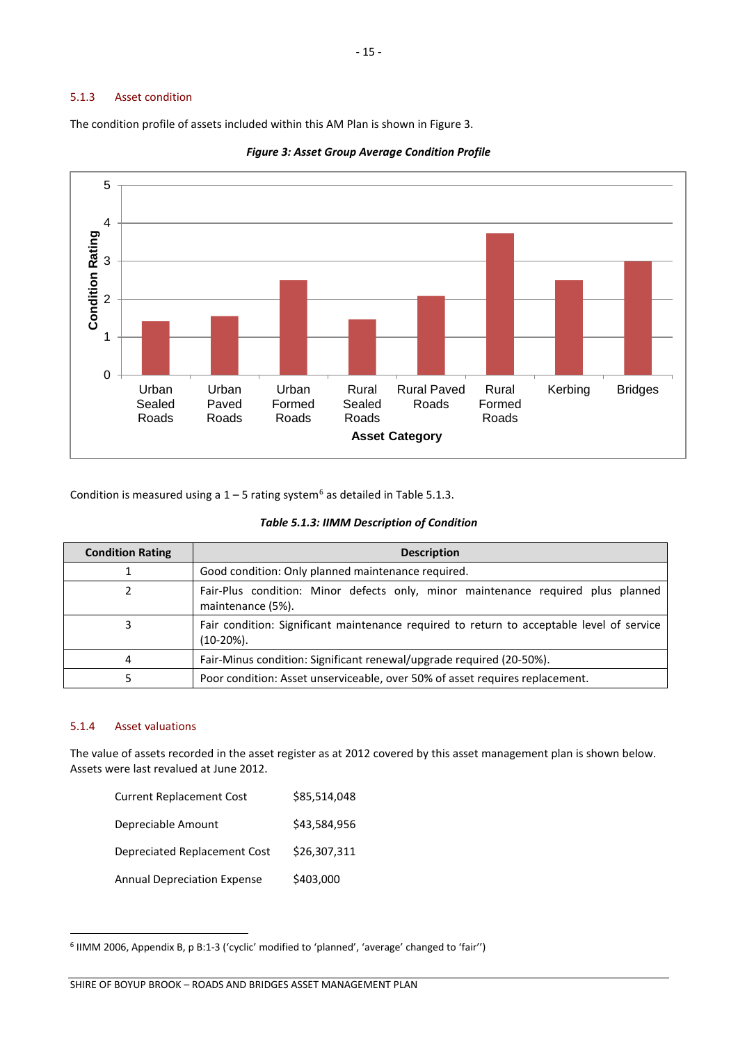### 5.1.3 Asset condition

The condition profile of assets included within this AM Plan is shown in Figure 3.

***Figure 3: Asset Group Average Condition Profile***

Condition is measured using a 1 – 5 rating system[6] as detailed in Table 5.1.3.

***Table 5.1.3: IIMM Description of Condition***

| Condition Rating | Description |
|---|---|
| 1 | Good condition: Only planned maintenance required. |
| 2 | Fair-Plus condition: Minor defects only, minor maintenance required plus planned maintenance (5%). |
| 3 | Fair condition: Significant maintenance required to return to acceptable level of service (10-20%). |
| 4 | Fair-Minus condition: Significant renewal/upgrade required (20-50%). |
| 5 | Poor condition: Asset unserviceable, over 50% of asset requires replacement. |

### 5.1.4 Asset valuations

The value of assets recorded in the asset register as at 2012 covered by this asset management plan is shown below. Assets were last revalued at June 2012.

| | |
|---|---|
| Current Replacement Cost | $85,514,048 |
| Depreciable Amount | $43,584,956 |
| Depreciated Replacement Cost | $26,307,311 |
| Annual Depreciation Expense | $403,000 |

[6] IIMM 2006, Appendix B, p B:1-3 ('cyclic' modified to 'planned', 'average' changed to 'fair'')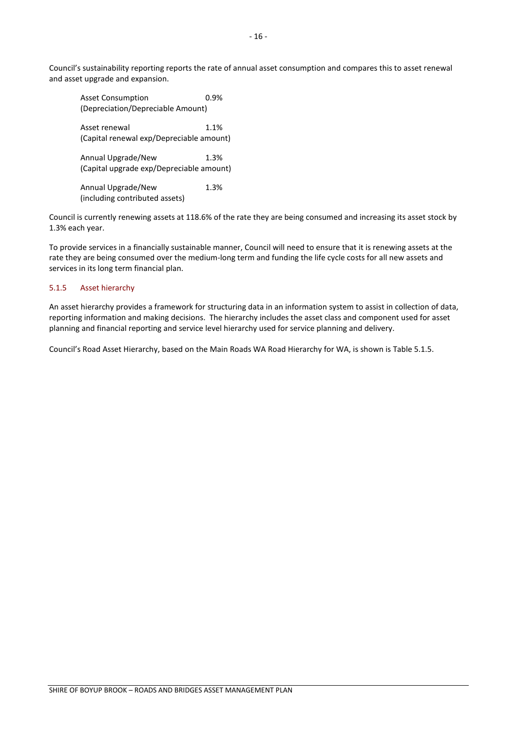Council's sustainability reporting reports the rate of annual asset consumption and compares this to asset renewal and asset upgrade and expansion.

| | |
|---|---|
| Asset Consumption (Depreciation/Depreciable Amount) | 0.9% |
| Asset renewal (Capital renewal exp/Depreciable amount) | 1.1% |
| Annual Upgrade/New (Capital upgrade exp/Depreciable amount) | 1.3% |
| Annual Upgrade/New (including contributed assets) | 1.3% |

Council is currently renewing assets at 118.6% of the rate they are being consumed and increasing its asset stock by 1.3% each year.

To provide services in a financially sustainable manner, Council will need to ensure that it is renewing assets at the rate they are being consumed over the medium-long term and funding the life cycle costs for all new assets and services in its long term financial plan.

### 5.1.5 Asset hierarchy

An asset hierarchy provides a framework for structuring data in an information system to assist in collection of data, reporting information and making decisions. The hierarchy includes the asset class and component used for asset planning and financial reporting and service level hierarchy used for service planning and delivery.

Council's Road Asset Hierarchy, based on the Main Roads WA Road Hierarchy for WA, is shown is Table 5.1.5.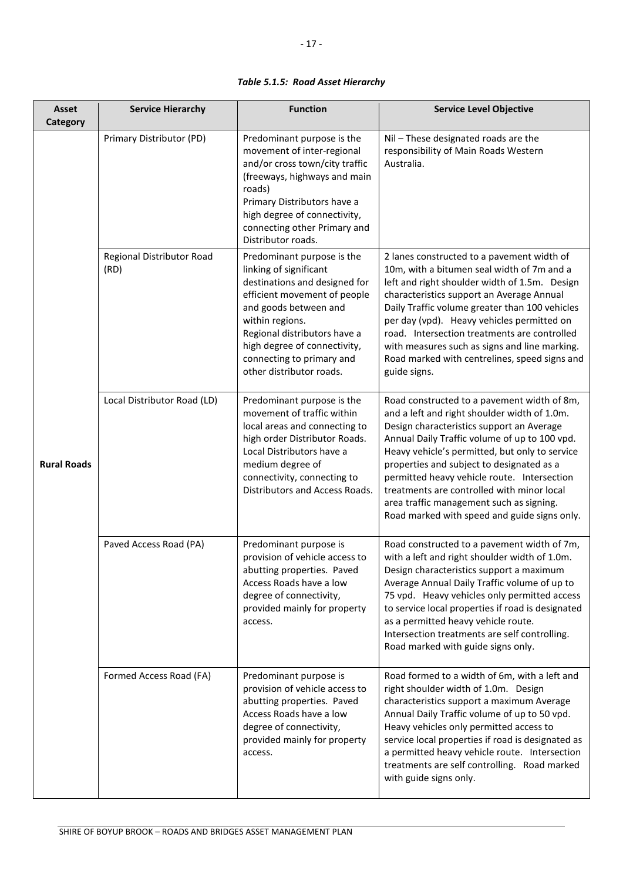***Table 5.1.5: Road Asset Hierarchy***

| Asset Category | Service Hierarchy | Function | Service Level Objective |
|---|---|---|---|
| **Rural Roads** | Primary Distributor (PD) | Predominant purpose is the movement of inter-regional and/or cross town/city traffic (freeways, highways and main roads) Primary Distributors have a high degree of connectivity, connecting other Primary and Distributor roads. | Nil – These designated roads are the responsibility of Main Roads Western Australia. |
| | Regional Distributor Road (RD) | Predominant purpose is the linking of significant destinations and designed for efficient movement of people and goods between and within regions. Regional distributors have a high degree of connectivity, connecting to primary and other distributor roads. | 2 lanes constructed to a pavement width of 10m, with a bitumen seal width of 7m and a left and right shoulder width of 1.5m. Design characteristics support an Average Annual Daily Traffic volume greater than 100 vehicles per day (vpd). Heavy vehicles permitted on road. Intersection treatments are controlled with measures such as signs and line marking. Road marked with centrelines, speed signs and guide signs. |
| | Local Distributor Road (LD) | Predominant purpose is the movement of traffic within local areas and connecting to high order Distributor Roads. Local Distributors have a medium degree of connectivity, connecting to Distributors and Access Roads. | Road constructed to a pavement width of 8m, and a left and right shoulder width of 1.0m. Design characteristics support an Average Annual Daily Traffic volume of up to 100 vpd. Heavy vehicle's permitted, but only to service properties and subject to designated as a permitted heavy vehicle route. Intersection treatments are controlled with minor local area traffic management such as signing. Road marked with speed and guide signs only. |
| | Paved Access Road (PA) | Predominant purpose is provision of vehicle access to abutting properties. Paved Access Roads have a low degree of connectivity, provided mainly for property access. | Road constructed to a pavement width of 7m, with a left and right shoulder width of 1.0m. Design characteristics support a maximum Average Annual Daily Traffic volume of up to 75 vpd. Heavy vehicles only permitted access to service local properties if road is designated as a permitted heavy vehicle route. Intersection treatments are self controlling. Road marked with guide signs only. |
| | Formed Access Road (FA) | Predominant purpose is provision of vehicle access to abutting properties. Paved Access Roads have a low degree of connectivity, provided mainly for property access. | Road formed to a width of 6m, with a left and right shoulder width of 1.0m. Design characteristics support a maximum Average Annual Daily Traffic volume of up to 50 vpd. Heavy vehicles only permitted access to service local properties if road is designated as a permitted heavy vehicle route. Intersection treatments are self controlling. Road marked with guide signs only. |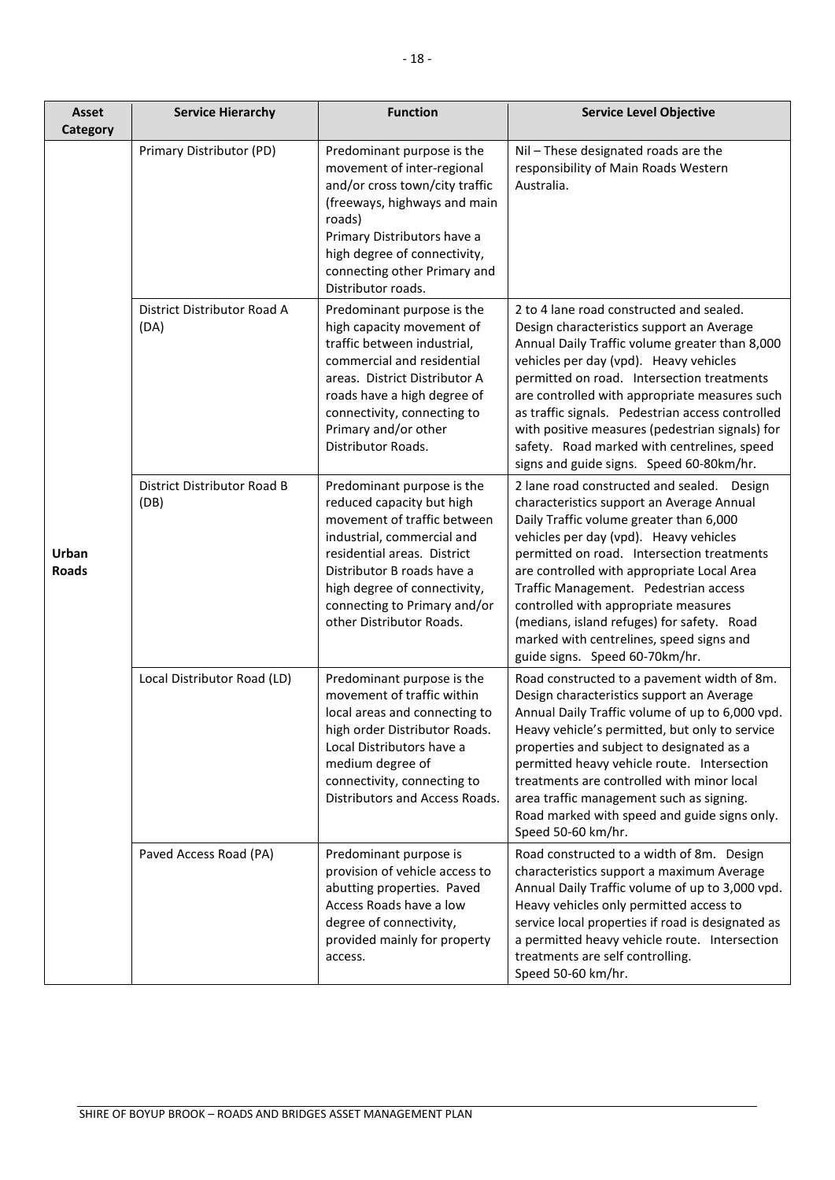| Asset Category | Service Hierarchy | Function | Service Level Objective |
|---|---|---|---|
| Urban Roads | Primary Distributor (PD) | Predominant purpose is the movement of inter-regional and/or cross town/city traffic (freeways, highways and main roads)<br>Primary Distributors have a high degree of connectivity, connecting other Primary and Distributor roads. | Nil – These designated roads are the responsibility of Main Roads Western Australia. |
| | District Distributor Road A (DA) | Predominant purpose is the high capacity movement of traffic between industrial, commercial and residential areas. District Distributor A roads have a high degree of connectivity, connecting to Primary and/or other Distributor Roads. | 2 to 4 lane road constructed and sealed. Design characteristics support an Average Annual Daily Traffic volume greater than 8,000 vehicles per day (vpd). Heavy vehicles permitted on road. Intersection treatments are controlled with appropriate measures such as traffic signals. Pedestrian access controlled with positive measures (pedestrian signals) for safety. Road marked with centrelines, speed signs and guide signs. Speed 60-80km/hr. |
| | District Distributor Road B (DB) | Predominant purpose is the reduced capacity but high movement of traffic between industrial, commercial and residential areas. District Distributor B roads have a high degree of connectivity, connecting to Primary and/or other Distributor Roads. | 2 lane road constructed and sealed. Design characteristics support an Average Annual Daily Traffic volume greater than 6,000 vehicles per day (vpd). Heavy vehicles permitted on road. Intersection treatments are controlled with appropriate Local Area Traffic Management. Pedestrian access controlled with appropriate measures (medians, island refuges) for safety. Road marked with centrelines, speed signs and guide signs. Speed 60-70km/hr. |
| | Local Distributor Road (LD) | Predominant purpose is the movement of traffic within local areas and connecting to high order Distributor Roads. Local Distributors have a medium degree of connectivity, connecting to Distributors and Access Roads. | Road constructed to a pavement width of 8m. Design characteristics support an Average Annual Daily Traffic volume of up to 6,000 vpd. Heavy vehicle's permitted, but only to service properties and subject to designated as a permitted heavy vehicle route. Intersection treatments are controlled with minor local area traffic management such as signing. Road marked with speed and guide signs only. Speed 50-60 km/hr. |
| | Paved Access Road (PA) | Predominant purpose is provision of vehicle access to abutting properties. Paved Access Roads have a low degree of connectivity, provided mainly for property access. | Road constructed to a width of 8m. Design characteristics support a maximum Average Annual Daily Traffic volume of up to 3,000 vpd. Heavy vehicles only permitted access to service local properties if road is designated as a permitted heavy vehicle route. Intersection treatments are self controlling.<br>Speed 50-60 km/hr. |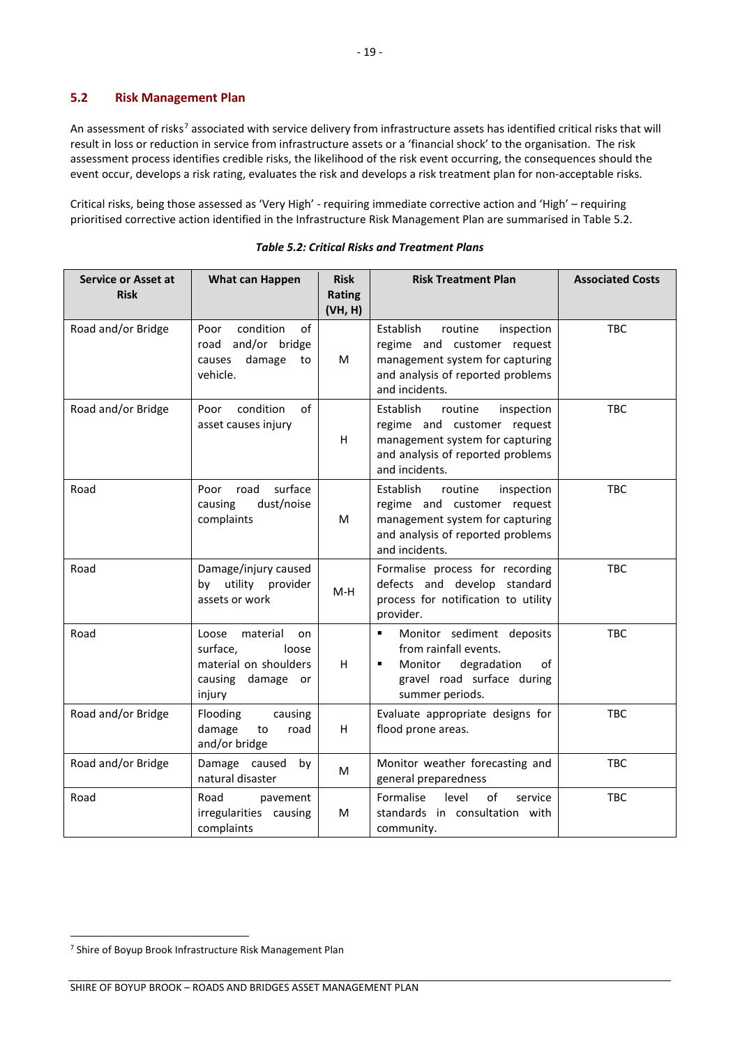## 5.2 Risk Management Plan

An assessment of risks[7] associated with service delivery from infrastructure assets has identified critical risks that will result in loss or reduction in service from infrastructure assets or a 'financial shock' to the organisation. The risk assessment process identifies credible risks, the likelihood of the risk event occurring, the consequences should the event occur, develops a risk rating, evaluates the risk and develops a risk treatment plan for non-acceptable risks.

Critical risks, being those assessed as 'Very High' - requiring immediate corrective action and 'High' – requiring prioritised corrective action identified in the Infrastructure Risk Management Plan are summarised in Table 5.2.

***Table 5.2: Critical Risks and Treatment Plans***

| Service or Asset at Risk | What can Happen | Risk Rating (VH, H) | Risk Treatment Plan | Associated Costs |
|---|---|---|---|---|
| Road and/or Bridge | Poor condition of road and/or bridge causes damage to vehicle. | M | Establish routine inspection regime and customer request management system for capturing and analysis of reported problems and incidents. | TBC |
| Road and/or Bridge | Poor condition of asset causes injury | H | Establish routine inspection regime and customer request management system for capturing and analysis of reported problems and incidents. | TBC |
| Road | Poor road surface causing dust/noise complaints | M | Establish routine inspection regime and customer request management system for capturing and analysis of reported problems and incidents. | TBC |
| Road | Damage/injury caused by utility provider assets or work | M-H | Formalise process for recording defects and develop standard process for notification to utility provider. | TBC |
| Road | Loose material on surface, loose material on shoulders causing damage or injury | H | ▪ Monitor sediment deposits from rainfall events.<br>▪ Monitor degradation of gravel road surface during summer periods. | TBC |
| Road and/or Bridge | Flooding causing damage to road and/or bridge | H | Evaluate appropriate designs for flood prone areas. | TBC |
| Road and/or Bridge | Damage caused by natural disaster | M | Monitor weather forecasting and general preparedness | TBC |
| Road | Road pavement irregularities causing complaints | M | Formalise level of service standards in consultation with community. | TBC |

[7] Shire of Boyup Brook Infrastructure Risk Management Plan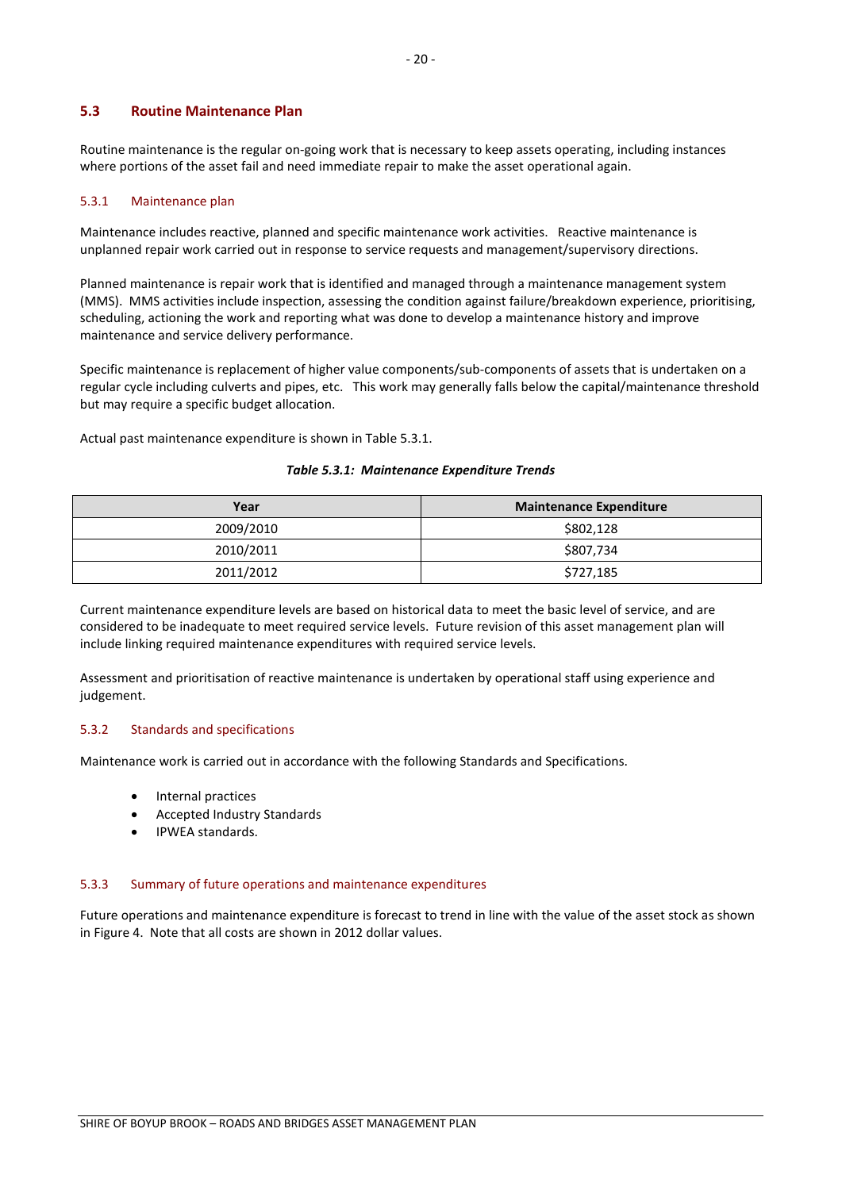## 5.3 Routine Maintenance Plan

Routine maintenance is the regular on-going work that is necessary to keep assets operating, including instances where portions of the asset fail and need immediate repair to make the asset operational again.

### 5.3.1 Maintenance plan

Maintenance includes reactive, planned and specific maintenance work activities. Reactive maintenance is unplanned repair work carried out in response to service requests and management/supervisory directions.

Planned maintenance is repair work that is identified and managed through a maintenance management system (MMS). MMS activities include inspection, assessing the condition against failure/breakdown experience, prioritising, scheduling, actioning the work and reporting what was done to develop a maintenance history and improve maintenance and service delivery performance.

Specific maintenance is replacement of higher value components/sub-components of assets that is undertaken on a regular cycle including culverts and pipes, etc. This work may generally falls below the capital/maintenance threshold but may require a specific budget allocation.

Actual past maintenance expenditure is shown in Table 5.3.1.

***Table 5.3.1: Maintenance Expenditure Trends***

| Year | Maintenance Expenditure |
|---|---|
| 2009/2010 | $802,128 |
| 2010/2011 | $807,734 |
| 2011/2012 | $727,185 |

Current maintenance expenditure levels are based on historical data to meet the basic level of service, and are considered to be inadequate to meet required service levels. Future revision of this asset management plan will include linking required maintenance expenditures with required service levels.

Assessment and prioritisation of reactive maintenance is undertaken by operational staff using experience and judgement.

### 5.3.2 Standards and specifications

Maintenance work is carried out in accordance with the following Standards and Specifications.

- Internal practices
- Accepted Industry Standards
- IPWEA standards.

### 5.3.3 Summary of future operations and maintenance expenditures

Future operations and maintenance expenditure is forecast to trend in line with the value of the asset stock as shown in Figure 4. Note that all costs are shown in 2012 dollar values.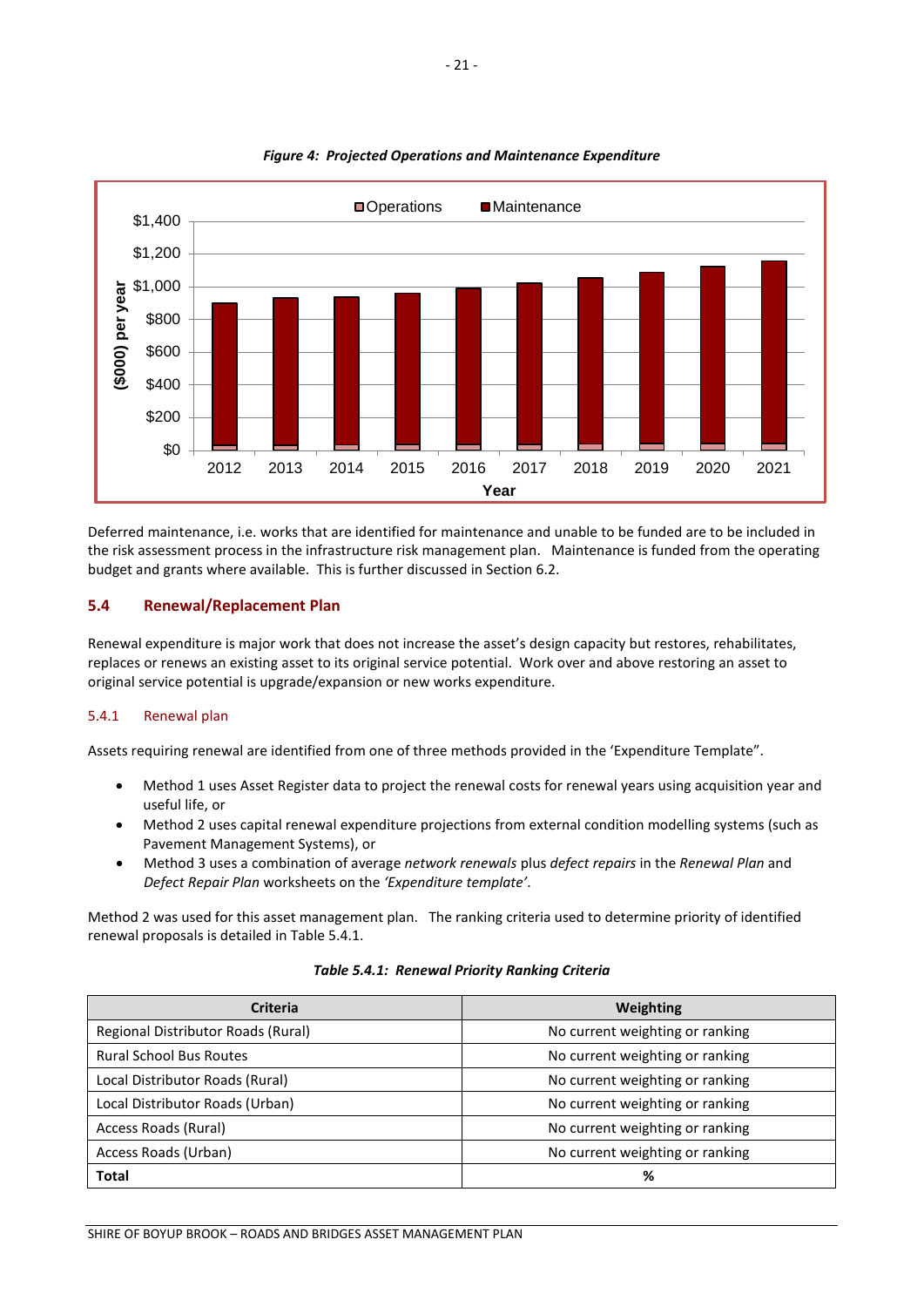*Figure 4: Projected Operations and Maintenance Expenditure*

Deferred maintenance, i.e. works that are identified for maintenance and unable to be funded are to be included in the risk assessment process in the infrastructure risk management plan. Maintenance is funded from the operating budget and grants where available. This is further discussed in Section 6.2.

## 5.4 Renewal/Replacement Plan

Renewal expenditure is major work that does not increase the asset's design capacity but restores, rehabilitates, replaces or renews an existing asset to its original service potential. Work over and above restoring an asset to original service potential is upgrade/expansion or new works expenditure.

### 5.4.1 Renewal plan

Assets requiring renewal are identified from one of three methods provided in the 'Expenditure Template".

- Method 1 uses Asset Register data to project the renewal costs for renewal years using acquisition year and useful life, or
- Method 2 uses capital renewal expenditure projections from external condition modelling systems (such as Pavement Management Systems), or
- Method 3 uses a combination of average *network renewals* plus *defect repairs* in the *Renewal Plan* and *Defect Repair Plan* worksheets on the *'Expenditure template'*.

Method 2 was used for this asset management plan. The ranking criteria used to determine priority of identified renewal proposals is detailed in Table 5.4.1.

*Table 5.4.1: Renewal Priority Ranking Criteria*

| Criteria | Weighting |
|---|---|
| Regional Distributor Roads (Rural) | No current weighting or ranking |
| Rural School Bus Routes | No current weighting or ranking |
| Local Distributor Roads (Rural) | No current weighting or ranking |
| Local Distributor Roads (Urban) | No current weighting or ranking |
| Access Roads (Rural) | No current weighting or ranking |
| Access Roads (Urban) | No current weighting or ranking |
| **Total** | **%** |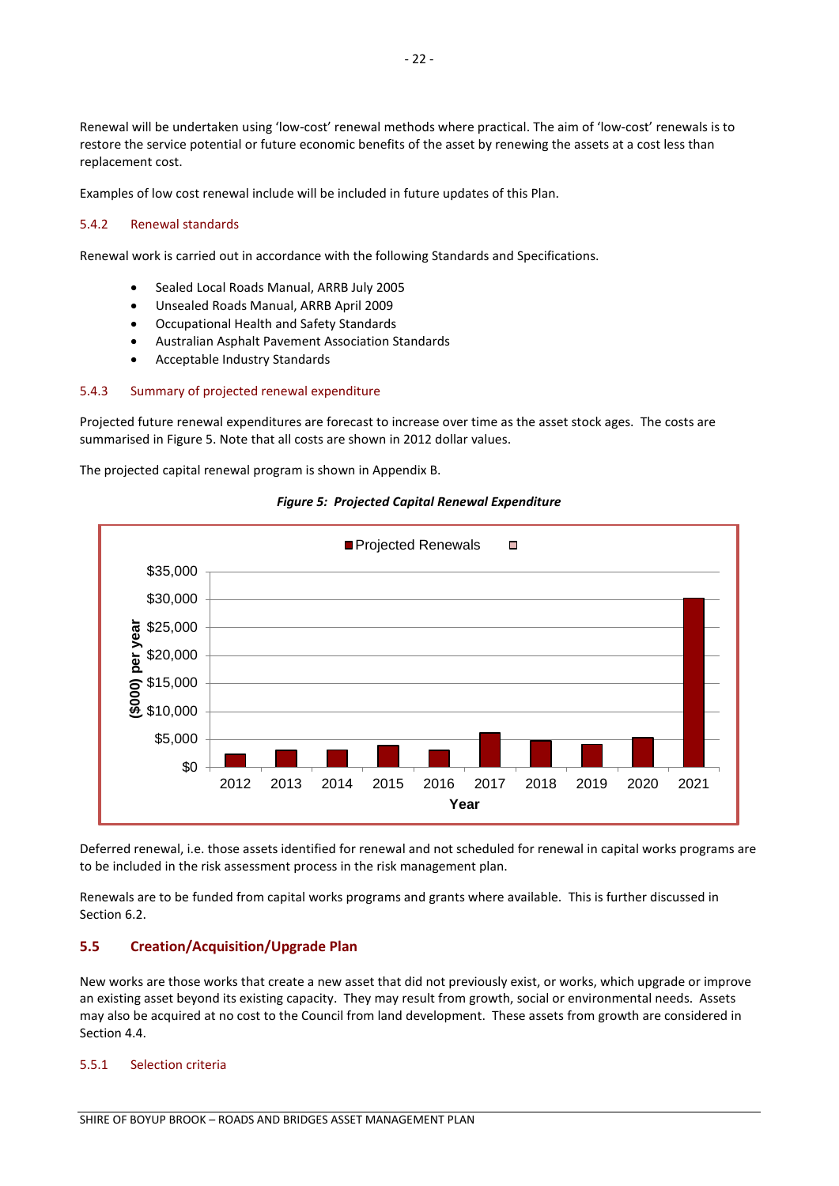Renewal will be undertaken using 'low-cost' renewal methods where practical. The aim of 'low-cost' renewals is to restore the service potential or future economic benefits of the asset by renewing the assets at a cost less than replacement cost.

Examples of low cost renewal include will be included in future updates of this Plan.

### 5.4.2 Renewal standards

Renewal work is carried out in accordance with the following Standards and Specifications.

- Sealed Local Roads Manual, ARRB July 2005
- Unsealed Roads Manual, ARRB April 2009
- Occupational Health and Safety Standards
- Australian Asphalt Pavement Association Standards
- Acceptable Industry Standards

### 5.4.3 Summary of projected renewal expenditure

Projected future renewal expenditures are forecast to increase over time as the asset stock ages. The costs are summarised in Figure 5. Note that all costs are shown in 2012 dollar values.

The projected capital renewal program is shown in Appendix B.

***Figure 5: Projected Capital Renewal Expenditure***

Deferred renewal, i.e. those assets identified for renewal and not scheduled for renewal in capital works programs are to be included in the risk assessment process in the risk management plan.

Renewals are to be funded from capital works programs and grants where available. This is further discussed in Section 6.2.

## 5.5 Creation/Acquisition/Upgrade Plan

New works are those works that create a new asset that did not previously exist, or works, which upgrade or improve an existing asset beyond its existing capacity. They may result from growth, social or environmental needs. Assets may also be acquired at no cost to the Council from land development. These assets from growth are considered in Section 4.4.

### 5.5.1 Selection criteria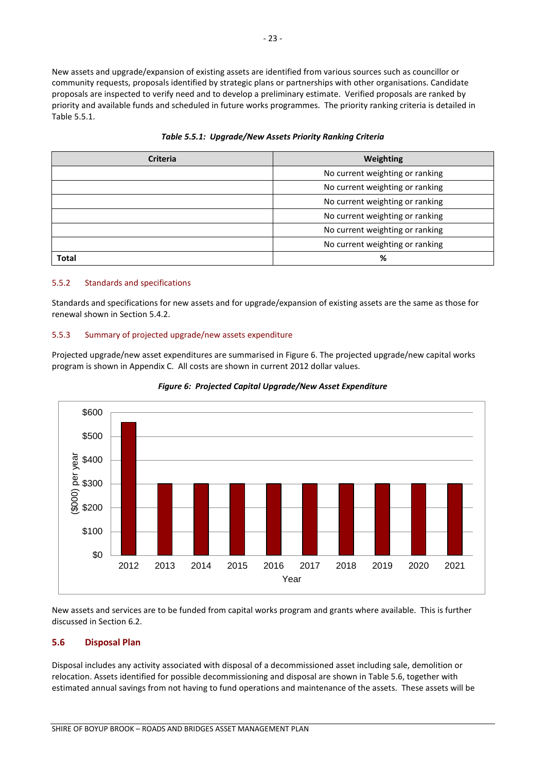New assets and upgrade/expansion of existing assets are identified from various sources such as councillor or community requests, proposals identified by strategic plans or partnerships with other organisations. Candidate proposals are inspected to verify need and to develop a preliminary estimate. Verified proposals are ranked by priority and available funds and scheduled in future works programmes. The priority ranking criteria is detailed in Table 5.5.1.

***Table 5.5.1: Upgrade/New Assets Priority Ranking Criteria***

| Criteria | Weighting |
|---|---|
| | No current weighting or ranking |
| | No current weighting or ranking |
| | No current weighting or ranking |
| | No current weighting or ranking |
| | No current weighting or ranking |
| | No current weighting or ranking |
| **Total** | **%** |

### 5.5.2 Standards and specifications

Standards and specifications for new assets and for upgrade/expansion of existing assets are the same as those for renewal shown in Section 5.4.2.

### 5.5.3 Summary of projected upgrade/new assets expenditure

Projected upgrade/new asset expenditures are summarised in Figure 6. The projected upgrade/new capital works program is shown in Appendix C. All costs are shown in current 2012 dollar values.

***Figure 6: Projected Capital Upgrade/New Asset Expenditure***

New assets and services are to be funded from capital works program and grants where available. This is further discussed in Section 6.2.

## 5.6 Disposal Plan

Disposal includes any activity associated with disposal of a decommissioned asset including sale, demolition or relocation. Assets identified for possible decommissioning and disposal are shown in Table 5.6, together with estimated annual savings from not having to fund operations and maintenance of the assets. These assets will be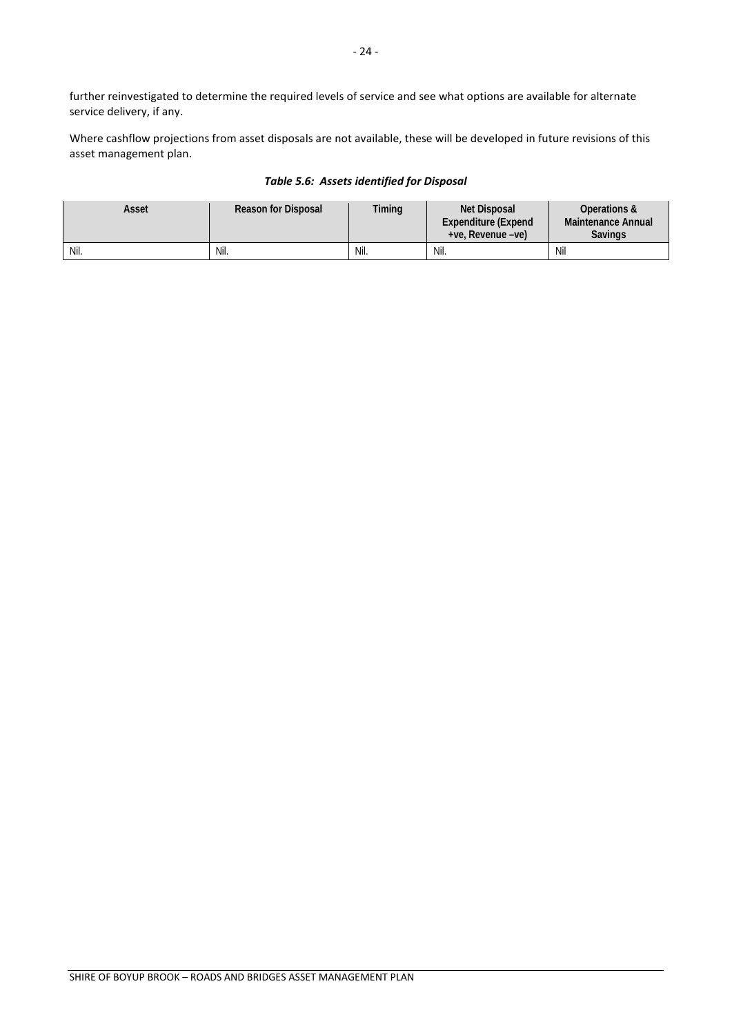further reinvestigated to determine the required levels of service and see what options are available for alternate service delivery, if any.

Where cashflow projections from asset disposals are not available, these will be developed in future revisions of this asset management plan.

***Table 5.6: Assets identified for Disposal***

| Asset | Reason for Disposal | Timing | Net Disposal Expenditure (Expend +ve, Revenue –ve) | Operations & Maintenance Annual Savings |
|---|---|---|---|---|
| Nil. | Nil. | Nil. | Nil. | Nil |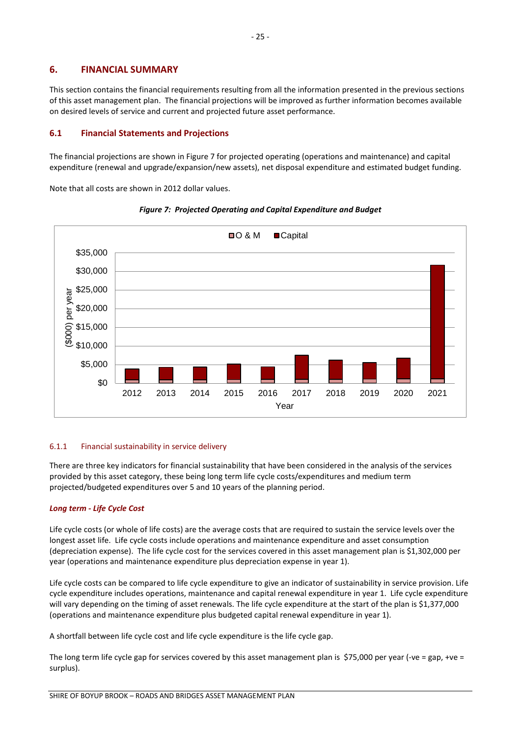## 6. FINANCIAL SUMMARY

This section contains the financial requirements resulting from all the information presented in the previous sections of this asset management plan. The financial projections will be improved as further information becomes available on desired levels of service and current and projected future asset performance.

### 6.1 Financial Statements and Projections

The financial projections are shown in Figure 7 for projected operating (operations and maintenance) and capital expenditure (renewal and upgrade/expansion/new assets), net disposal expenditure and estimated budget funding.

Note that all costs are shown in 2012 dollar values.

***Figure 7: Projected Operating and Capital Expenditure and Budget***

#### 6.1.1 Financial sustainability in service delivery

There are three key indicators for financial sustainability that have been considered in the analysis of the services provided by this asset category, these being long term life cycle costs/expenditures and medium term projected/budgeted expenditures over 5 and 10 years of the planning period.

***Long term - Life Cycle Cost***

Life cycle costs (or whole of life costs) are the average costs that are required to sustain the service levels over the longest asset life. Life cycle costs include operations and maintenance expenditure and asset consumption (depreciation expense). The life cycle cost for the services covered in this asset management plan is $1,302,000 per year (operations and maintenance expenditure plus depreciation expense in year 1).

Life cycle costs can be compared to life cycle expenditure to give an indicator of sustainability in service provision. Life cycle expenditure includes operations, maintenance and capital renewal expenditure in year 1. Life cycle expenditure will vary depending on the timing of asset renewals. The life cycle expenditure at the start of the plan is $1,377,000 (operations and maintenance expenditure plus budgeted capital renewal expenditure in year 1).

A shortfall between life cycle cost and life cycle expenditure is the life cycle gap.

The long term life cycle gap for services covered by this asset management plan is $75,000 per year (-ve = gap, +ve = surplus).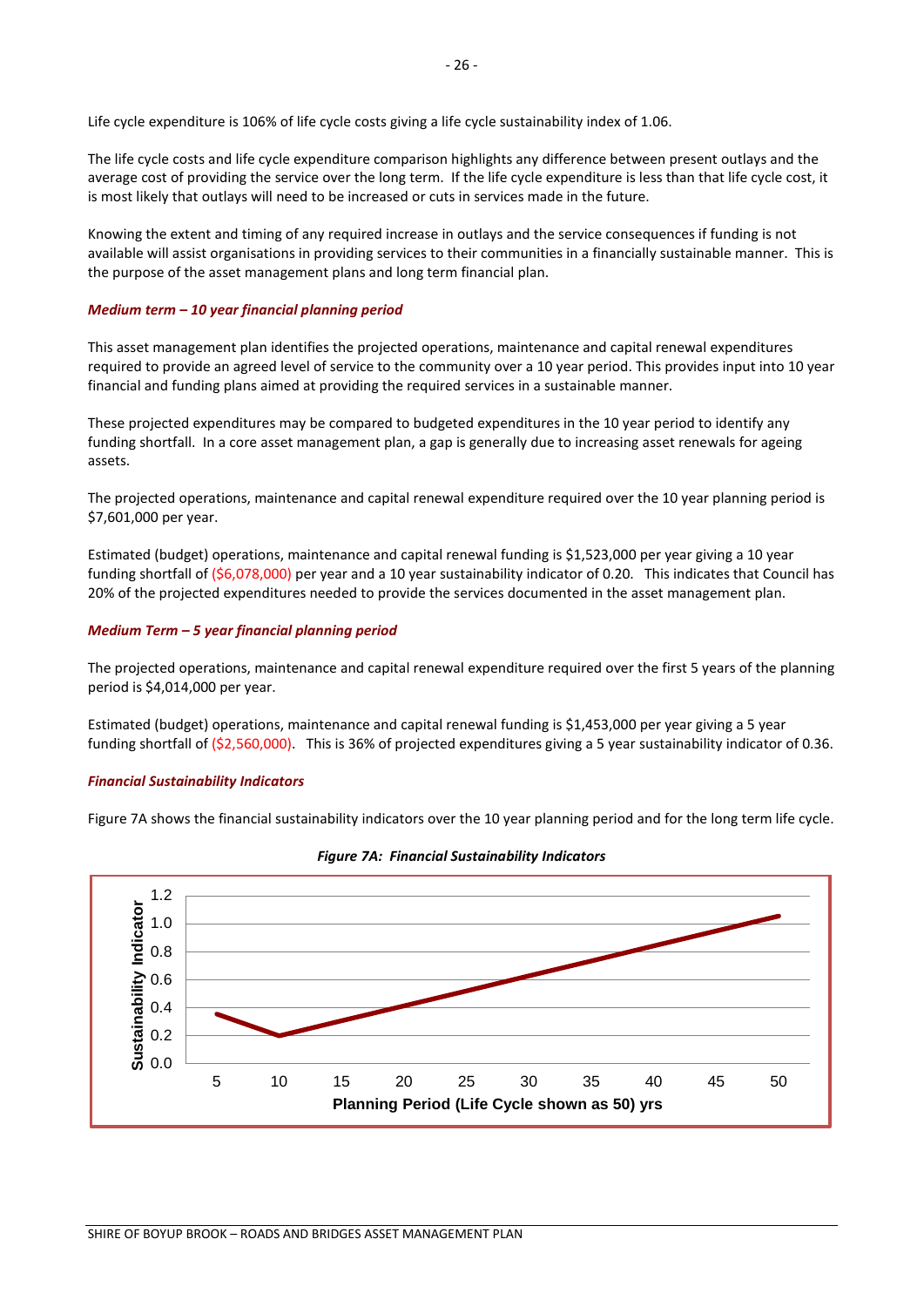Life cycle expenditure is 106% of life cycle costs giving a life cycle sustainability index of 1.06.

The life cycle costs and life cycle expenditure comparison highlights any difference between present outlays and the average cost of providing the service over the long term. If the life cycle expenditure is less than that life cycle cost, it is most likely that outlays will need to be increased or cuts in services made in the future.

Knowing the extent and timing of any required increase in outlays and the service consequences if funding is not available will assist organisations in providing services to their communities in a financially sustainable manner. This is the purpose of the asset management plans and long term financial plan.

***Medium term – 10 year financial planning period***

This asset management plan identifies the projected operations, maintenance and capital renewal expenditures required to provide an agreed level of service to the community over a 10 year period. This provides input into 10 year financial and funding plans aimed at providing the required services in a sustainable manner.

These projected expenditures may be compared to budgeted expenditures in the 10 year period to identify any funding shortfall. In a core asset management plan, a gap is generally due to increasing asset renewals for ageing assets.

The projected operations, maintenance and capital renewal expenditure required over the 10 year planning period is $7,601,000 per year.

Estimated (budget) operations, maintenance and capital renewal funding is $1,523,000 per year giving a 10 year funding shortfall of ($6,078,000) per year and a 10 year sustainability indicator of 0.20. This indicates that Council has 20% of the projected expenditures needed to provide the services documented in the asset management plan.

***Medium Term – 5 year financial planning period***

The projected operations, maintenance and capital renewal expenditure required over the first 5 years of the planning period is $4,014,000 per year.

Estimated (budget) operations, maintenance and capital renewal funding is $1,453,000 per year giving a 5 year funding shortfall of ($2,560,000). This is 36% of projected expenditures giving a 5 year sustainability indicator of 0.36.

***Financial Sustainability Indicators***

Figure 7A shows the financial sustainability indicators over the 10 year planning period and for the long term life cycle.

***Figure 7A: Financial Sustainability Indicators***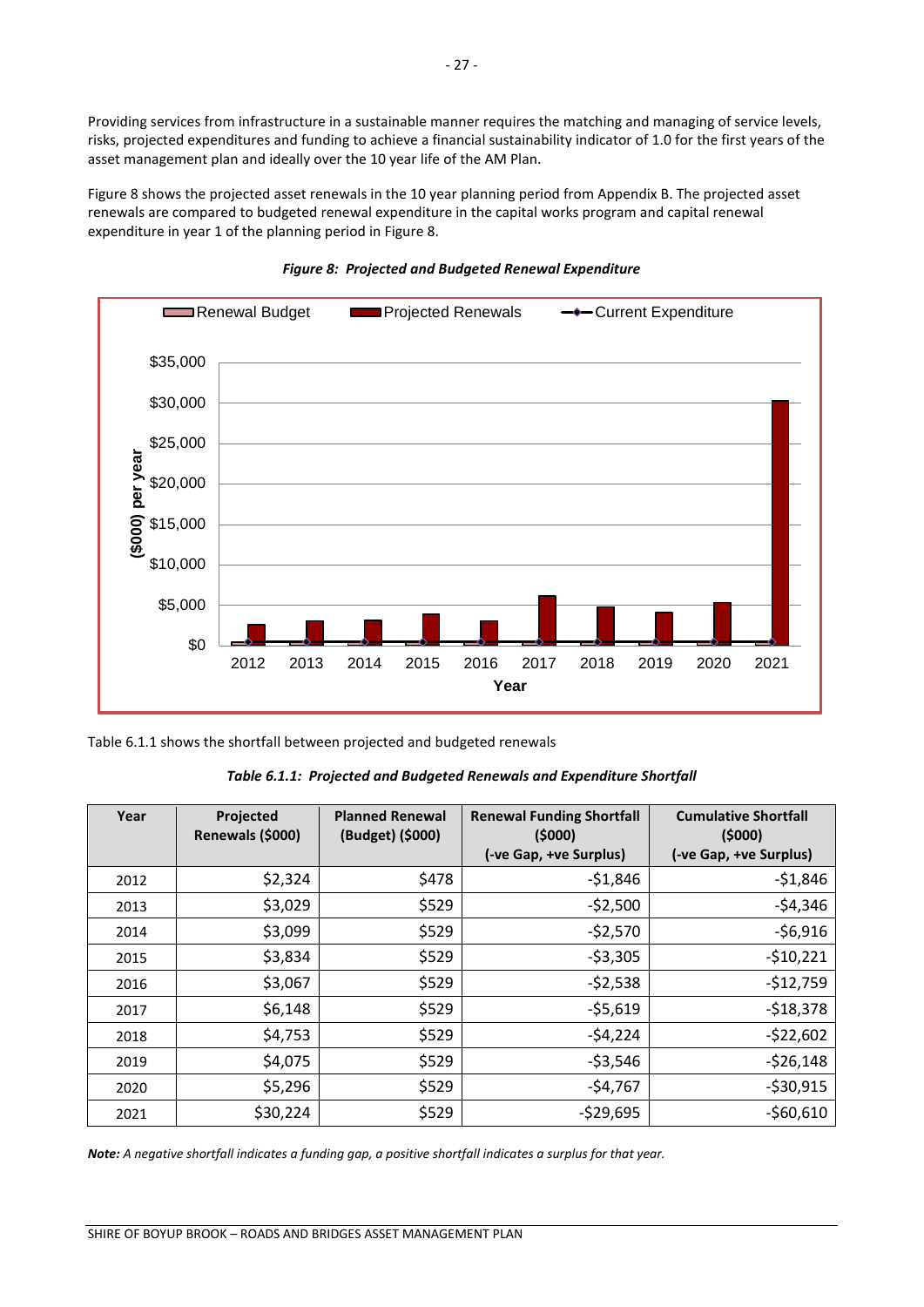Providing services from infrastructure in a sustainable manner requires the matching and managing of service levels, risks, projected expenditures and funding to achieve a financial sustainability indicator of 1.0 for the first years of the asset management plan and ideally over the 10 year life of the AM Plan.

Figure 8 shows the projected asset renewals in the 10 year planning period from Appendix B. The projected asset renewals are compared to budgeted renewal expenditure in the capital works program and capital renewal expenditure in year 1 of the planning period in Figure 8.

***Figure 8: Projected and Budgeted Renewal Expenditure***

Table 6.1.1 shows the shortfall between projected and budgeted renewals

***Table 6.1.1: Projected and Budgeted Renewals and Expenditure Shortfall***

| Year | Projected Renewals ($000) | Planned Renewal (Budget) ($000) | Renewal Funding Shortfall ($000) (-ve Gap, +ve Surplus) | Cumulative Shortfall ($000) (-ve Gap, +ve Surplus) |
|---|---|---|---|---|
| 2012 | $2,324 | $478 | -$1,846 | -$1,846 |
| 2013 | $3,029 | $529 | -$2,500 | -$4,346 |
| 2014 | $3,099 | $529 | -$2,570 | -$6,916 |
| 2015 | $3,834 | $529 | -$3,305 | -$10,221 |
| 2016 | $3,067 | $529 | -$2,538 | -$12,759 |
| 2017 | $6,148 | $529 | -$5,619 | -$18,378 |
| 2018 | $4,753 | $529 | -$4,224 | -$22,602 |
| 2019 | $4,075 | $529 | -$3,546 | -$26,148 |
| 2020 | $5,296 | $529 | -$4,767 | -$30,915 |
| 2021 | $30,224 | $529 | -$29,695 | -$60,610 |

***Note:*** *A negative shortfall indicates a funding gap, a positive shortfall indicates a surplus for that year.*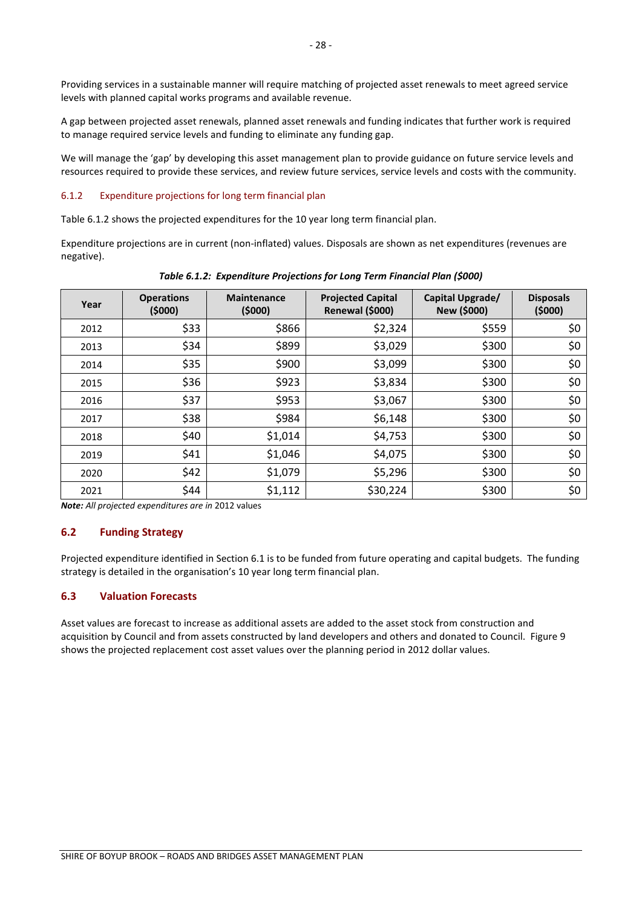Providing services in a sustainable manner will require matching of projected asset renewals to meet agreed service levels with planned capital works programs and available revenue.

A gap between projected asset renewals, planned asset renewals and funding indicates that further work is required to manage required service levels and funding to eliminate any funding gap.

We will manage the 'gap' by developing this asset management plan to provide guidance on future service levels and resources required to provide these services, and review future services, service levels and costs with the community.

### 6.1.2 Expenditure projections for long term financial plan

Table 6.1.2 shows the projected expenditures for the 10 year long term financial plan.

Expenditure projections are in current (non-inflated) values. Disposals are shown as net expenditures (revenues are negative).

***Table 6.1.2: Expenditure Projections for Long Term Financial Plan ($000)***

| Year | Operations ($000) | Maintenance ($000) | Projected Capital Renewal ($000) | Capital Upgrade/ New ($000) | Disposals ($000) |
|---|---|---|---|---|---|
| 2012 | $33 | $866 | $2,324 | $559 | $0 |
| 2013 | $34 | $899 | $3,029 | $300 | $0 |
| 2014 | $35 | $900 | $3,099 | $300 | $0 |
| 2015 | $36 | $923 | $3,834 | $300 | $0 |
| 2016 | $37 | $953 | $3,067 | $300 | $0 |
| 2017 | $38 | $984 | $6,148 | $300 | $0 |
| 2018 | $40 | $1,014 | $4,753 | $300 | $0 |
| 2019 | $41 | $1,046 | $4,075 | $300 | $0 |
| 2020 | $42 | $1,079 | $5,296 | $300 | $0 |
| 2021 | $44 | $1,112 | $30,224 | $300 | $0 |

***Note:*** *All projected expenditures are in* 2012 values

## 6.2 Funding Strategy

Projected expenditure identified in Section 6.1 is to be funded from future operating and capital budgets. The funding strategy is detailed in the organisation's 10 year long term financial plan.

## 6.3 Valuation Forecasts

Asset values are forecast to increase as additional assets are added to the asset stock from construction and acquisition by Council and from assets constructed by land developers and others and donated to Council. Figure 9 shows the projected replacement cost asset values over the planning period in 2012 dollar values.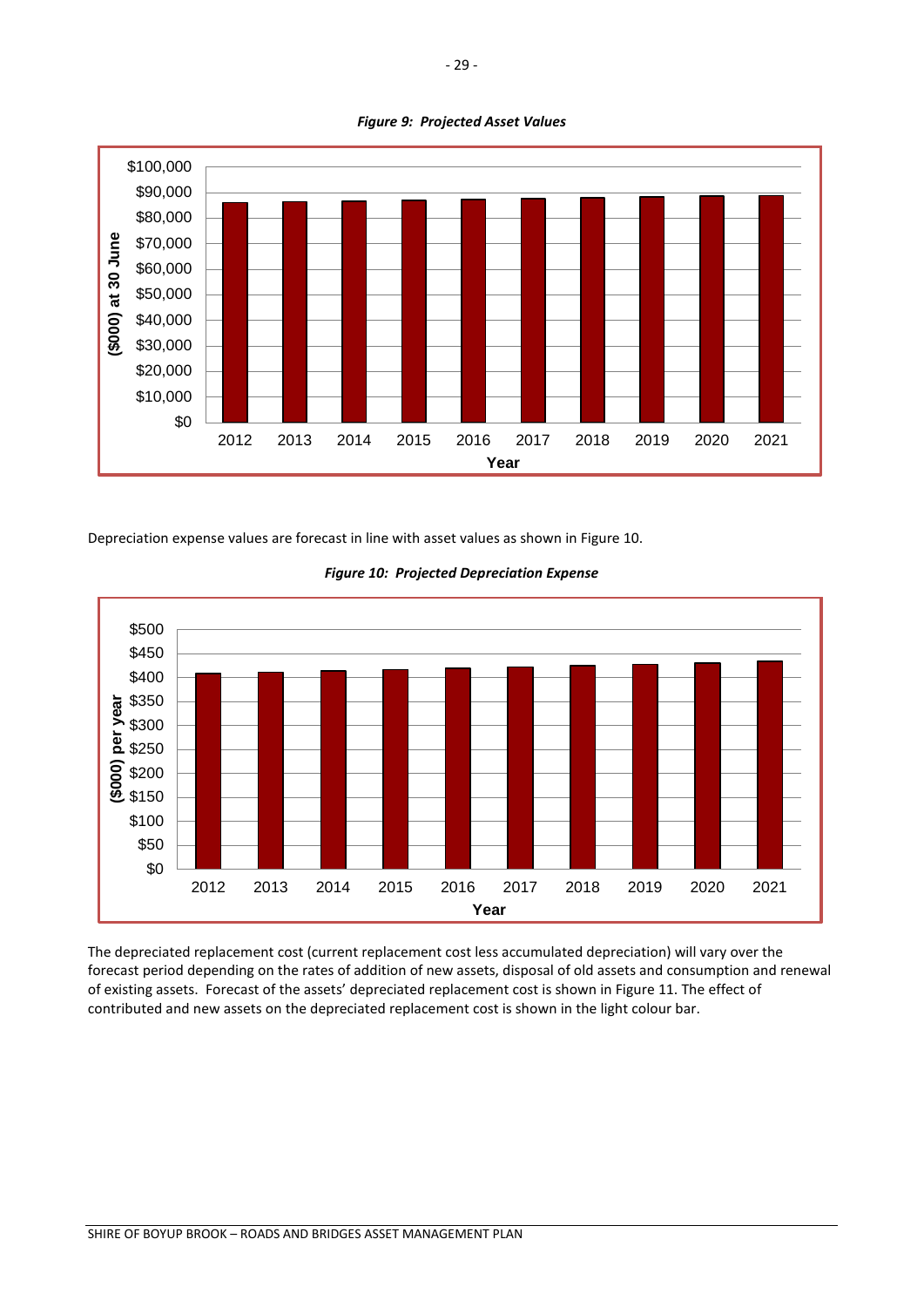*Figure 9: Projected Asset Values*

Depreciation expense values are forecast in line with asset values as shown in Figure 10.

*Figure 10: Projected Depreciation Expense*

The depreciated replacement cost (current replacement cost less accumulated depreciation) will vary over the forecast period depending on the rates of addition of new assets, disposal of old assets and consumption and renewal of existing assets. Forecast of the assets' depreciated replacement cost is shown in Figure 11. The effect of contributed and new assets on the depreciated replacement cost is shown in the light colour bar.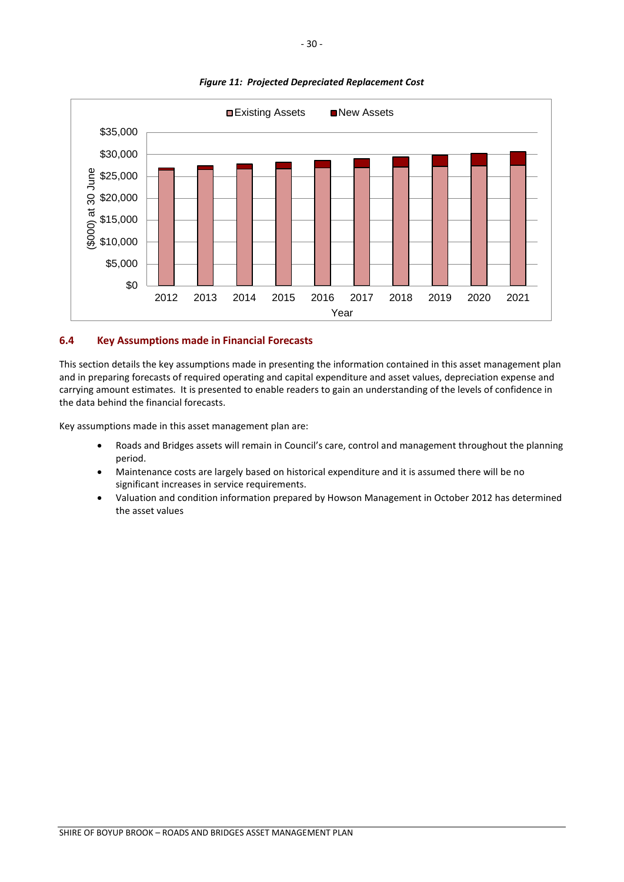*Figure 11: Projected Depreciated Replacement Cost*

### 6.4 Key Assumptions made in Financial Forecasts

This section details the key assumptions made in presenting the information contained in this asset management plan and in preparing forecasts of required operating and capital expenditure and asset values, depreciation expense and carrying amount estimates. It is presented to enable readers to gain an understanding of the levels of confidence in the data behind the financial forecasts.

Key assumptions made in this asset management plan are:

- Roads and Bridges assets will remain in Council's care, control and management throughout the planning period.
- Maintenance costs are largely based on historical expenditure and it is assumed there will be no significant increases in service requirements.
- Valuation and condition information prepared by Howson Management in October 2012 has determined the asset values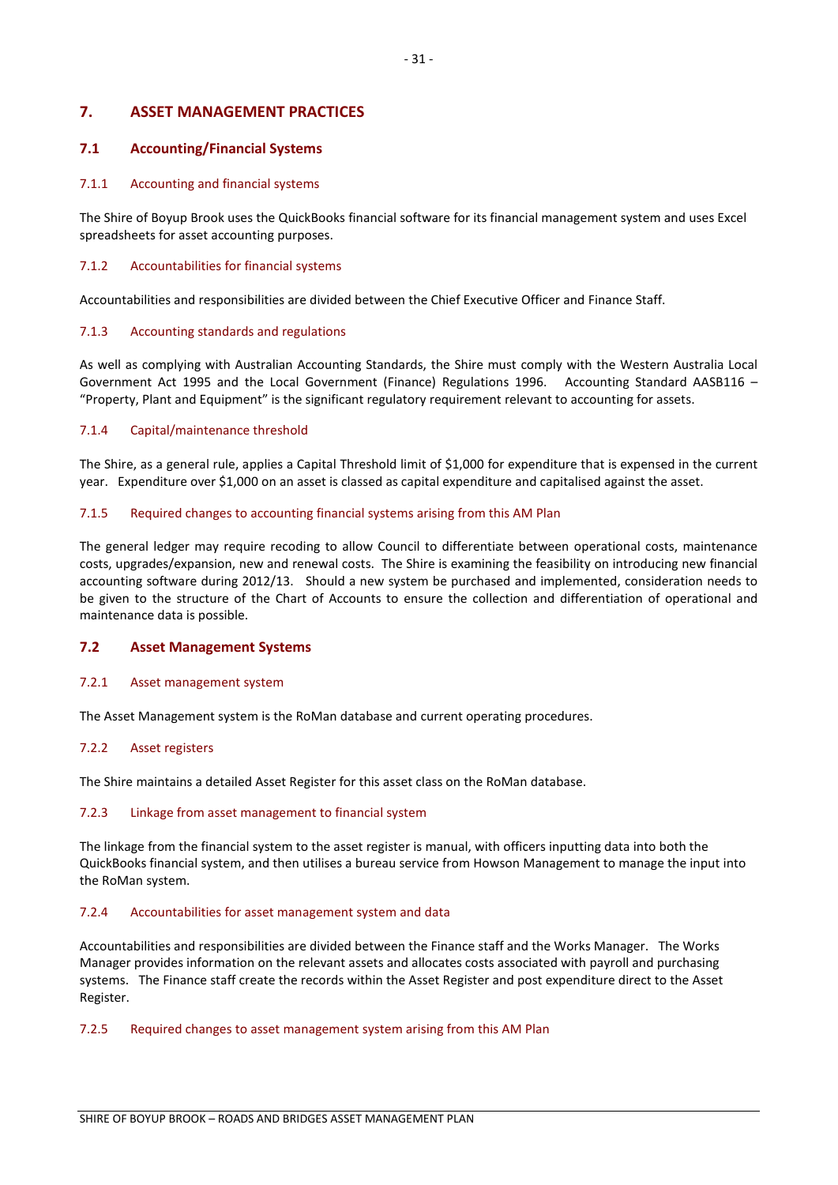# 7. ASSET MANAGEMENT PRACTICES

## 7.1 Accounting/Financial Systems

### 7.1.1 Accounting and financial systems

The Shire of Boyup Brook uses the QuickBooks financial software for its financial management system and uses Excel spreadsheets for asset accounting purposes.

### 7.1.2 Accountabilities for financial systems

Accountabilities and responsibilities are divided between the Chief Executive Officer and Finance Staff.

### 7.1.3 Accounting standards and regulations

As well as complying with Australian Accounting Standards, the Shire must comply with the Western Australia Local Government Act 1995 and the Local Government (Finance) Regulations 1996. Accounting Standard AASB116 – "Property, Plant and Equipment" is the significant regulatory requirement relevant to accounting for assets.

### 7.1.4 Capital/maintenance threshold

The Shire, as a general rule, applies a Capital Threshold limit of $1,000 for expenditure that is expensed in the current year. Expenditure over $1,000 on an asset is classed as capital expenditure and capitalised against the asset.

### 7.1.5 Required changes to accounting financial systems arising from this AM Plan

The general ledger may require recoding to allow Council to differentiate between operational costs, maintenance costs, upgrades/expansion, new and renewal costs. The Shire is examining the feasibility on introducing new financial accounting software during 2012/13. Should a new system be purchased and implemented, consideration needs to be given to the structure of the Chart of Accounts to ensure the collection and differentiation of operational and maintenance data is possible.

## 7.2 Asset Management Systems

### 7.2.1 Asset management system

The Asset Management system is the RoMan database and current operating procedures.

### 7.2.2 Asset registers

The Shire maintains a detailed Asset Register for this asset class on the RoMan database.

### 7.2.3 Linkage from asset management to financial system

The linkage from the financial system to the asset register is manual, with officers inputting data into both the QuickBooks financial system, and then utilises a bureau service from Howson Management to manage the input into the RoMan system.

### 7.2.4 Accountabilities for asset management system and data

Accountabilities and responsibilities are divided between the Finance staff and the Works Manager. The Works Manager provides information on the relevant assets and allocates costs associated with payroll and purchasing systems. The Finance staff create the records within the Asset Register and post expenditure direct to the Asset Register.

### 7.2.5 Required changes to asset management system arising from this AM Plan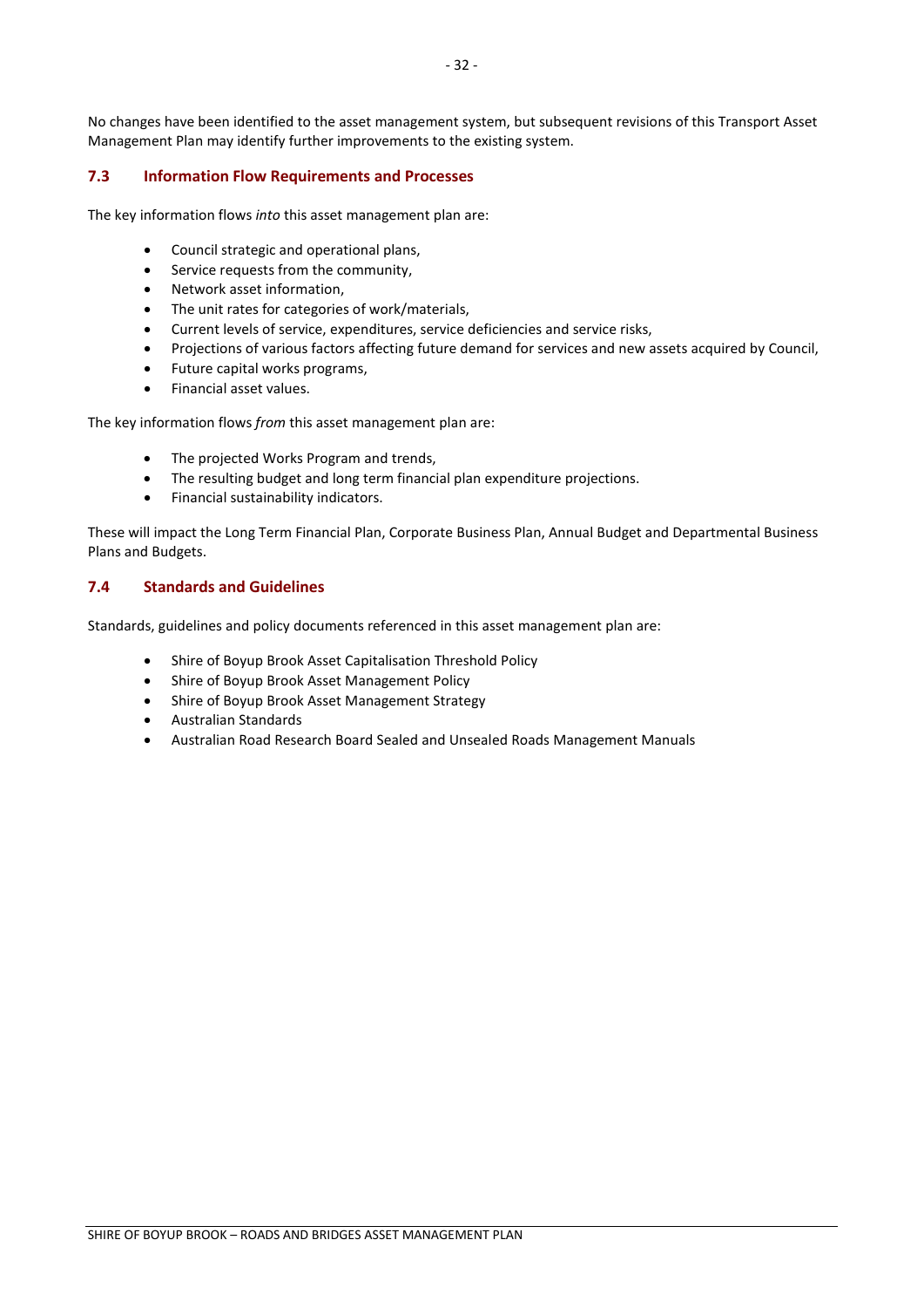No changes have been identified to the asset management system, but subsequent revisions of this Transport Asset Management Plan may identify further improvements to the existing system.

### 7.3 Information Flow Requirements and Processes

The key information flows *into* this asset management plan are:

- Council strategic and operational plans,
- Service requests from the community,
- Network asset information,
- The unit rates for categories of work/materials,
- Current levels of service, expenditures, service deficiencies and service risks,
- Projections of various factors affecting future demand for services and new assets acquired by Council,
- Future capital works programs,
- Financial asset values.

The key information flows *from* this asset management plan are:

- The projected Works Program and trends,
- The resulting budget and long term financial plan expenditure projections.
- Financial sustainability indicators.

These will impact the Long Term Financial Plan, Corporate Business Plan, Annual Budget and Departmental Business Plans and Budgets.

### 7.4 Standards and Guidelines

Standards, guidelines and policy documents referenced in this asset management plan are:

- Shire of Boyup Brook Asset Capitalisation Threshold Policy
- Shire of Boyup Brook Asset Management Policy
- Shire of Boyup Brook Asset Management Strategy
- Australian Standards
- Australian Road Research Board Sealed and Unsealed Roads Management Manuals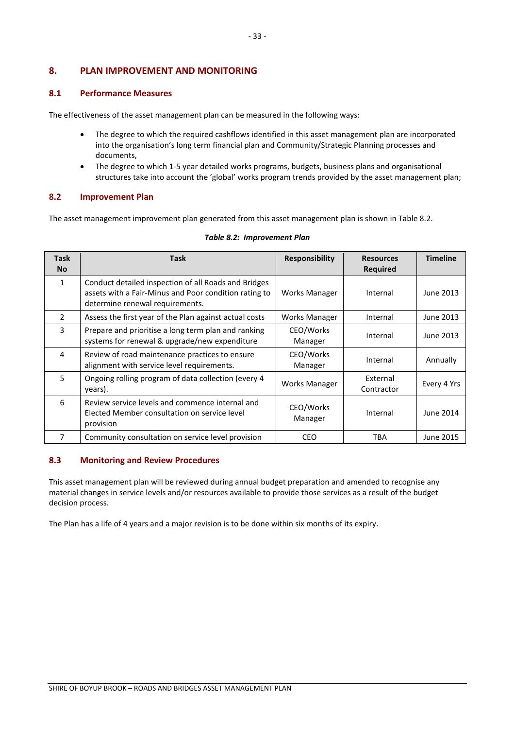## 8. PLAN IMPROVEMENT AND MONITORING

### 8.1 Performance Measures

The effectiveness of the asset management plan can be measured in the following ways:

- The degree to which the required cashflows identified in this asset management plan are incorporated into the organisation's long term financial plan and Community/Strategic Planning processes and documents,
- The degree to which 1-5 year detailed works programs, budgets, business plans and organisational structures take into account the 'global' works program trends provided by the asset management plan;

### 8.2 Improvement Plan

The asset management improvement plan generated from this asset management plan is shown in Table 8.2.

***Table 8.2: Improvement Plan***

| Task No | Task | Responsibility | Resources Required | Timeline |
|---|---|---|---|---|
| 1 | Conduct detailed inspection of all Roads and Bridges assets with a Fair-Minus and Poor condition rating to determine renewal requirements. | Works Manager | Internal | June 2013 |
| 2 | Assess the first year of the Plan against actual costs | Works Manager | Internal | June 2013 |
| 3 | Prepare and prioritise a long term plan and ranking systems for renewal & upgrade/new expenditure | CEO/Works Manager | Internal | June 2013 |
| 4 | Review of road maintenance practices to ensure alignment with service level requirements. | CEO/Works Manager | Internal | Annually |
| 5 | Ongoing rolling program of data collection (every 4 years). | Works Manager | External Contractor | Every 4 Yrs |
| 6 | Review service levels and commence internal and Elected Member consultation on service level provision | CEO/Works Manager | Internal | June 2014 |
| 7 | Community consultation on service level provision | CEO | TBA | June 2015 |

### 8.3 Monitoring and Review Procedures

This asset management plan will be reviewed during annual budget preparation and amended to recognise any material changes in service levels and/or resources available to provide those services as a result of the budget decision process.

The Plan has a life of 4 years and a major revision is to be done within six months of its expiry.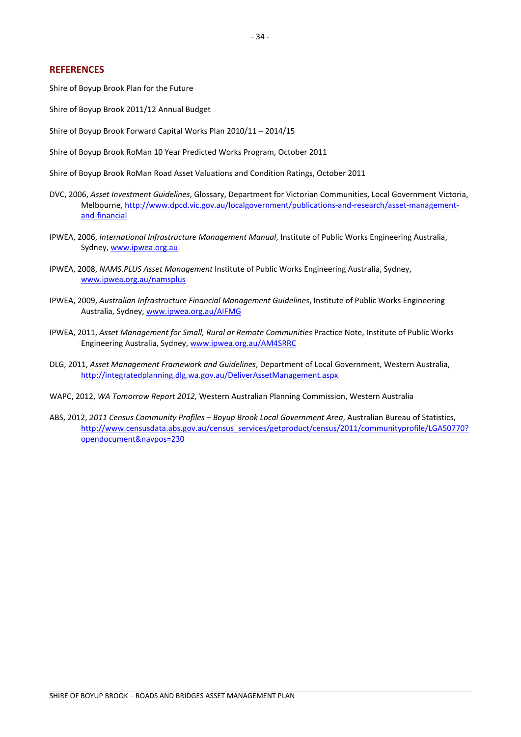## REFERENCES

Shire of Boyup Brook Plan for the Future

Shire of Boyup Brook 2011/12 Annual Budget

Shire of Boyup Brook Forward Capital Works Plan 2010/11 – 2014/15

Shire of Boyup Brook RoMan 10 Year Predicted Works Program, October 2011

Shire of Boyup Brook RoMan Road Asset Valuations and Condition Ratings, October 2011

DVC, 2006, *Asset Investment Guidelines*, Glossary, Department for Victorian Communities, Local Government Victoria, Melbourne, http://www.dpcd.vic.gov.au/localgovernment/publications-and-research/asset-management-and-financial

IPWEA, 2006, *International Infrastructure Management Manual*, Institute of Public Works Engineering Australia, Sydney, www.ipwea.org.au

IPWEA, 2008, *NAMS.PLUS Asset Management* Institute of Public Works Engineering Australia, Sydney, www.ipwea.org.au/namsplus

IPWEA, 2009, *Australian Infrastructure Financial Management Guidelines*, Institute of Public Works Engineering Australia, Sydney, www.ipwea.org.au/AIFMG

IPWEA, 2011, *Asset Management for Small, Rural or Remote Communities* Practice Note, Institute of Public Works Engineering Australia, Sydney, www.ipwea.org.au/AM4SRRC

DLG, 2011, *Asset Management Framework and Guidelines*, Department of Local Government, Western Australia, http://integratedplanning.dlg.wa.gov.au/DeliverAssetManagement.aspx

WAPC, 2012, *WA Tomorrow Report 2012,* Western Australian Planning Commission, Western Australia

ABS, 2012, *2011 Census Community Profiles – Boyup Brook Local Government Area*, Australian Bureau of Statistics, http://www.censusdata.abs.gov.au/census_services/getproduct/census/2011/communityprofile/LGA50770?opendocument&navpos=230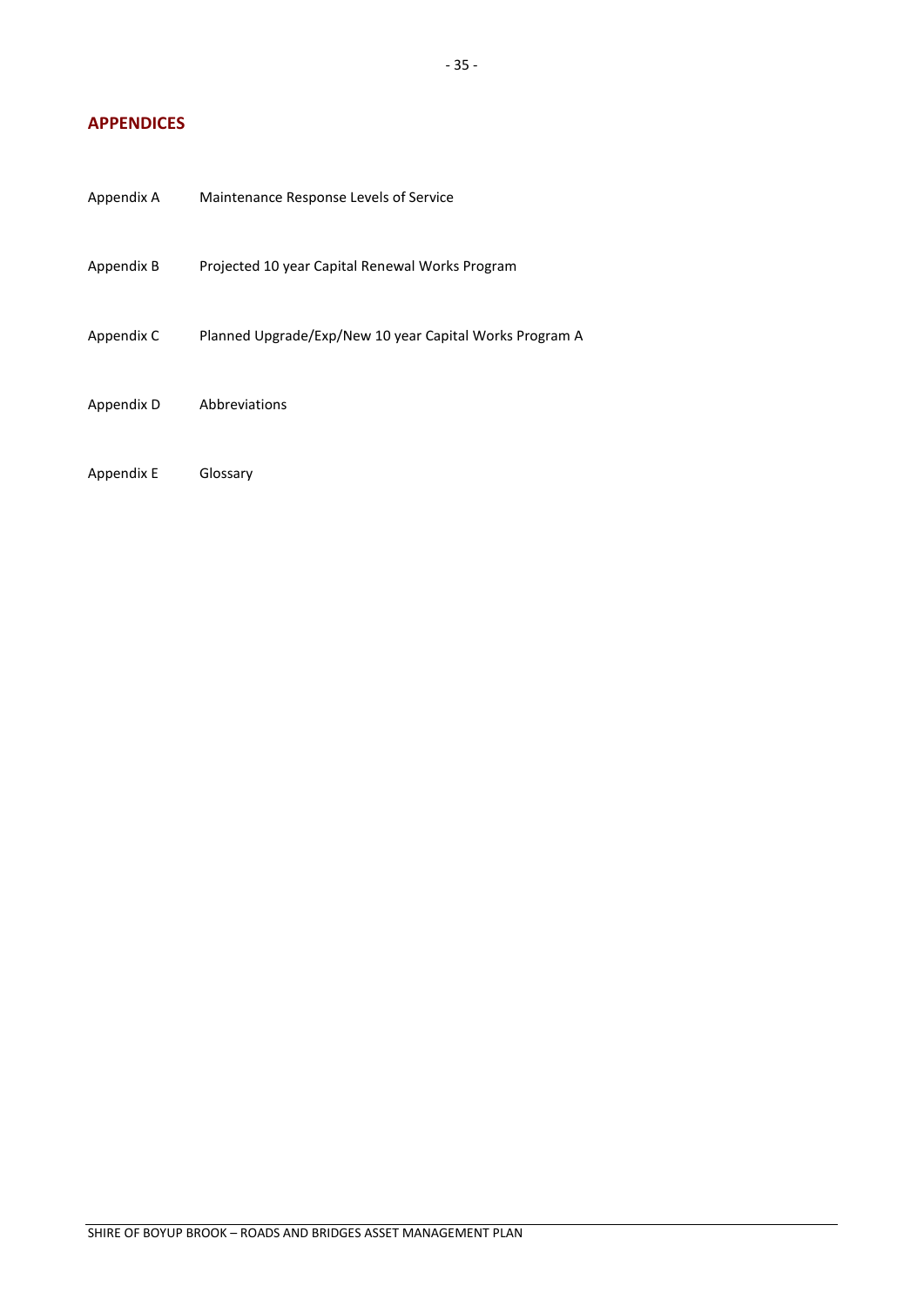## APPENDICES

| | |
|---|---|
| Appendix A | Maintenance Response Levels of Service |
| Appendix B | Projected 10 year Capital Renewal Works Program |
| Appendix C | Planned Upgrade/Exp/New 10 year Capital Works Program A |
| Appendix D | Abbreviations |
| Appendix E | Glossary |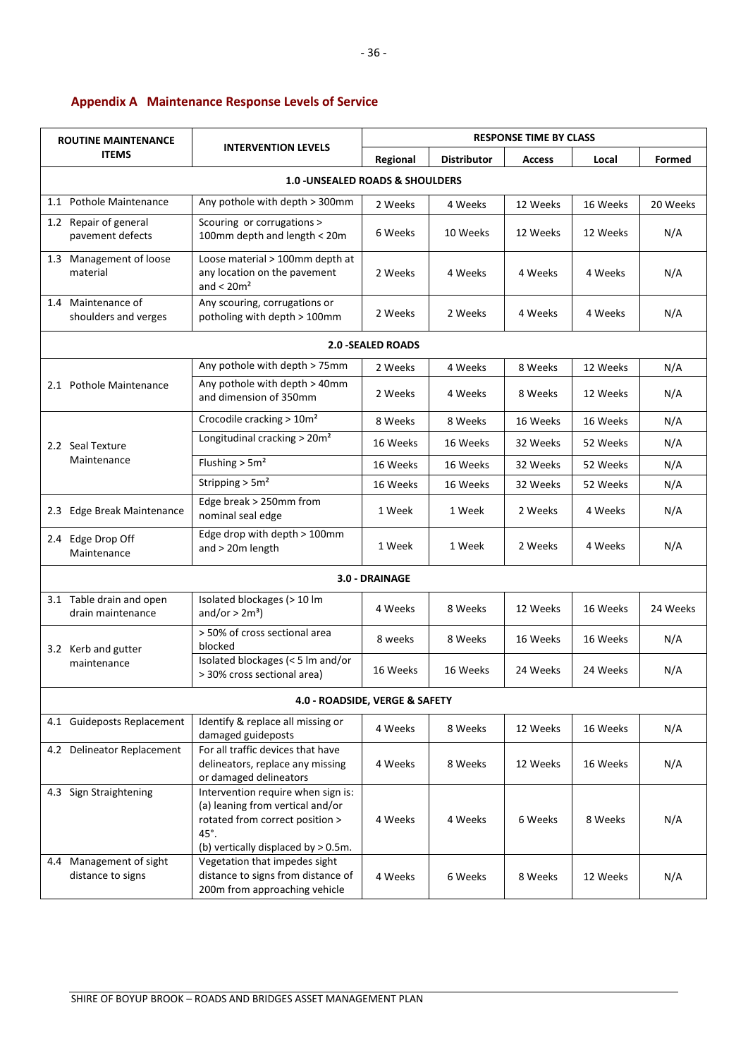## Appendix A Maintenance Response Levels of Service

| ROUTINE MAINTENANCE ITEMS | INTERVENTION LEVELS | RESPONSE TIME BY CLASS | | | | |
|---|---|---|---|---|---|---|
| | | Regional | Distributor | Access | Local | Formed |
| **1.0 -UNSEALED ROADS & SHOULDERS** | | | | | | |
| 1.1 Pothole Maintenance | Any pothole with depth > 300mm | 2 Weeks | 4 Weeks | 12 Weeks | 16 Weeks | 20 Weeks |
| 1.2 Repair of general pavement defects | Scouring or corrugations > 100mm depth and length < 20m | 6 Weeks | 10 Weeks | 12 Weeks | 12 Weeks | N/A |
| 1.3 Management of loose material | Loose material > 100mm depth at any location on the pavement and < 20m² | 2 Weeks | 4 Weeks | 4 Weeks | 4 Weeks | N/A |
| 1.4 Maintenance of shoulders and verges | Any scouring, corrugations or potholing with depth > 100mm | 2 Weeks | 2 Weeks | 4 Weeks | 4 Weeks | N/A |
| **2.0 -SEALED ROADS** | | | | | | |
| 2.1 Pothole Maintenance | Any pothole with depth > 75mm | 2 Weeks | 4 Weeks | 8 Weeks | 12 Weeks | N/A |
| | Any pothole with depth > 40mm and dimension of 350mm | 2 Weeks | 4 Weeks | 8 Weeks | 12 Weeks | N/A |
| 2.2 Seal Texture Maintenance | Crocodile cracking > 10m² | 8 Weeks | 8 Weeks | 16 Weeks | 16 Weeks | N/A |
| | Longitudinal cracking > 20m² | 16 Weeks | 16 Weeks | 32 Weeks | 52 Weeks | N/A |
| | Flushing > 5m² | 16 Weeks | 16 Weeks | 32 Weeks | 52 Weeks | N/A |
| | Stripping > 5m² | 16 Weeks | 16 Weeks | 32 Weeks | 52 Weeks | N/A |
| 2.3 Edge Break Maintenance | Edge break > 250mm from nominal seal edge | 1 Week | 1 Week | 2 Weeks | 4 Weeks | N/A |
| 2.4 Edge Drop Off Maintenance | Edge drop with depth > 100mm and > 20m length | 1 Week | 1 Week | 2 Weeks | 4 Weeks | N/A |
| **3.0 - DRAINAGE** | | | | | | |
| 3.1 Table drain and open drain maintenance | Isolated blockages (> 10 lm and/or > 2m³) | 4 Weeks | 8 Weeks | 12 Weeks | 16 Weeks | 24 Weeks |
| 3.2 Kerb and gutter maintenance | > 50% of cross sectional area blocked | 8 weeks | 8 Weeks | 16 Weeks | 16 Weeks | N/A |
| | Isolated blockages (< 5 lm and/or > 30% cross sectional area) | 16 Weeks | 16 Weeks | 24 Weeks | 24 Weeks | N/A |
| **4.0 - ROADSIDE, VERGE & SAFETY** | | | | | | |
| 4.1 Guideposts Replacement | Identify & replace all missing or damaged guideposts | 4 Weeks | 8 Weeks | 12 Weeks | 16 Weeks | N/A |
| 4.2 Delineator Replacement | For all traffic devices that have delineators, replace any missing or damaged delineators | 4 Weeks | 8 Weeks | 12 Weeks | 16 Weeks | N/A |
| 4.3 Sign Straightening | Intervention require when sign is: (a) leaning from vertical and/or rotated from correct position > 45°. (b) vertically displaced by > 0.5m. | 4 Weeks | 4 Weeks | 6 Weeks | 8 Weeks | N/A |
| 4.4 Management of sight distance to signs | Vegetation that impedes sight distance to signs from distance of 200m from approaching vehicle | 4 Weeks | 6 Weeks | 8 Weeks | 12 Weeks | N/A |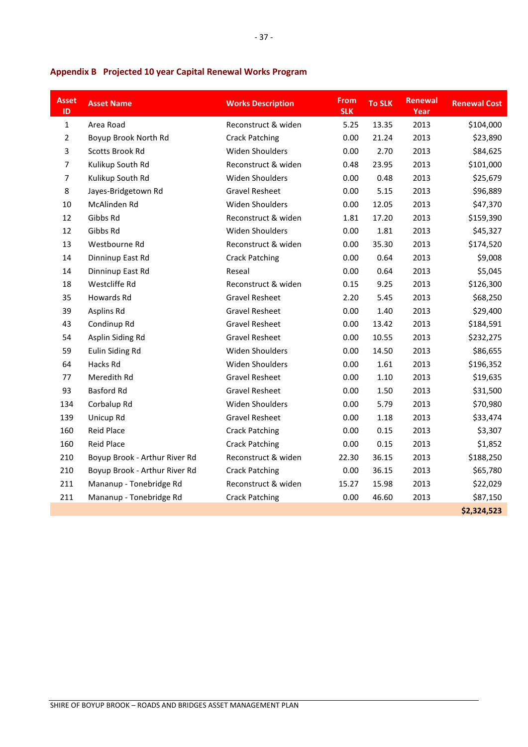## Appendix B Projected 10 year Capital Renewal Works Program

| Asset ID | Asset Name | Works Description | From SLK | To SLK | Renewal Year | Renewal Cost |
|---|---|---|---|---|---|---|
| 1 | Area Road | Reconstruct & widen | 5.25 | 13.35 | 2013 | $104,000 |
| 2 | Boyup Brook North Rd | Crack Patching | 0.00 | 21.24 | 2013 | $23,890 |
| 3 | Scotts Brook Rd | Widen Shoulders | 0.00 | 2.70 | 2013 | $84,625 |
| 7 | Kulikup South Rd | Reconstruct & widen | 0.48 | 23.95 | 2013 | $101,000 |
| 7 | Kulikup South Rd | Widen Shoulders | 0.00 | 0.48 | 2013 | $25,679 |
| 8 | Jayes-Bridgetown Rd | Gravel Resheet | 0.00 | 5.15 | 2013 | $96,889 |
| 10 | McAlinden Rd | Widen Shoulders | 0.00 | 12.05 | 2013 | $47,370 |
| 12 | Gibbs Rd | Reconstruct & widen | 1.81 | 17.20 | 2013 | $159,390 |
| 12 | Gibbs Rd | Widen Shoulders | 0.00 | 1.81 | 2013 | $45,327 |
| 13 | Westbourne Rd | Reconstruct & widen | 0.00 | 35.30 | 2013 | $174,520 |
| 14 | Dinninup East Rd | Crack Patching | 0.00 | 0.64 | 2013 | $9,008 |
| 14 | Dinninup East Rd | Reseal | 0.00 | 0.64 | 2013 | $5,045 |
| 18 | Westcliffe Rd | Reconstruct & widen | 0.15 | 9.25 | 2013 | $126,300 |
| 35 | Howards Rd | Gravel Resheet | 2.20 | 5.45 | 2013 | $68,250 |
| 39 | Asplins Rd | Gravel Resheet | 0.00 | 1.40 | 2013 | $29,400 |
| 43 | Condinup Rd | Gravel Resheet | 0.00 | 13.42 | 2013 | $184,591 |
| 54 | Asplin Siding Rd | Gravel Resheet | 0.00 | 10.55 | 2013 | $232,275 |
| 59 | Eulin Siding Rd | Widen Shoulders | 0.00 | 14.50 | 2013 | $86,655 |
| 64 | Hacks Rd | Widen Shoulders | 0.00 | 1.61 | 2013 | $196,352 |
| 77 | Meredith Rd | Gravel Resheet | 0.00 | 1.10 | 2013 | $19,635 |
| 93 | Basford Rd | Gravel Resheet | 0.00 | 1.50 | 2013 | $31,500 |
| 134 | Corbalup Rd | Widen Shoulders | 0.00 | 5.79 | 2013 | $70,980 |
| 139 | Unicup Rd | Gravel Resheet | 0.00 | 1.18 | 2013 | $33,474 |
| 160 | Reid Place | Crack Patching | 0.00 | 0.15 | 2013 | $3,307 |
| 160 | Reid Place | Crack Patching | 0.00 | 0.15 | 2013 | $1,852 |
| 210 | Boyup Brook - Arthur River Rd | Reconstruct & widen | 22.30 | 36.15 | 2013 | $188,250 |
| 210 | Boyup Brook - Arthur River Rd | Crack Patching | 0.00 | 36.15 | 2013 | $65,780 |
| 211 | Mananup - Tonebridge Rd | Reconstruct & widen | 15.27 | 15.98 | 2013 | $22,029 |
| 211 | Mananup - Tonebridge Rd | Crack Patching | 0.00 | 46.60 | 2013 | $87,150 |
| | | | | | | **$2,324,523** |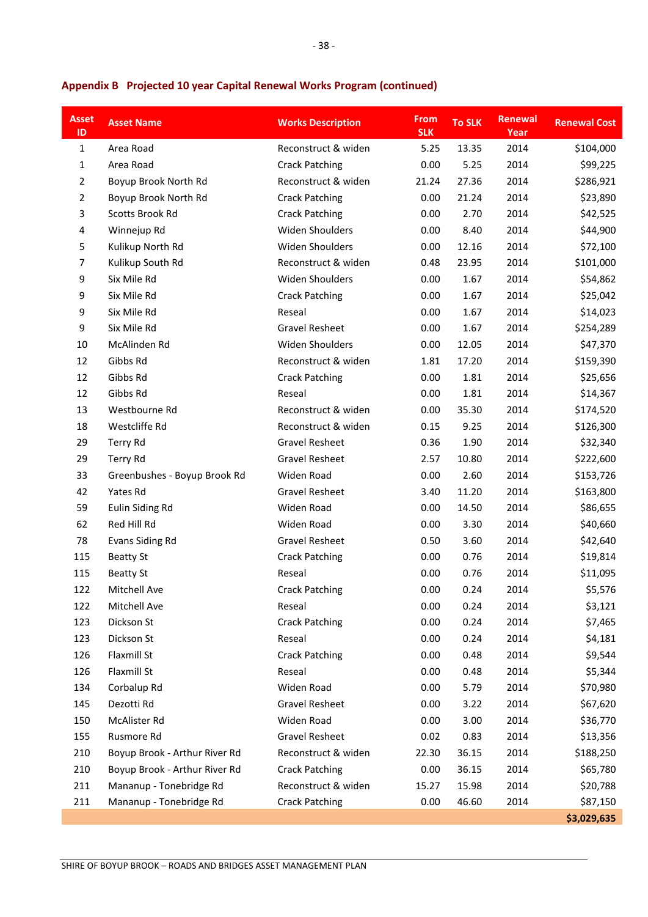## Appendix B Projected 10 year Capital Renewal Works Program (continued)

| Asset ID | Asset Name | Works Description | From SLK | To SLK | Renewal Year | Renewal Cost |
|---|---|---|---|---|---|---|
| 1 | Area Road | Reconstruct & widen | 5.25 | 13.35 | 2014 | $104,000 |
| 1 | Area Road | Crack Patching | 0.00 | 5.25 | 2014 | $99,225 |
| 2 | Boyup Brook North Rd | Reconstruct & widen | 21.24 | 27.36 | 2014 | $286,921 |
| 2 | Boyup Brook North Rd | Crack Patching | 0.00 | 21.24 | 2014 | $23,890 |
| 3 | Scotts Brook Rd | Crack Patching | 0.00 | 2.70 | 2014 | $42,525 |
| 4 | Winnejup Rd | Widen Shoulders | 0.00 | 8.40 | 2014 | $44,900 |
| 5 | Kulikup North Rd | Widen Shoulders | 0.00 | 12.16 | 2014 | $72,100 |
| 7 | Kulikup South Rd | Reconstruct & widen | 0.48 | 23.95 | 2014 | $101,000 |
| 9 | Six Mile Rd | Widen Shoulders | 0.00 | 1.67 | 2014 | $54,862 |
| 9 | Six Mile Rd | Crack Patching | 0.00 | 1.67 | 2014 | $25,042 |
| 9 | Six Mile Rd | Reseal | 0.00 | 1.67 | 2014 | $14,023 |
| 9 | Six Mile Rd | Gravel Resheet | 0.00 | 1.67 | 2014 | $254,289 |
| 10 | McAlinden Rd | Widen Shoulders | 0.00 | 12.05 | 2014 | $47,370 |
| 12 | Gibbs Rd | Reconstruct & widen | 1.81 | 17.20 | 2014 | $159,390 |
| 12 | Gibbs Rd | Crack Patching | 0.00 | 1.81 | 2014 | $25,656 |
| 12 | Gibbs Rd | Reseal | 0.00 | 1.81 | 2014 | $14,367 |
| 13 | Westbourne Rd | Reconstruct & widen | 0.00 | 35.30 | 2014 | $174,520 |
| 18 | Westcliffe Rd | Reconstruct & widen | 0.15 | 9.25 | 2014 | $126,300 |
| 29 | Terry Rd | Gravel Resheet | 0.36 | 1.90 | 2014 | $32,340 |
| 29 | Terry Rd | Gravel Resheet | 2.57 | 10.80 | 2014 | $222,600 |
| 33 | Greenbushes - Boyup Brook Rd | Widen Road | 0.00 | 2.60 | 2014 | $153,726 |
| 42 | Yates Rd | Gravel Resheet | 3.40 | 11.20 | 2014 | $163,800 |
| 59 | Eulin Siding Rd | Widen Road | 0.00 | 14.50 | 2014 | $86,655 |
| 62 | Red Hill Rd | Widen Road | 0.00 | 3.30 | 2014 | $40,660 |
| 78 | Evans Siding Rd | Gravel Resheet | 0.50 | 3.60 | 2014 | $42,640 |
| 115 | Beatty St | Crack Patching | 0.00 | 0.76 | 2014 | $19,814 |
| 115 | Beatty St | Reseal | 0.00 | 0.76 | 2014 | $11,095 |
| 122 | Mitchell Ave | Crack Patching | 0.00 | 0.24 | 2014 | $5,576 |
| 122 | Mitchell Ave | Reseal | 0.00 | 0.24 | 2014 | $3,121 |
| 123 | Dickson St | Crack Patching | 0.00 | 0.24 | 2014 | $7,465 |
| 123 | Dickson St | Reseal | 0.00 | 0.24 | 2014 | $4,181 |
| 126 | Flaxmill St | Crack Patching | 0.00 | 0.48 | 2014 | $9,544 |
| 126 | Flaxmill St | Reseal | 0.00 | 0.48 | 2014 | $5,344 |
| 134 | Corbalup Rd | Widen Road | 0.00 | 5.79 | 2014 | $70,980 |
| 145 | Dezotti Rd | Gravel Resheet | 0.00 | 3.22 | 2014 | $67,620 |
| 150 | McAlister Rd | Widen Road | 0.00 | 3.00 | 2014 | $36,770 |
| 155 | Rusmore Rd | Gravel Resheet | 0.02 | 0.83 | 2014 | $13,356 |
| 210 | Boyup Brook - Arthur River Rd | Reconstruct & widen | 22.30 | 36.15 | 2014 | $188,250 |
| 210 | Boyup Brook - Arthur River Rd | Crack Patching | 0.00 | 36.15 | 2014 | $65,780 |
| 211 | Mananup - Tonebridge Rd | Reconstruct & widen | 15.27 | 15.98 | 2014 | $20,788 |
| 211 | Mananup - Tonebridge Rd | Crack Patching | 0.00 | 46.60 | 2014 | $87,150 |
| | | | | | | **$3,029,635** |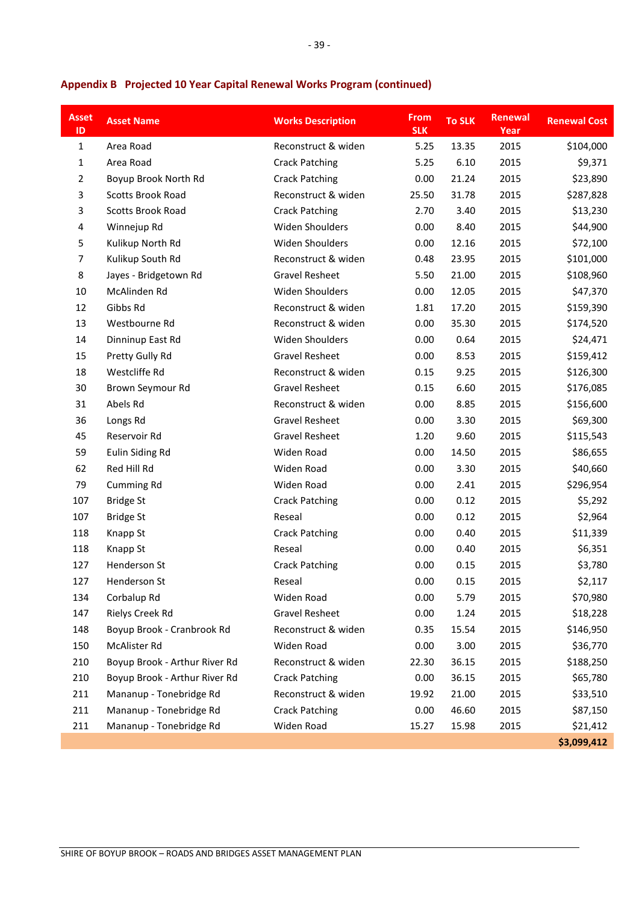## Appendix B Projected 10 Year Capital Renewal Works Program (continued)

| Asset ID | Asset Name | Works Description | From SLK | To SLK | Renewal Year | Renewal Cost |
|---|---|---|---|---|---|---|
| 1 | Area Road | Reconstruct & widen | 5.25 | 13.35 | 2015 | $104,000 |
| 1 | Area Road | Crack Patching | 5.25 | 6.10 | 2015 | $9,371 |
| 2 | Boyup Brook North Rd | Crack Patching | 0.00 | 21.24 | 2015 | $23,890 |
| 3 | Scotts Brook Road | Reconstruct & widen | 25.50 | 31.78 | 2015 | $287,828 |
| 3 | Scotts Brook Road | Crack Patching | 2.70 | 3.40 | 2015 | $13,230 |
| 4 | Winnejup Rd | Widen Shoulders | 0.00 | 8.40 | 2015 | $44,900 |
| 5 | Kulikup North Rd | Widen Shoulders | 0.00 | 12.16 | 2015 | $72,100 |
| 7 | Kulikup South Rd | Reconstruct & widen | 0.48 | 23.95 | 2015 | $101,000 |
| 8 | Jayes - Bridgetown Rd | Gravel Resheet | 5.50 | 21.00 | 2015 | $108,960 |
| 10 | McAlinden Rd | Widen Shoulders | 0.00 | 12.05 | 2015 | $47,370 |
| 12 | Gibbs Rd | Reconstruct & widen | 1.81 | 17.20 | 2015 | $159,390 |
| 13 | Westbourne Rd | Reconstruct & widen | 0.00 | 35.30 | 2015 | $174,520 |
| 14 | Dinninup East Rd | Widen Shoulders | 0.00 | 0.64 | 2015 | $24,471 |
| 15 | Pretty Gully Rd | Gravel Resheet | 0.00 | 8.53 | 2015 | $159,412 |
| 18 | Westcliffe Rd | Reconstruct & widen | 0.15 | 9.25 | 2015 | $126,300 |
| 30 | Brown Seymour Rd | Gravel Resheet | 0.15 | 6.60 | 2015 | $176,085 |
| 31 | Abels Rd | Reconstruct & widen | 0.00 | 8.85 | 2015 | $156,600 |
| 36 | Longs Rd | Gravel Resheet | 0.00 | 3.30 | 2015 | $69,300 |
| 45 | Reservoir Rd | Gravel Resheet | 1.20 | 9.60 | 2015 | $115,543 |
| 59 | Eulin Siding Rd | Widen Road | 0.00 | 14.50 | 2015 | $86,655 |
| 62 | Red Hill Rd | Widen Road | 0.00 | 3.30 | 2015 | $40,660 |
| 79 | Cumming Rd | Widen Road | 0.00 | 2.41 | 2015 | $296,954 |
| 107 | Bridge St | Crack Patching | 0.00 | 0.12 | 2015 | $5,292 |
| 107 | Bridge St | Reseal | 0.00 | 0.12 | 2015 | $2,964 |
| 118 | Knapp St | Crack Patching | 0.00 | 0.40 | 2015 | $11,339 |
| 118 | Knapp St | Reseal | 0.00 | 0.40 | 2015 | $6,351 |
| 127 | Henderson St | Crack Patching | 0.00 | 0.15 | 2015 | $3,780 |
| 127 | Henderson St | Reseal | 0.00 | 0.15 | 2015 | $2,117 |
| 134 | Corbalup Rd | Widen Road | 0.00 | 5.79 | 2015 | $70,980 |
| 147 | Rielys Creek Rd | Gravel Resheet | 0.00 | 1.24 | 2015 | $18,228 |
| 148 | Boyup Brook - Cranbrook Rd | Reconstruct & widen | 0.35 | 15.54 | 2015 | $146,950 |
| 150 | McAlister Rd | Widen Road | 0.00 | 3.00 | 2015 | $36,770 |
| 210 | Boyup Brook - Arthur River Rd | Reconstruct & widen | 22.30 | 36.15 | 2015 | $188,250 |
| 210 | Boyup Brook - Arthur River Rd | Crack Patching | 0.00 | 36.15 | 2015 | $65,780 |
| 211 | Mananup - Tonebridge Rd | Reconstruct & widen | 19.92 | 21.00 | 2015 | $33,510 |
| 211 | Mananup - Tonebridge Rd | Crack Patching | 0.00 | 46.60 | 2015 | $87,150 |
| 211 | Mananup - Tonebridge Rd | Widen Road | 15.27 | 15.98 | 2015 | $21,412 |
| | | | | | | **$3,099,412** |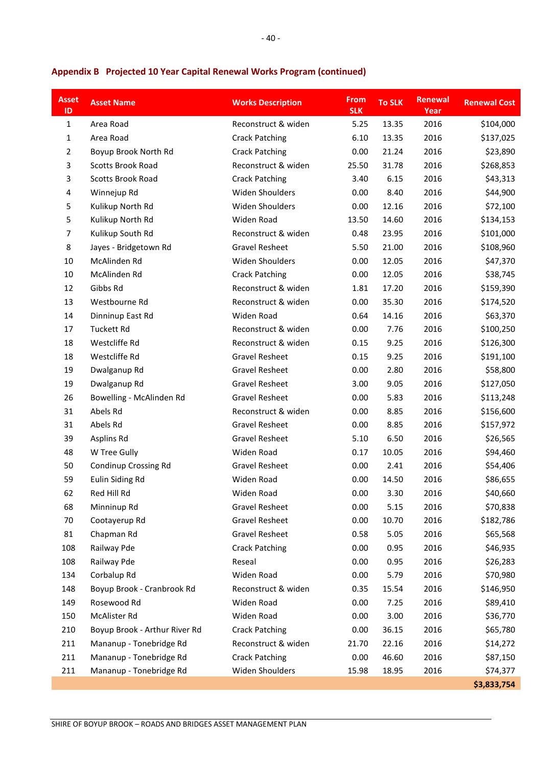## Appendix B Projected 10 Year Capital Renewal Works Program (continued)

| Asset ID | Asset Name | Works Description | From SLK | To SLK | Renewal Year | Renewal Cost |
|---|---|---|---|---|---|---|
| 1 | Area Road | Reconstruct & widen | 5.25 | 13.35 | 2016 | $104,000 |
| 1 | Area Road | Crack Patching | 6.10 | 13.35 | 2016 | $137,025 |
| 2 | Boyup Brook North Rd | Crack Patching | 0.00 | 21.24 | 2016 | $23,890 |
| 3 | Scotts Brook Road | Reconstruct & widen | 25.50 | 31.78 | 2016 | $268,853 |
| 3 | Scotts Brook Road | Crack Patching | 3.40 | 6.15 | 2016 | $43,313 |
| 4 | Winnejup Rd | Widen Shoulders | 0.00 | 8.40 | 2016 | $44,900 |
| 5 | Kulikup North Rd | Widen Shoulders | 0.00 | 12.16 | 2016 | $72,100 |
| 5 | Kulikup North Rd | Widen Road | 13.50 | 14.60 | 2016 | $134,153 |
| 7 | Kulikup South Rd | Reconstruct & widen | 0.48 | 23.95 | 2016 | $101,000 |
| 8 | Jayes - Bridgetown Rd | Gravel Resheet | 5.50 | 21.00 | 2016 | $108,960 |
| 10 | McAlinden Rd | Widen Shoulders | 0.00 | 12.05 | 2016 | $47,370 |
| 10 | McAlinden Rd | Crack Patching | 0.00 | 12.05 | 2016 | $38,745 |
| 12 | Gibbs Rd | Reconstruct & widen | 1.81 | 17.20 | 2016 | $159,390 |
| 13 | Westbourne Rd | Reconstruct & widen | 0.00 | 35.30 | 2016 | $174,520 |
| 14 | Dinninup East Rd | Widen Road | 0.64 | 14.16 | 2016 | $63,370 |
| 17 | Tuckett Rd | Reconstruct & widen | 0.00 | 7.76 | 2016 | $100,250 |
| 18 | Westcliffe Rd | Reconstruct & widen | 0.15 | 9.25 | 2016 | $126,300 |
| 18 | Westcliffe Rd | Gravel Resheet | 0.15 | 9.25 | 2016 | $191,100 |
| 19 | Dwalganup Rd | Gravel Resheet | 0.00 | 2.80 | 2016 | $58,800 |
| 19 | Dwalganup Rd | Gravel Resheet | 3.00 | 9.05 | 2016 | $127,050 |
| 26 | Bowelling - McAlinden Rd | Gravel Resheet | 0.00 | 5.83 | 2016 | $113,248 |
| 31 | Abels Rd | Reconstruct & widen | 0.00 | 8.85 | 2016 | $156,600 |
| 31 | Abels Rd | Gravel Resheet | 0.00 | 8.85 | 2016 | $157,972 |
| 39 | Asplins Rd | Gravel Resheet | 5.10 | 6.50 | 2016 | $26,565 |
| 48 | W Tree Gully | Widen Road | 0.17 | 10.05 | 2016 | $94,460 |
| 50 | Condinup Crossing Rd | Gravel Resheet | 0.00 | 2.41 | 2016 | $54,406 |
| 59 | Eulin Siding Rd | Widen Road | 0.00 | 14.50 | 2016 | $86,655 |
| 62 | Red Hill Rd | Widen Road | 0.00 | 3.30 | 2016 | $40,660 |
| 68 | Minninup Rd | Gravel Resheet | 0.00 | 5.15 | 2016 | $70,838 |
| 70 | Cootayerup Rd | Gravel Resheet | 0.00 | 10.70 | 2016 | $182,786 |
| 81 | Chapman Rd | Gravel Resheet | 0.58 | 5.05 | 2016 | $65,568 |
| 108 | Railway Pde | Crack Patching | 0.00 | 0.95 | 2016 | $46,935 |
| 108 | Railway Pde | Reseal | 0.00 | 0.95 | 2016 | $26,283 |
| 134 | Corbalup Rd | Widen Road | 0.00 | 5.79 | 2016 | $70,980 |
| 148 | Boyup Brook - Cranbrook Rd | Reconstruct & widen | 0.35 | 15.54 | 2016 | $146,950 |
| 149 | Rosewood Rd | Widen Road | 0.00 | 7.25 | 2016 | $89,410 |
| 150 | McAlister Rd | Widen Road | 0.00 | 3.00 | 2016 | $36,770 |
| 210 | Boyup Brook - Arthur River Rd | Crack Patching | 0.00 | 36.15 | 2016 | $65,780 |
| 211 | Mananup - Tonebridge Rd | Reconstruct & widen | 21.70 | 22.16 | 2016 | $14,272 |
| 211 | Mananup - Tonebridge Rd | Crack Patching | 0.00 | 46.60 | 2016 | $87,150 |
| 211 | Mananup - Tonebridge Rd | Widen Shoulders | 15.98 | 18.95 | 2016 | $74,377 |
| | | | | | | **$3,833,754** |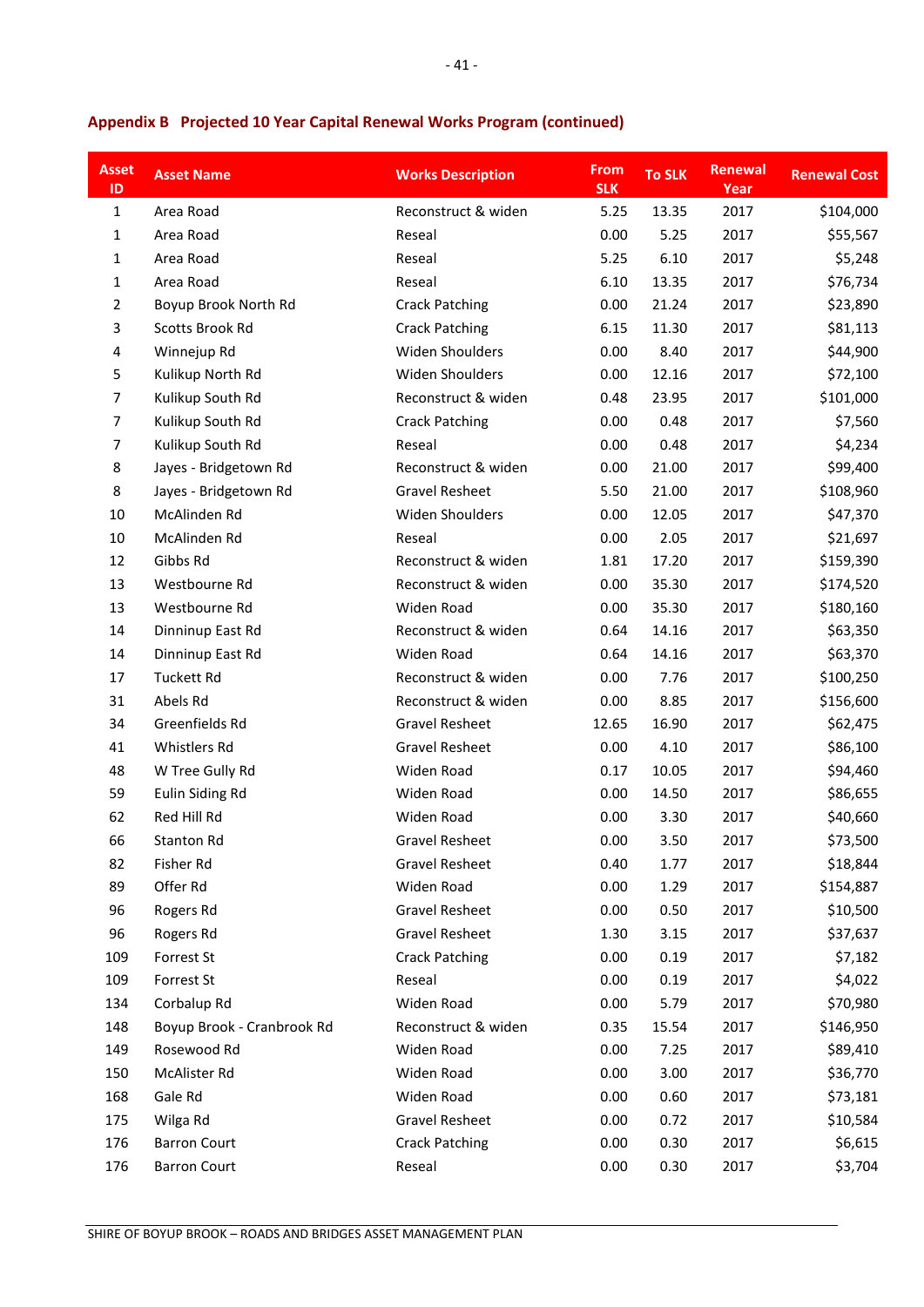## Appendix B Projected 10 Year Capital Renewal Works Program (continued)

| Asset ID | Asset Name | Works Description | From SLK | To SLK | Renewal Year | Renewal Cost |
|---|---|---|---|---|---|---|
| 1 | Area Road | Reconstruct & widen | 5.25 | 13.35 | 2017 | $104,000 |
| 1 | Area Road | Reseal | 0.00 | 5.25 | 2017 | $55,567 |
| 1 | Area Road | Reseal | 5.25 | 6.10 | 2017 | $5,248 |
| 1 | Area Road | Reseal | 6.10 | 13.35 | 2017 | $76,734 |
| 2 | Boyup Brook North Rd | Crack Patching | 0.00 | 21.24 | 2017 | $23,890 |
| 3 | Scotts Brook Rd | Crack Patching | 6.15 | 11.30 | 2017 | $81,113 |
| 4 | Winnejup Rd | Widen Shoulders | 0.00 | 8.40 | 2017 | $44,900 |
| 5 | Kulikup North Rd | Widen Shoulders | 0.00 | 12.16 | 2017 | $72,100 |
| 7 | Kulikup South Rd | Reconstruct & widen | 0.48 | 23.95 | 2017 | $101,000 |
| 7 | Kulikup South Rd | Crack Patching | 0.00 | 0.48 | 2017 | $7,560 |
| 7 | Kulikup South Rd | Reseal | 0.00 | 0.48 | 2017 | $4,234 |
| 8 | Jayes - Bridgetown Rd | Reconstruct & widen | 0.00 | 21.00 | 2017 | $99,400 |
| 8 | Jayes - Bridgetown Rd | Gravel Resheet | 5.50 | 21.00 | 2017 | $108,960 |
| 10 | McAlinden Rd | Widen Shoulders | 0.00 | 12.05 | 2017 | $47,370 |
| 10 | McAlinden Rd | Reseal | 0.00 | 2.05 | 2017 | $21,697 |
| 12 | Gibbs Rd | Reconstruct & widen | 1.81 | 17.20 | 2017 | $159,390 |
| 13 | Westbourne Rd | Reconstruct & widen | 0.00 | 35.30 | 2017 | $174,520 |
| 13 | Westbourne Rd | Widen Road | 0.00 | 35.30 | 2017 | $180,160 |
| 14 | Dinninup East Rd | Reconstruct & widen | 0.64 | 14.16 | 2017 | $63,350 |
| 14 | Dinninup East Rd | Widen Road | 0.64 | 14.16 | 2017 | $63,370 |
| 17 | Tuckett Rd | Reconstruct & widen | 0.00 | 7.76 | 2017 | $100,250 |
| 31 | Abels Rd | Reconstruct & widen | 0.00 | 8.85 | 2017 | $156,600 |
| 34 | Greenfields Rd | Gravel Resheet | 12.65 | 16.90 | 2017 | $62,475 |
| 41 | Whistlers Rd | Gravel Resheet | 0.00 | 4.10 | 2017 | $86,100 |
| 48 | W Tree Gully Rd | Widen Road | 0.17 | 10.05 | 2017 | $94,460 |
| 59 | Eulin Siding Rd | Widen Road | 0.00 | 14.50 | 2017 | $86,655 |
| 62 | Red Hill Rd | Widen Road | 0.00 | 3.30 | 2017 | $40,660 |
| 66 | Stanton Rd | Gravel Resheet | 0.00 | 3.50 | 2017 | $73,500 |
| 82 | Fisher Rd | Gravel Resheet | 0.40 | 1.77 | 2017 | $18,844 |
| 89 | Offer Rd | Widen Road | 0.00 | 1.29 | 2017 | $154,887 |
| 96 | Rogers Rd | Gravel Resheet | 0.00 | 0.50 | 2017 | $10,500 |
| 96 | Rogers Rd | Gravel Resheet | 1.30 | 3.15 | 2017 | $37,637 |
| 109 | Forrest St | Crack Patching | 0.00 | 0.19 | 2017 | $7,182 |
| 109 | Forrest St | Reseal | 0.00 | 0.19 | 2017 | $4,022 |
| 134 | Corbalup Rd | Widen Road | 0.00 | 5.79 | 2017 | $70,980 |
| 148 | Boyup Brook - Cranbrook Rd | Reconstruct & widen | 0.35 | 15.54 | 2017 | $146,950 |
| 149 | Rosewood Rd | Widen Road | 0.00 | 7.25 | 2017 | $89,410 |
| 150 | McAlister Rd | Widen Road | 0.00 | 3.00 | 2017 | $36,770 |
| 168 | Gale Rd | Widen Road | 0.00 | 0.60 | 2017 | $73,181 |
| 175 | Wilga Rd | Gravel Resheet | 0.00 | 0.72 | 2017 | $10,584 |
| 176 | Barron Court | Crack Patching | 0.00 | 0.30 | 2017 | $6,615 |
| 176 | Barron Court | Reseal | 0.00 | 0.30 | 2017 | $3,704 |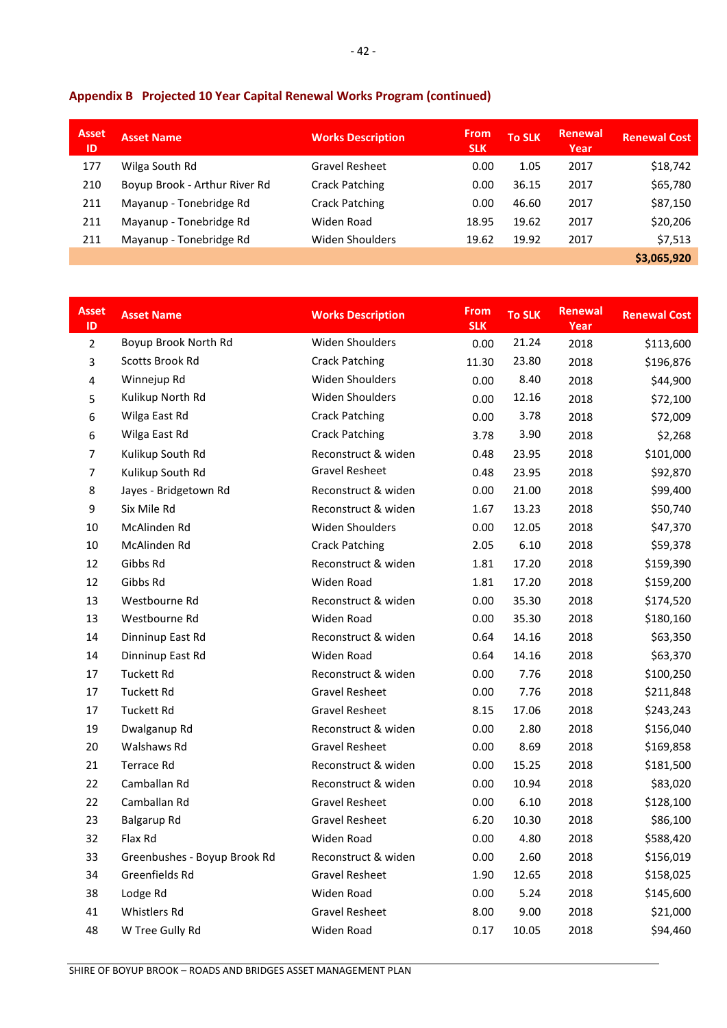## Appendix B Projected 10 Year Capital Renewal Works Program (continued)

| Asset ID | Asset Name | Works Description | From SLK | To SLK | Renewal Year | Renewal Cost |
|---|---|---|---|---|---|---|
| 177 | Wilga South Rd | Gravel Resheet | 0.00 | 1.05 | 2017 | $18,742 |
| 210 | Boyup Brook - Arthur River Rd | Crack Patching | 0.00 | 36.15 | 2017 | $65,780 |
| 211 | Mayanup - Tonebridge Rd | Crack Patching | 0.00 | 46.60 | 2017 | $87,150 |
| 211 | Mayanup - Tonebridge Rd | Widen Road | 18.95 | 19.62 | 2017 | $20,206 |
| 211 | Mayanup - Tonebridge Rd | Widen Shoulders | 19.62 | 19.92 | 2017 | $7,513 |
| | | | | | | **$3,065,920** |

| Asset ID | Asset Name | Works Description | From SLK | To SLK | Renewal Year | Renewal Cost |
|---|---|---|---|---|---|---|
| 2 | Boyup Brook North Rd | Widen Shoulders | 0.00 | 21.24 | 2018 | $113,600 |
| 3 | Scotts Brook Rd | Crack Patching | 11.30 | 23.80 | 2018 | $196,876 |
| 4 | Winnejup Rd | Widen Shoulders | 0.00 | 8.40 | 2018 | $44,900 |
| 5 | Kulikup North Rd | Widen Shoulders | 0.00 | 12.16 | 2018 | $72,100 |
| 6 | Wilga East Rd | Crack Patching | 0.00 | 3.78 | 2018 | $72,009 |
| 6 | Wilga East Rd | Crack Patching | 3.78 | 3.90 | 2018 | $2,268 |
| 7 | Kulikup South Rd | Reconstruct & widen | 0.48 | 23.95 | 2018 | $101,000 |
| 7 | Kulikup South Rd | Gravel Resheet | 0.48 | 23.95 | 2018 | $92,870 |
| 8 | Jayes - Bridgetown Rd | Reconstruct & widen | 0.00 | 21.00 | 2018 | $99,400 |
| 9 | Six Mile Rd | Reconstruct & widen | 1.67 | 13.23 | 2018 | $50,740 |
| 10 | McAlinden Rd | Widen Shoulders | 0.00 | 12.05 | 2018 | $47,370 |
| 10 | McAlinden Rd | Crack Patching | 2.05 | 6.10 | 2018 | $59,378 |
| 12 | Gibbs Rd | Reconstruct & widen | 1.81 | 17.20 | 2018 | $159,390 |
| 12 | Gibbs Rd | Widen Road | 1.81 | 17.20 | 2018 | $159,200 |
| 13 | Westbourne Rd | Reconstruct & widen | 0.00 | 35.30 | 2018 | $174,520 |
| 13 | Westbourne Rd | Widen Road | 0.00 | 35.30 | 2018 | $180,160 |
| 14 | Dinninup East Rd | Reconstruct & widen | 0.64 | 14.16 | 2018 | $63,350 |
| 14 | Dinninup East Rd | Widen Road | 0.64 | 14.16 | 2018 | $63,370 |
| 17 | Tuckett Rd | Reconstruct & widen | 0.00 | 7.76 | 2018 | $100,250 |
| 17 | Tuckett Rd | Gravel Resheet | 0.00 | 7.76 | 2018 | $211,848 |
| 17 | Tuckett Rd | Gravel Resheet | 8.15 | 17.06 | 2018 | $243,243 |
| 19 | Dwalganup Rd | Reconstruct & widen | 0.00 | 2.80 | 2018 | $156,040 |
| 20 | Walshaws Rd | Gravel Resheet | 0.00 | 8.69 | 2018 | $169,858 |
| 21 | Terrace Rd | Reconstruct & widen | 0.00 | 15.25 | 2018 | $181,500 |
| 22 | Camballan Rd | Reconstruct & widen | 0.00 | 10.94 | 2018 | $83,020 |
| 22 | Camballan Rd | Gravel Resheet | 0.00 | 6.10 | 2018 | $128,100 |
| 23 | Balgarup Rd | Gravel Resheet | 6.20 | 10.30 | 2018 | $86,100 |
| 32 | Flax Rd | Widen Road | 0.00 | 4.80 | 2018 | $588,420 |
| 33 | Greenbushes - Boyup Brook Rd | Reconstruct & widen | 0.00 | 2.60 | 2018 | $156,019 |
| 34 | Greenfields Rd | Gravel Resheet | 1.90 | 12.65 | 2018 | $158,025 |
| 38 | Lodge Rd | Widen Road | 0.00 | 5.24 | 2018 | $145,600 |
| 41 | Whistlers Rd | Gravel Resheet | 8.00 | 9.00 | 2018 | $21,000 |
| 48 | W Tree Gully Rd | Widen Road | 0.17 | 10.05 | 2018 | $94,460 |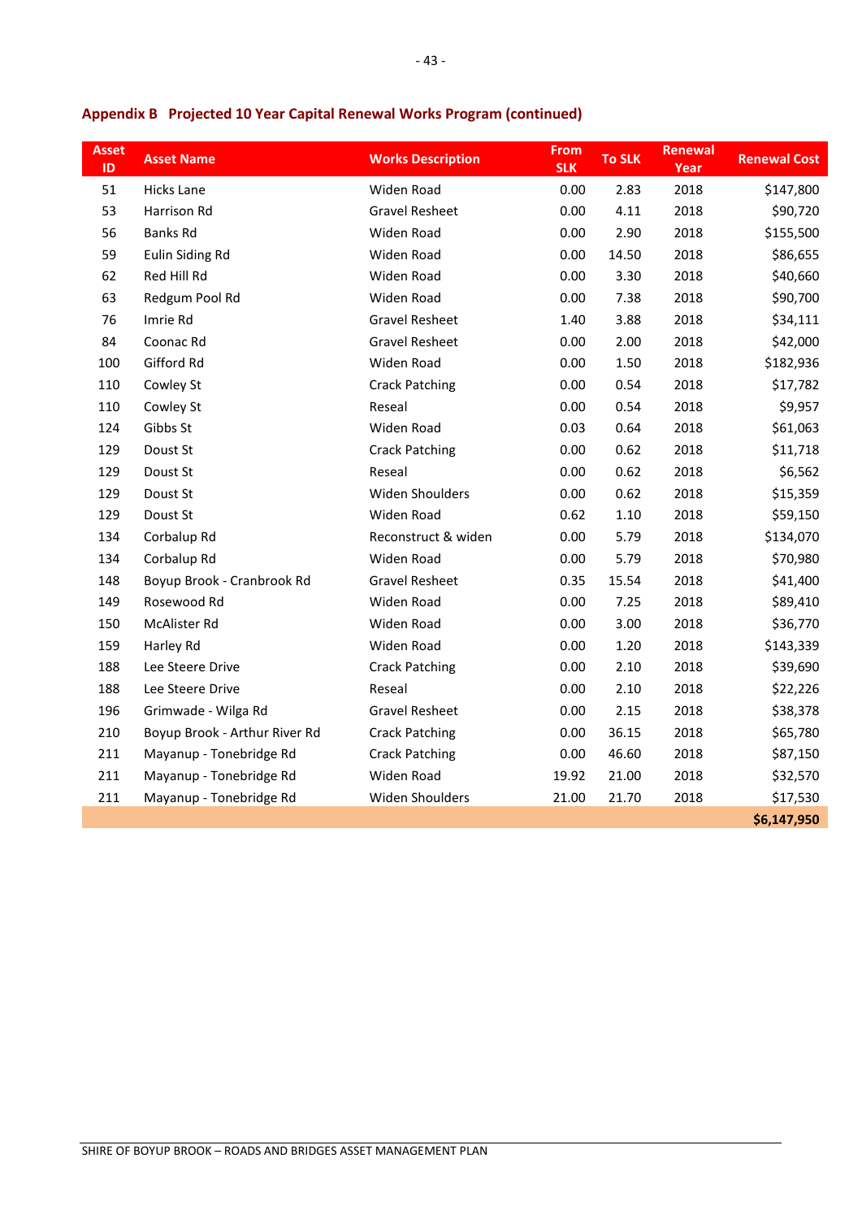## Appendix B Projected 10 Year Capital Renewal Works Program (continued)

| Asset ID | Asset Name | Works Description | From SLK | To SLK | Renewal Year | Renewal Cost |
|---|---|---|---|---|---|---|
| 51 | Hicks Lane | Widen Road | 0.00 | 2.83 | 2018 | $147,800 |
| 53 | Harrison Rd | Gravel Resheet | 0.00 | 4.11 | 2018 | $90,720 |
| 56 | Banks Rd | Widen Road | 0.00 | 2.90 | 2018 | $155,500 |
| 59 | Eulin Siding Rd | Widen Road | 0.00 | 14.50 | 2018 | $86,655 |
| 62 | Red Hill Rd | Widen Road | 0.00 | 3.30 | 2018 | $40,660 |
| 63 | Redgum Pool Rd | Widen Road | 0.00 | 7.38 | 2018 | $90,700 |
| 76 | Imrie Rd | Gravel Resheet | 1.40 | 3.88 | 2018 | $34,111 |
| 84 | Coonac Rd | Gravel Resheet | 0.00 | 2.00 | 2018 | $42,000 |
| 100 | Gifford Rd | Widen Road | 0.00 | 1.50 | 2018 | $182,936 |
| 110 | Cowley St | Crack Patching | 0.00 | 0.54 | 2018 | $17,782 |
| 110 | Cowley St | Reseal | 0.00 | 0.54 | 2018 | $9,957 |
| 124 | Gibbs St | Widen Road | 0.03 | 0.64 | 2018 | $61,063 |
| 129 | Doust St | Crack Patching | 0.00 | 0.62 | 2018 | $11,718 |
| 129 | Doust St | Reseal | 0.00 | 0.62 | 2018 | $6,562 |
| 129 | Doust St | Widen Shoulders | 0.00 | 0.62 | 2018 | $15,359 |
| 129 | Doust St | Widen Road | 0.62 | 1.10 | 2018 | $59,150 |
| 134 | Corbalup Rd | Reconstruct & widen | 0.00 | 5.79 | 2018 | $134,070 |
| 134 | Corbalup Rd | Widen Road | 0.00 | 5.79 | 2018 | $70,980 |
| 148 | Boyup Brook - Cranbrook Rd | Gravel Resheet | 0.35 | 15.54 | 2018 | $41,400 |
| 149 | Rosewood Rd | Widen Road | 0.00 | 7.25 | 2018 | $89,410 |
| 150 | McAlister Rd | Widen Road | 0.00 | 3.00 | 2018 | $36,770 |
| 159 | Harley Rd | Widen Road | 0.00 | 1.20 | 2018 | $143,339 |
| 188 | Lee Steere Drive | Crack Patching | 0.00 | 2.10 | 2018 | $39,690 |
| 188 | Lee Steere Drive | Reseal | 0.00 | 2.10 | 2018 | $22,226 |
| 196 | Grimwade - Wilga Rd | Gravel Resheet | 0.00 | 2.15 | 2018 | $38,378 |
| 210 | Boyup Brook - Arthur River Rd | Crack Patching | 0.00 | 36.15 | 2018 | $65,780 |
| 211 | Mayanup - Tonebridge Rd | Crack Patching | 0.00 | 46.60 | 2018 | $87,150 |
| 211 | Mayanup - Tonebridge Rd | Widen Road | 19.92 | 21.00 | 2018 | $32,570 |
| 211 | Mayanup - Tonebridge Rd | Widen Shoulders | 21.00 | 21.70 | 2018 | $17,530 |
| | | | | | | **$6,147,950** |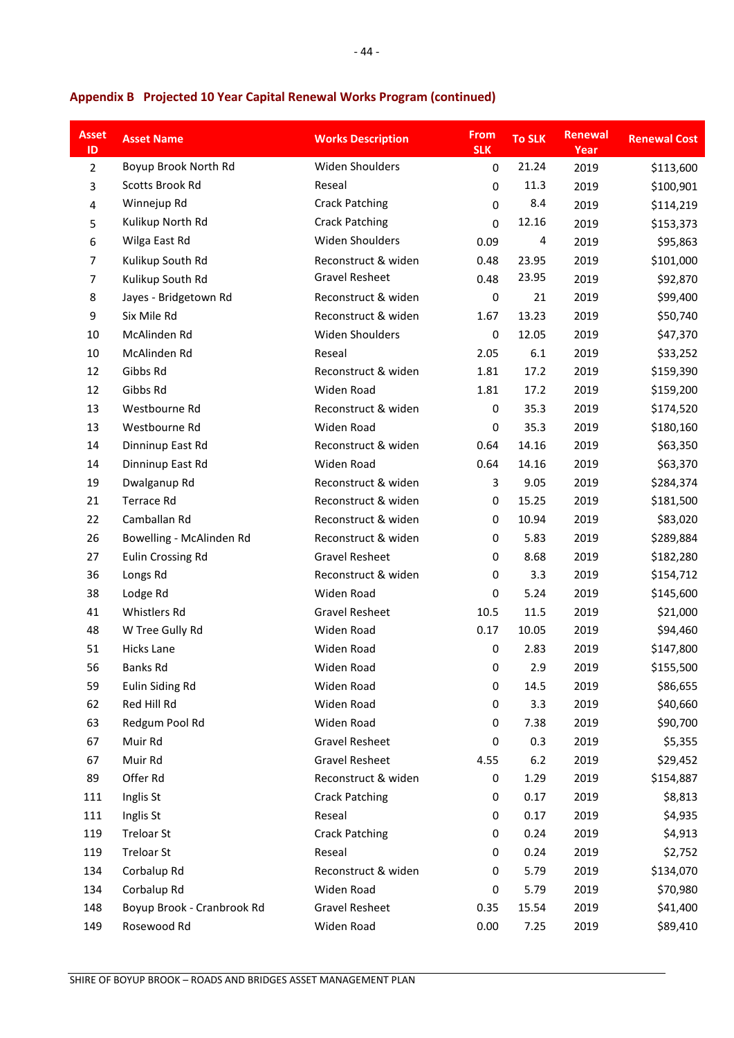## Appendix B Projected 10 Year Capital Renewal Works Program (continued)

| Asset ID | Asset Name | Works Description | From SLK | To SLK | Renewal Year | Renewal Cost |
|---|---|---|---|---|---|---|
| 2 | Boyup Brook North Rd | Widen Shoulders | 0 | 21.24 | 2019 | $113,600 |
| 3 | Scotts Brook Rd | Reseal | 0 | 11.3 | 2019 | $100,901 |
| 4 | Winnejup Rd | Crack Patching | 0 | 8.4 | 2019 | $114,219 |
| 5 | Kulikup North Rd | Crack Patching | 0 | 12.16 | 2019 | $153,373 |
| 6 | Wilga East Rd | Widen Shoulders | 0.09 | 4 | 2019 | $95,863 |
| 7 | Kulikup South Rd | Reconstruct & widen | 0.48 | 23.95 | 2019 | $101,000 |
| 7 | Kulikup South Rd | Gravel Resheet | 0.48 | 23.95 | 2019 | $92,870 |
| 8 | Jayes - Bridgetown Rd | Reconstruct & widen | 0 | 21 | 2019 | $99,400 |
| 9 | Six Mile Rd | Reconstruct & widen | 1.67 | 13.23 | 2019 | $50,740 |
| 10 | McAlinden Rd | Widen Shoulders | 0 | 12.05 | 2019 | $47,370 |
| 10 | McAlinden Rd | Reseal | 2.05 | 6.1 | 2019 | $33,252 |
| 12 | Gibbs Rd | Reconstruct & widen | 1.81 | 17.2 | 2019 | $159,390 |
| 12 | Gibbs Rd | Widen Road | 1.81 | 17.2 | 2019 | $159,200 |
| 13 | Westbourne Rd | Reconstruct & widen | 0 | 35.3 | 2019 | $174,520 |
| 13 | Westbourne Rd | Widen Road | 0 | 35.3 | 2019 | $180,160 |
| 14 | Dinninup East Rd | Reconstruct & widen | 0.64 | 14.16 | 2019 | $63,350 |
| 14 | Dinninup East Rd | Widen Road | 0.64 | 14.16 | 2019 | $63,370 |
| 19 | Dwalganup Rd | Reconstruct & widen | 3 | 9.05 | 2019 | $284,374 |
| 21 | Terrace Rd | Reconstruct & widen | 0 | 15.25 | 2019 | $181,500 |
| 22 | Camballan Rd | Reconstruct & widen | 0 | 10.94 | 2019 | $83,020 |
| 26 | Bowelling - McAlinden Rd | Reconstruct & widen | 0 | 5.83 | 2019 | $289,884 |
| 27 | Eulin Crossing Rd | Gravel Resheet | 0 | 8.68 | 2019 | $182,280 |
| 36 | Longs Rd | Reconstruct & widen | 0 | 3.3 | 2019 | $154,712 |
| 38 | Lodge Rd | Widen Road | 0 | 5.24 | 2019 | $145,600 |
| 41 | Whistlers Rd | Gravel Resheet | 10.5 | 11.5 | 2019 | $21,000 |
| 48 | W Tree Gully Rd | Widen Road | 0.17 | 10.05 | 2019 | $94,460 |
| 51 | Hicks Lane | Widen Road | 0 | 2.83 | 2019 | $147,800 |
| 56 | Banks Rd | Widen Road | 0 | 2.9 | 2019 | $155,500 |
| 59 | Eulin Siding Rd | Widen Road | 0 | 14.5 | 2019 | $86,655 |
| 62 | Red Hill Rd | Widen Road | 0 | 3.3 | 2019 | $40,660 |
| 63 | Redgum Pool Rd | Widen Road | 0 | 7.38 | 2019 | $90,700 |
| 67 | Muir Rd | Gravel Resheet | 0 | 0.3 | 2019 | $5,355 |
| 67 | Muir Rd | Gravel Resheet | 4.55 | 6.2 | 2019 | $29,452 |
| 89 | Offer Rd | Reconstruct & widen | 0 | 1.29 | 2019 | $154,887 |
| 111 | Inglis St | Crack Patching | 0 | 0.17 | 2019 | $8,813 |
| 111 | Inglis St | Reseal | 0 | 0.17 | 2019 | $4,935 |
| 119 | Treloar St | Crack Patching | 0 | 0.24 | 2019 | $4,913 |
| 119 | Treloar St | Reseal | 0 | 0.24 | 2019 | $2,752 |
| 134 | Corbalup Rd | Reconstruct & widen | 0 | 5.79 | 2019 | $134,070 |
| 134 | Corbalup Rd | Widen Road | 0 | 5.79 | 2019 | $70,980 |
| 148 | Boyup Brook - Cranbrook Rd | Gravel Resheet | 0.35 | 15.54 | 2019 | $41,400 |
| 149 | Rosewood Rd | Widen Road | 0.00 | 7.25 | 2019 | $89,410 |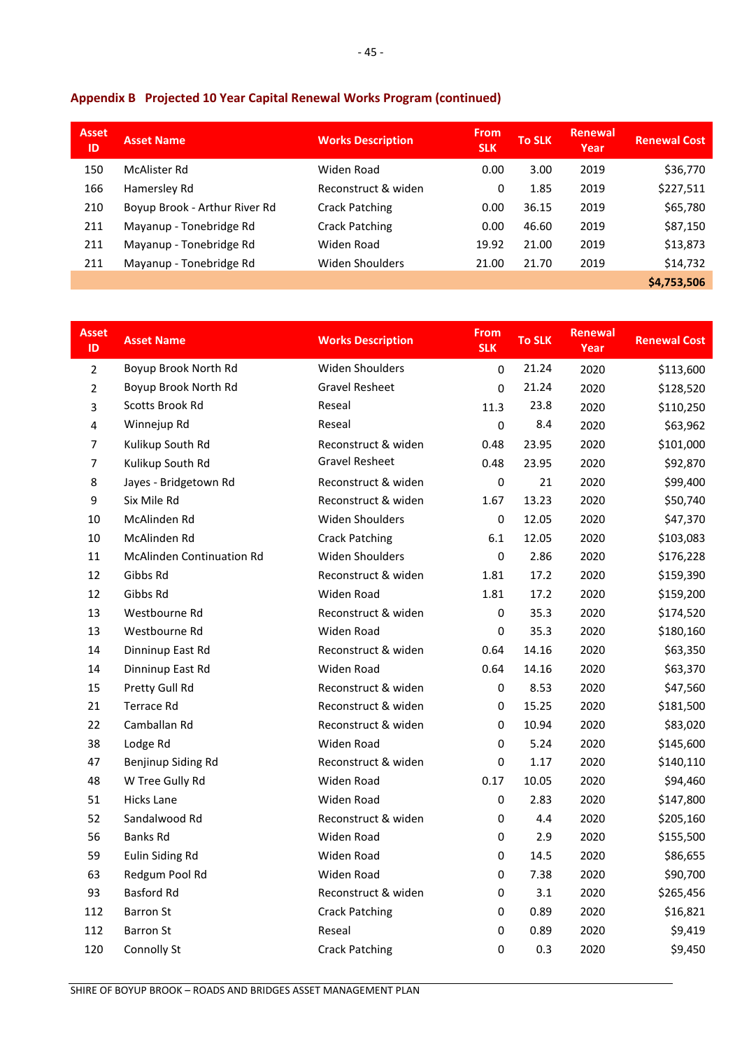### Appendix B Projected 10 Year Capital Renewal Works Program (continued)

| Asset ID | Asset Name | Works Description | From SLK | To SLK | Renewal Year | Renewal Cost |
|---|---|---|---|---|---|---|
| 150 | McAlister Rd | Widen Road | 0.00 | 3.00 | 2019 | $36,770 |
| 166 | Hamersley Rd | Reconstruct & widen | 0 | 1.85 | 2019 | $227,511 |
| 210 | Boyup Brook - Arthur River Rd | Crack Patching | 0.00 | 36.15 | 2019 | $65,780 |
| 211 | Mayanup - Tonebridge Rd | Crack Patching | 0.00 | 46.60 | 2019 | $87,150 |
| 211 | Mayanup - Tonebridge Rd | Widen Road | 19.92 | 21.00 | 2019 | $13,873 |
| 211 | Mayanup - Tonebridge Rd | Widen Shoulders | 21.00 | 21.70 | 2019 | $14,732 |
| | | | | | | **$4,753,506** |

| Asset ID | Asset Name | Works Description | From SLK | To SLK | Renewal Year | Renewal Cost |
|---|---|---|---|---|---|---|
| 2 | Boyup Brook North Rd | Widen Shoulders | 0 | 21.24 | 2020 | $113,600 |
| 2 | Boyup Brook North Rd | Gravel Resheet | 0 | 21.24 | 2020 | $128,520 |
| 3 | Scotts Brook Rd | Reseal | 11.3 | 23.8 | 2020 | $110,250 |
| 4 | Winnejup Rd | Reseal | 0 | 8.4 | 2020 | $63,962 |
| 7 | Kulikup South Rd | Reconstruct & widen | 0.48 | 23.95 | 2020 | $101,000 |
| 7 | Kulikup South Rd | Gravel Resheet | 0.48 | 23.95 | 2020 | $92,870 |
| 8 | Jayes - Bridgetown Rd | Reconstruct & widen | 0 | 21 | 2020 | $99,400 |
| 9 | Six Mile Rd | Reconstruct & widen | 1.67 | 13.23 | 2020 | $50,740 |
| 10 | McAlinden Rd | Widen Shoulders | 0 | 12.05 | 2020 | $47,370 |
| 10 | McAlinden Rd | Crack Patching | 6.1 | 12.05 | 2020 | $103,083 |
| 11 | McAlinden Continuation Rd | Widen Shoulders | 0 | 2.86 | 2020 | $176,228 |
| 12 | Gibbs Rd | Reconstruct & widen | 1.81 | 17.2 | 2020 | $159,390 |
| 12 | Gibbs Rd | Widen Road | 1.81 | 17.2 | 2020 | $159,200 |
| 13 | Westbourne Rd | Reconstruct & widen | 0 | 35.3 | 2020 | $174,520 |
| 13 | Westbourne Rd | Widen Road | 0 | 35.3 | 2020 | $180,160 |
| 14 | Dinninup East Rd | Reconstruct & widen | 0.64 | 14.16 | 2020 | $63,350 |
| 14 | Dinninup East Rd | Widen Road | 0.64 | 14.16 | 2020 | $63,370 |
| 15 | Pretty Gull Rd | Reconstruct & widen | 0 | 8.53 | 2020 | $47,560 |
| 21 | Terrace Rd | Reconstruct & widen | 0 | 15.25 | 2020 | $181,500 |
| 22 | Camballan Rd | Reconstruct & widen | 0 | 10.94 | 2020 | $83,020 |
| 38 | Lodge Rd | Widen Road | 0 | 5.24 | 2020 | $145,600 |
| 47 | Benjinup Siding Rd | Reconstruct & widen | 0 | 1.17 | 2020 | $140,110 |
| 48 | W Tree Gully Rd | Widen Road | 0.17 | 10.05 | 2020 | $94,460 |
| 51 | Hicks Lane | Widen Road | 0 | 2.83 | 2020 | $147,800 |
| 52 | Sandalwood Rd | Reconstruct & widen | 0 | 4.4 | 2020 | $205,160 |
| 56 | Banks Rd | Widen Road | 0 | 2.9 | 2020 | $155,500 |
| 59 | Eulin Siding Rd | Widen Road | 0 | 14.5 | 2020 | $86,655 |
| 63 | Redgum Pool Rd | Widen Road | 0 | 7.38 | 2020 | $90,700 |
| 93 | Basford Rd | Reconstruct & widen | 0 | 3.1 | 2020 | $265,456 |
| 112 | Barron St | Crack Patching | 0 | 0.89 | 2020 | $16,821 |
| 112 | Barron St | Reseal | 0 | 0.89 | 2020 | $9,419 |
| 120 | Connolly St | Crack Patching | 0 | 0.3 | 2020 | $9,450 |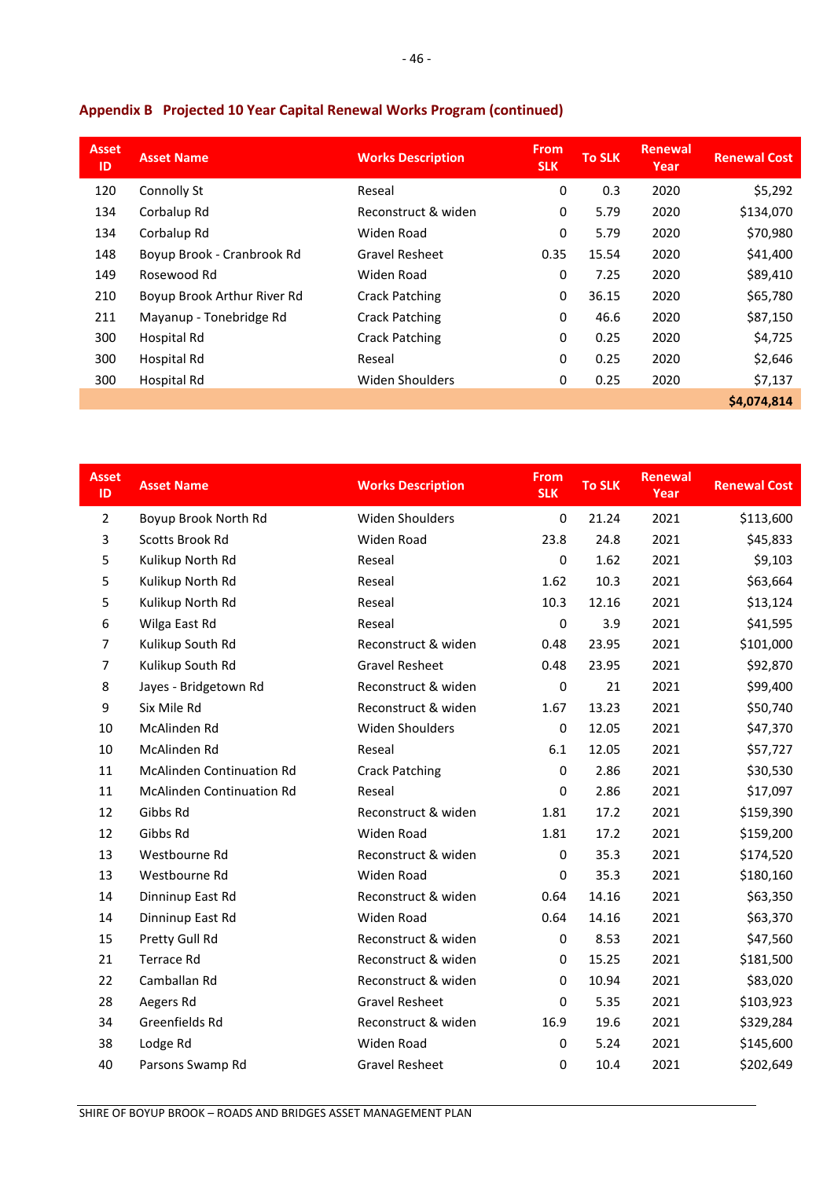## Appendix B Projected 10 Year Capital Renewal Works Program (continued)

| Asset ID | Asset Name | Works Description | From SLK | To SLK | Renewal Year | Renewal Cost |
|---|---|---|---|---|---|---|
| 120 | Connolly St | Reseal | 0 | 0.3 | 2020 | $5,292 |
| 134 | Corbalup Rd | Reconstruct & widen | 0 | 5.79 | 2020 | $134,070 |
| 134 | Corbalup Rd | Widen Road | 0 | 5.79 | 2020 | $70,980 |
| 148 | Boyup Brook - Cranbrook Rd | Gravel Resheet | 0.35 | 15.54 | 2020 | $41,400 |
| 149 | Rosewood Rd | Widen Road | 0 | 7.25 | 2020 | $89,410 |
| 210 | Boyup Brook Arthur River Rd | Crack Patching | 0 | 36.15 | 2020 | $65,780 |
| 211 | Mayanup - Tonebridge Rd | Crack Patching | 0 | 46.6 | 2020 | $87,150 |
| 300 | Hospital Rd | Crack Patching | 0 | 0.25 | 2020 | $4,725 |
| 300 | Hospital Rd | Reseal | 0 | 0.25 | 2020 | $2,646 |
| 300 | Hospital Rd | Widen Shoulders | 0 | 0.25 | 2020 | $7,137 |
| | | | | | | **$4,074,814** |

| Asset ID | Asset Name | Works Description | From SLK | To SLK | Renewal Year | Renewal Cost |
|---|---|---|---|---|---|---|
| 2 | Boyup Brook North Rd | Widen Shoulders | 0 | 21.24 | 2021 | $113,600 |
| 3 | Scotts Brook Rd | Widen Road | 23.8 | 24.8 | 2021 | $45,833 |
| 5 | Kulikup North Rd | Reseal | 0 | 1.62 | 2021 | $9,103 |
| 5 | Kulikup North Rd | Reseal | 1.62 | 10.3 | 2021 | $63,664 |
| 5 | Kulikup North Rd | Reseal | 10.3 | 12.16 | 2021 | $13,124 |
| 6 | Wilga East Rd | Reseal | 0 | 3.9 | 2021 | $41,595 |
| 7 | Kulikup South Rd | Reconstruct & widen | 0.48 | 23.95 | 2021 | $101,000 |
| 7 | Kulikup South Rd | Gravel Resheet | 0.48 | 23.95 | 2021 | $92,870 |
| 8 | Jayes - Bridgetown Rd | Reconstruct & widen | 0 | 21 | 2021 | $99,400 |
| 9 | Six Mile Rd | Reconstruct & widen | 1.67 | 13.23 | 2021 | $50,740 |
| 10 | McAlinden Rd | Widen Shoulders | 0 | 12.05 | 2021 | $47,370 |
| 10 | McAlinden Rd | Reseal | 6.1 | 12.05 | 2021 | $57,727 |
| 11 | McAlinden Continuation Rd | Crack Patching | 0 | 2.86 | 2021 | $30,530 |
| 11 | McAlinden Continuation Rd | Reseal | 0 | 2.86 | 2021 | $17,097 |
| 12 | Gibbs Rd | Reconstruct & widen | 1.81 | 17.2 | 2021 | $159,390 |
| 12 | Gibbs Rd | Widen Road | 1.81 | 17.2 | 2021 | $159,200 |
| 13 | Westbourne Rd | Reconstruct & widen | 0 | 35.3 | 2021 | $174,520 |
| 13 | Westbourne Rd | Widen Road | 0 | 35.3 | 2021 | $180,160 |
| 14 | Dinninup East Rd | Reconstruct & widen | 0.64 | 14.16 | 2021 | $63,350 |
| 14 | Dinninup East Rd | Widen Road | 0.64 | 14.16 | 2021 | $63,370 |
| 15 | Pretty Gull Rd | Reconstruct & widen | 0 | 8.53 | 2021 | $47,560 |
| 21 | Terrace Rd | Reconstruct & widen | 0 | 15.25 | 2021 | $181,500 |
| 22 | Camballan Rd | Reconstruct & widen | 0 | 10.94 | 2021 | $83,020 |
| 28 | Aegers Rd | Gravel Resheet | 0 | 5.35 | 2021 | $103,923 |
| 34 | Greenfields Rd | Reconstruct & widen | 16.9 | 19.6 | 2021 | $329,284 |
| 38 | Lodge Rd | Widen Road | 0 | 5.24 | 2021 | $145,600 |
| 40 | Parsons Swamp Rd | Gravel Resheet | 0 | 10.4 | 2021 | $202,649 |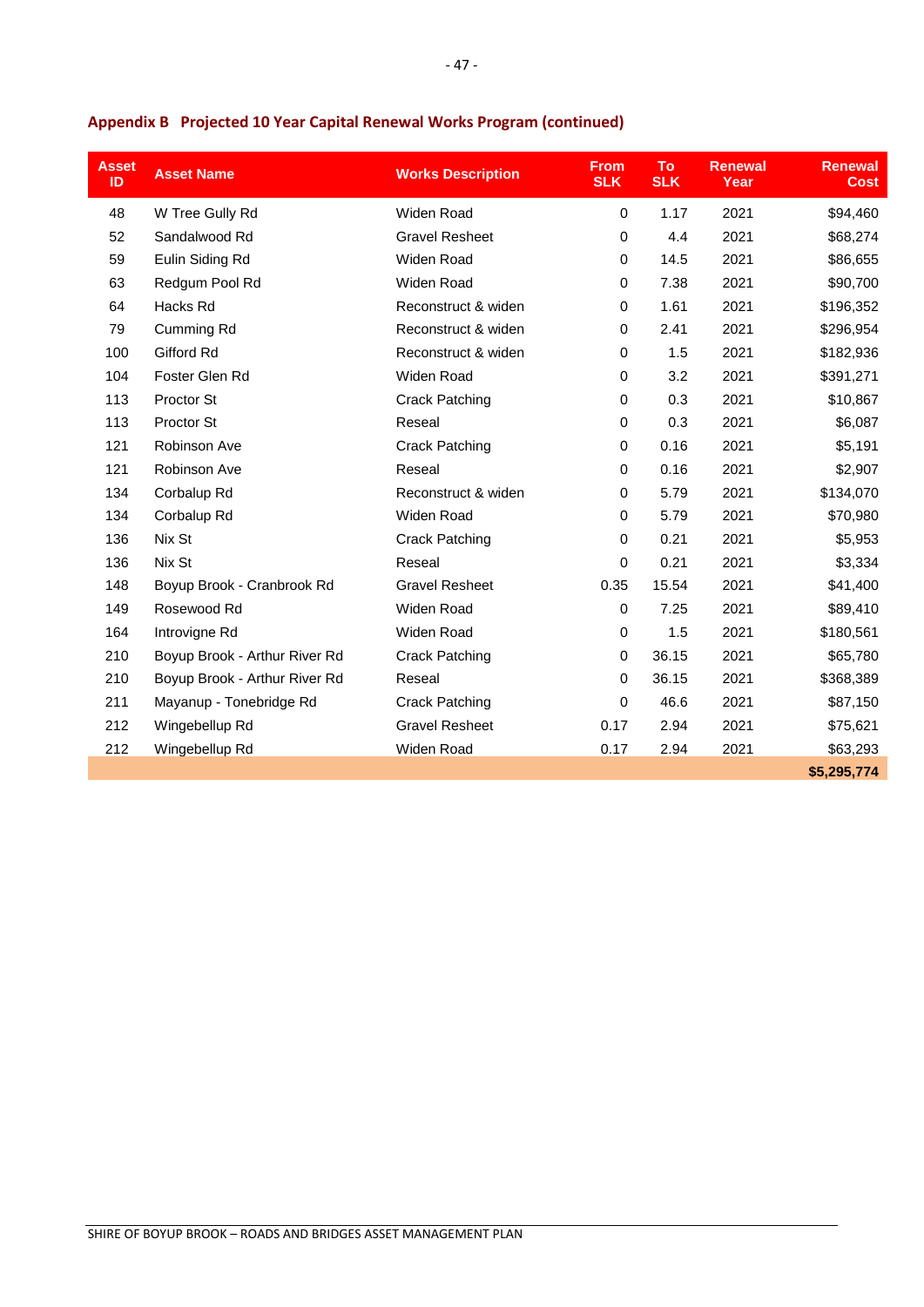## Appendix B Projected 10 Year Capital Renewal Works Program (continued)

| Asset ID | Asset Name | Works Description | From SLK | To SLK | Renewal Year | Renewal Cost |
|---|---|---|---|---|---|---|
| 48 | W Tree Gully Rd | Widen Road | 0 | 1.17 | 2021 | $94,460 |
| 52 | Sandalwood Rd | Gravel Resheet | 0 | 4.4 | 2021 | $68,274 |
| 59 | Eulin Siding Rd | Widen Road | 0 | 14.5 | 2021 | $86,655 |
| 63 | Redgum Pool Rd | Widen Road | 0 | 7.38 | 2021 | $90,700 |
| 64 | Hacks Rd | Reconstruct & widen | 0 | 1.61 | 2021 | $196,352 |
| 79 | Cumming Rd | Reconstruct & widen | 0 | 2.41 | 2021 | $296,954 |
| 100 | Gifford Rd | Reconstruct & widen | 0 | 1.5 | 2021 | $182,936 |
| 104 | Foster Glen Rd | Widen Road | 0 | 3.2 | 2021 | $391,271 |
| 113 | Proctor St | Crack Patching | 0 | 0.3 | 2021 | $10,867 |
| 113 | Proctor St | Reseal | 0 | 0.3 | 2021 | $6,087 |
| 121 | Robinson Ave | Crack Patching | 0 | 0.16 | 2021 | $5,191 |
| 121 | Robinson Ave | Reseal | 0 | 0.16 | 2021 | $2,907 |
| 134 | Corbalup Rd | Reconstruct & widen | 0 | 5.79 | 2021 | $134,070 |
| 134 | Corbalup Rd | Widen Road | 0 | 5.79 | 2021 | $70,980 |
| 136 | Nix St | Crack Patching | 0 | 0.21 | 2021 | $5,953 |
| 136 | Nix St | Reseal | 0 | 0.21 | 2021 | $3,334 |
| 148 | Boyup Brook - Cranbrook Rd | Gravel Resheet | 0.35 | 15.54 | 2021 | $41,400 |
| 149 | Rosewood Rd | Widen Road | 0 | 7.25 | 2021 | $89,410 |
| 164 | Introvigne Rd | Widen Road | 0 | 1.5 | 2021 | $180,561 |
| 210 | Boyup Brook - Arthur River Rd | Crack Patching | 0 | 36.15 | 2021 | $65,780 |
| 210 | Boyup Brook - Arthur River Rd | Reseal | 0 | 36.15 | 2021 | $368,389 |
| 211 | Mayanup - Tonebridge Rd | Crack Patching | 0 | 46.6 | 2021 | $87,150 |
| 212 | Wingebellup Rd | Gravel Resheet | 0.17 | 2.94 | 2021 | $75,621 |
| 212 | Wingebellup Rd | Widen Road | 0.17 | 2.94 | 2021 | $63,293 |
| | | | | | | **$5,295,774** |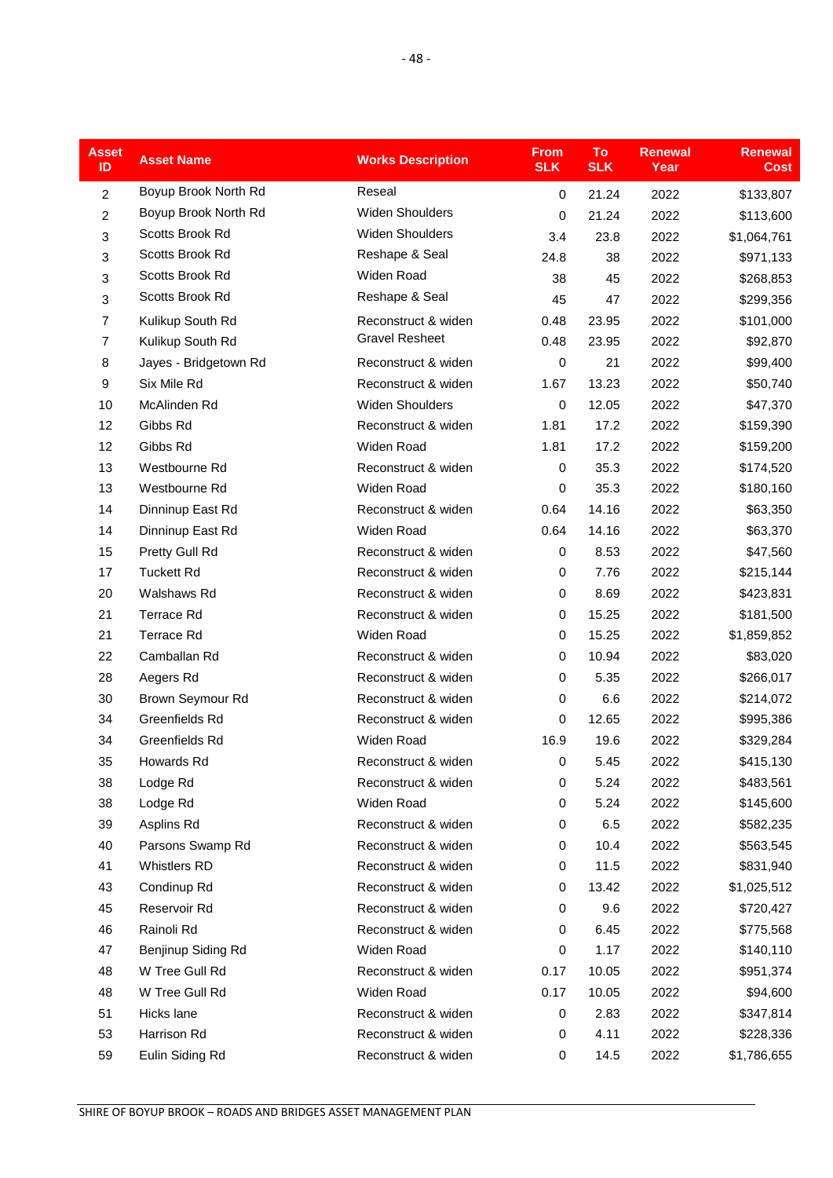| Asset ID | Asset Name | Works Description | From SLK | To SLK | Renewal Year | Renewal Cost |
|---|---|---|---|---|---|---|
| 2 | Boyup Brook North Rd | Reseal | 0 | 21.24 | 2022 | $133,807 |
| 2 | Boyup Brook North Rd | Widen Shoulders | 0 | 21.24 | 2022 | $113,600 |
| 3 | Scotts Brook Rd | Widen Shoulders | 3.4 | 23.8 | 2022 | $1,064,761 |
| 3 | Scotts Brook Rd | Reshape & Seal | 24.8 | 38 | 2022 | $971,133 |
| 3 | Scotts Brook Rd | Widen Road | 38 | 45 | 2022 | $268,853 |
| 3 | Scotts Brook Rd | Reshape & Seal | 45 | 47 | 2022 | $299,356 |
| 7 | Kulikup South Rd | Reconstruct & widen | 0.48 | 23.95 | 2022 | $101,000 |
| 7 | Kulikup South Rd | Gravel Resheet | 0.48 | 23.95 | 2022 | $92,870 |
| 8 | Jayes - Bridgetown Rd | Reconstruct & widen | 0 | 21 | 2022 | $99,400 |
| 9 | Six Mile Rd | Reconstruct & widen | 1.67 | 13.23 | 2022 | $50,740 |
| 10 | McAlinden Rd | Widen Shoulders | 0 | 12.05 | 2022 | $47,370 |
| 12 | Gibbs Rd | Reconstruct & widen | 1.81 | 17.2 | 2022 | $159,390 |
| 12 | Gibbs Rd | Widen Road | 1.81 | 17.2 | 2022 | $159,200 |
| 13 | Westbourne Rd | Reconstruct & widen | 0 | 35.3 | 2022 | $174,520 |
| 13 | Westbourne Rd | Widen Road | 0 | 35.3 | 2022 | $180,160 |
| 14 | Dinninup East Rd | Reconstruct & widen | 0.64 | 14.16 | 2022 | $63,350 |
| 14 | Dinninup East Rd | Widen Road | 0.64 | 14.16 | 2022 | $63,370 |
| 15 | Pretty Gull Rd | Reconstruct & widen | 0 | 8.53 | 2022 | $47,560 |
| 17 | Tuckett Rd | Reconstruct & widen | 0 | 7.76 | 2022 | $215,144 |
| 20 | Walshaws Rd | Reconstruct & widen | 0 | 8.69 | 2022 | $423,831 |
| 21 | Terrace Rd | Reconstruct & widen | 0 | 15.25 | 2022 | $181,500 |
| 21 | Terrace Rd | Widen Road | 0 | 15.25 | 2022 | $1,859,852 |
| 22 | Camballan Rd | Reconstruct & widen | 0 | 10.94 | 2022 | $83,020 |
| 28 | Aegers Rd | Reconstruct & widen | 0 | 5.35 | 2022 | $266,017 |
| 30 | Brown Seymour Rd | Reconstruct & widen | 0 | 6.6 | 2022 | $214,072 |
| 34 | Greenfields Rd | Reconstruct & widen | 0 | 12.65 | 2022 | $995,386 |
| 34 | Greenfields Rd | Widen Road | 16.9 | 19.6 | 2022 | $329,284 |
| 35 | Howards Rd | Reconstruct & widen | 0 | 5.45 | 2022 | $415,130 |
| 38 | Lodge Rd | Reconstruct & widen | 0 | 5.24 | 2022 | $483,561 |
| 38 | Lodge Rd | Widen Road | 0 | 5.24 | 2022 | $145,600 |
| 39 | Asplins Rd | Reconstruct & widen | 0 | 6.5 | 2022 | $582,235 |
| 40 | Parsons Swamp Rd | Reconstruct & widen | 0 | 10.4 | 2022 | $563,545 |
| 41 | Whistlers RD | Reconstruct & widen | 0 | 11.5 | 2022 | $831,940 |
| 43 | Condinup Rd | Reconstruct & widen | 0 | 13.42 | 2022 | $1,025,512 |
| 45 | Reservoir Rd | Reconstruct & widen | 0 | 9.6 | 2022 | $720,427 |
| 46 | Rainoli Rd | Reconstruct & widen | 0 | 6.45 | 2022 | $775,568 |
| 47 | Benjinup Siding Rd | Widen Road | 0 | 1.17 | 2022 | $140,110 |
| 48 | W Tree Gull Rd | Reconstruct & widen | 0.17 | 10.05 | 2022 | $951,374 |
| 48 | W Tree Gull Rd | Widen Road | 0.17 | 10.05 | 2022 | $94,600 |
| 51 | Hicks lane | Reconstruct & widen | 0 | 2.83 | 2022 | $347,814 |
| 53 | Harrison Rd | Reconstruct & widen | 0 | 4.11 | 2022 | $228,336 |
| 59 | Eulin Siding Rd | Reconstruct & widen | 0 | 14.5 | 2022 | $1,786,655 |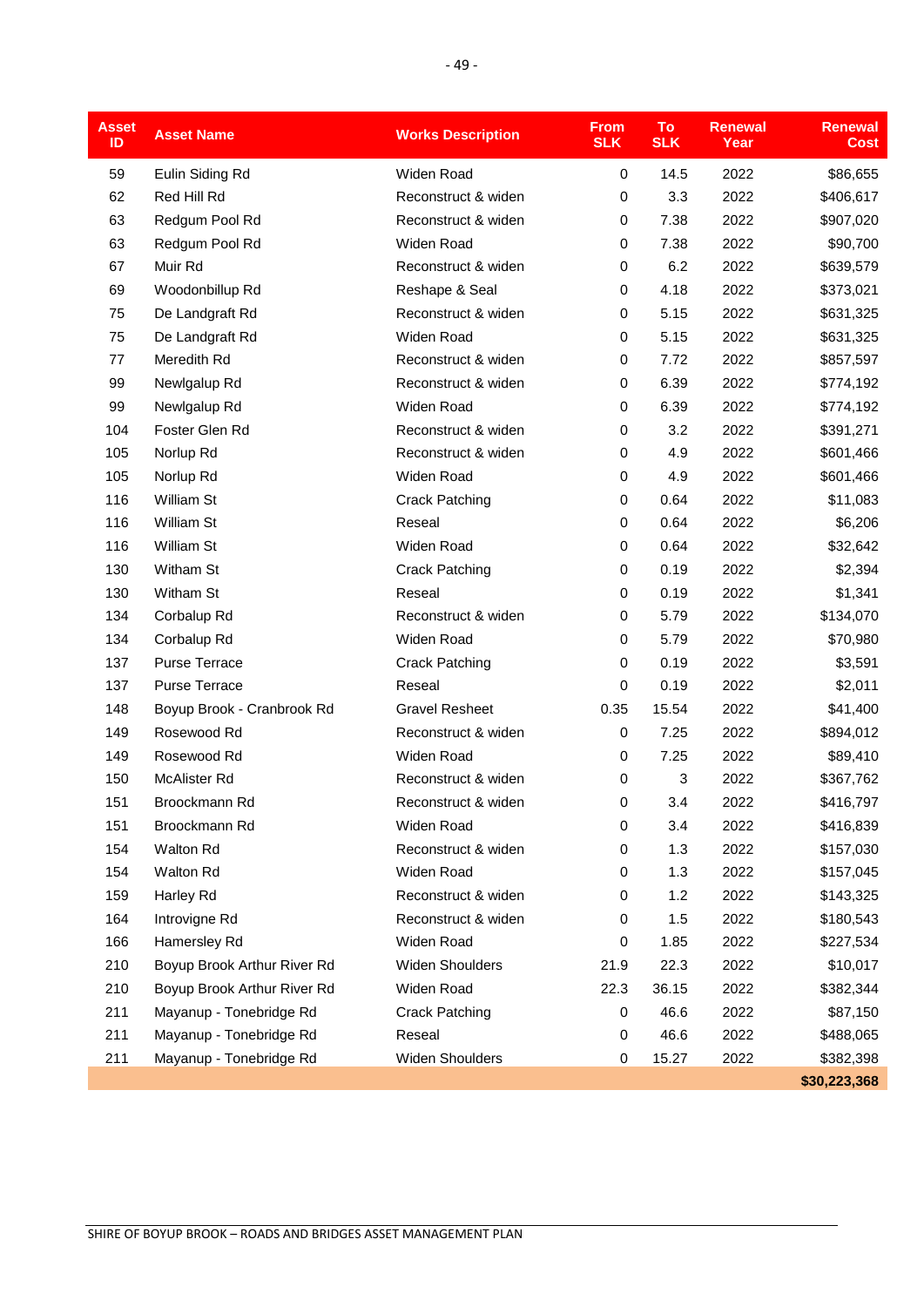| Asset ID | Asset Name | Works Description | From SLK | To SLK | Renewal Year | Renewal Cost |
|---|---|---|---|---|---|---|
| 59 | Eulin Siding Rd | Widen Road | 0 | 14.5 | 2022 | $86,655 |
| 62 | Red Hill Rd | Reconstruct & widen | 0 | 3.3 | 2022 | $406,617 |
| 63 | Redgum Pool Rd | Reconstruct & widen | 0 | 7.38 | 2022 | $907,020 |
| 63 | Redgum Pool Rd | Widen Road | 0 | 7.38 | 2022 | $90,700 |
| 67 | Muir Rd | Reconstruct & widen | 0 | 6.2 | 2022 | $639,579 |
| 69 | Woodonbillup Rd | Reshape & Seal | 0 | 4.18 | 2022 | $373,021 |
| 75 | De Landgraft Rd | Reconstruct & widen | 0 | 5.15 | 2022 | $631,325 |
| 75 | De Landgraft Rd | Widen Road | 0 | 5.15 | 2022 | $631,325 |
| 77 | Meredith Rd | Reconstruct & widen | 0 | 7.72 | 2022 | $857,597 |
| 99 | Newlgalup Rd | Reconstruct & widen | 0 | 6.39 | 2022 | $774,192 |
| 99 | Newlgalup Rd | Widen Road | 0 | 6.39 | 2022 | $774,192 |
| 104 | Foster Glen Rd | Reconstruct & widen | 0 | 3.2 | 2022 | $391,271 |
| 105 | Norlup Rd | Reconstruct & widen | 0 | 4.9 | 2022 | $601,466 |
| 105 | Norlup Rd | Widen Road | 0 | 4.9 | 2022 | $601,466 |
| 116 | William St | Crack Patching | 0 | 0.64 | 2022 | $11,083 |
| 116 | William St | Reseal | 0 | 0.64 | 2022 | $6,206 |
| 116 | William St | Widen Road | 0 | 0.64 | 2022 | $32,642 |
| 130 | Witham St | Crack Patching | 0 | 0.19 | 2022 | $2,394 |
| 130 | Witham St | Reseal | 0 | 0.19 | 2022 | $1,341 |
| 134 | Corbalup Rd | Reconstruct & widen | 0 | 5.79 | 2022 | $134,070 |
| 134 | Corbalup Rd | Widen Road | 0 | 5.79 | 2022 | $70,980 |
| 137 | Purse Terrace | Crack Patching | 0 | 0.19 | 2022 | $3,591 |
| 137 | Purse Terrace | Reseal | 0 | 0.19 | 2022 | $2,011 |
| 148 | Boyup Brook - Cranbrook Rd | Gravel Resheet | 0.35 | 15.54 | 2022 | $41,400 |
| 149 | Rosewood Rd | Reconstruct & widen | 0 | 7.25 | 2022 | $894,012 |
| 149 | Rosewood Rd | Widen Road | 0 | 7.25 | 2022 | $89,410 |
| 150 | McAlister Rd | Reconstruct & widen | 0 | 3 | 2022 | $367,762 |
| 151 | Broockmann Rd | Reconstruct & widen | 0 | 3.4 | 2022 | $416,797 |
| 151 | Broockmann Rd | Widen Road | 0 | 3.4 | 2022 | $416,839 |
| 154 | Walton Rd | Reconstruct & widen | 0 | 1.3 | 2022 | $157,030 |
| 154 | Walton Rd | Widen Road | 0 | 1.3 | 2022 | $157,045 |
| 159 | Harley Rd | Reconstruct & widen | 0 | 1.2 | 2022 | $143,325 |
| 164 | Introvigne Rd | Reconstruct & widen | 0 | 1.5 | 2022 | $180,543 |
| 166 | Hamersley Rd | Widen Road | 0 | 1.85 | 2022 | $227,534 |
| 210 | Boyup Brook Arthur River Rd | Widen Shoulders | 21.9 | 22.3 | 2022 | $10,017 |
| 210 | Boyup Brook Arthur River Rd | Widen Road | 22.3 | 36.15 | 2022 | $382,344 |
| 211 | Mayanup - Tonebridge Rd | Crack Patching | 0 | 46.6 | 2022 | $87,150 |
| 211 | Mayanup - Tonebridge Rd | Reseal | 0 | 46.6 | 2022 | $488,065 |
| 211 | Mayanup - Tonebridge Rd | Widen Shoulders | 0 | 15.27 | 2022 | $382,398 |
| | | | | | | **$30,223,368** |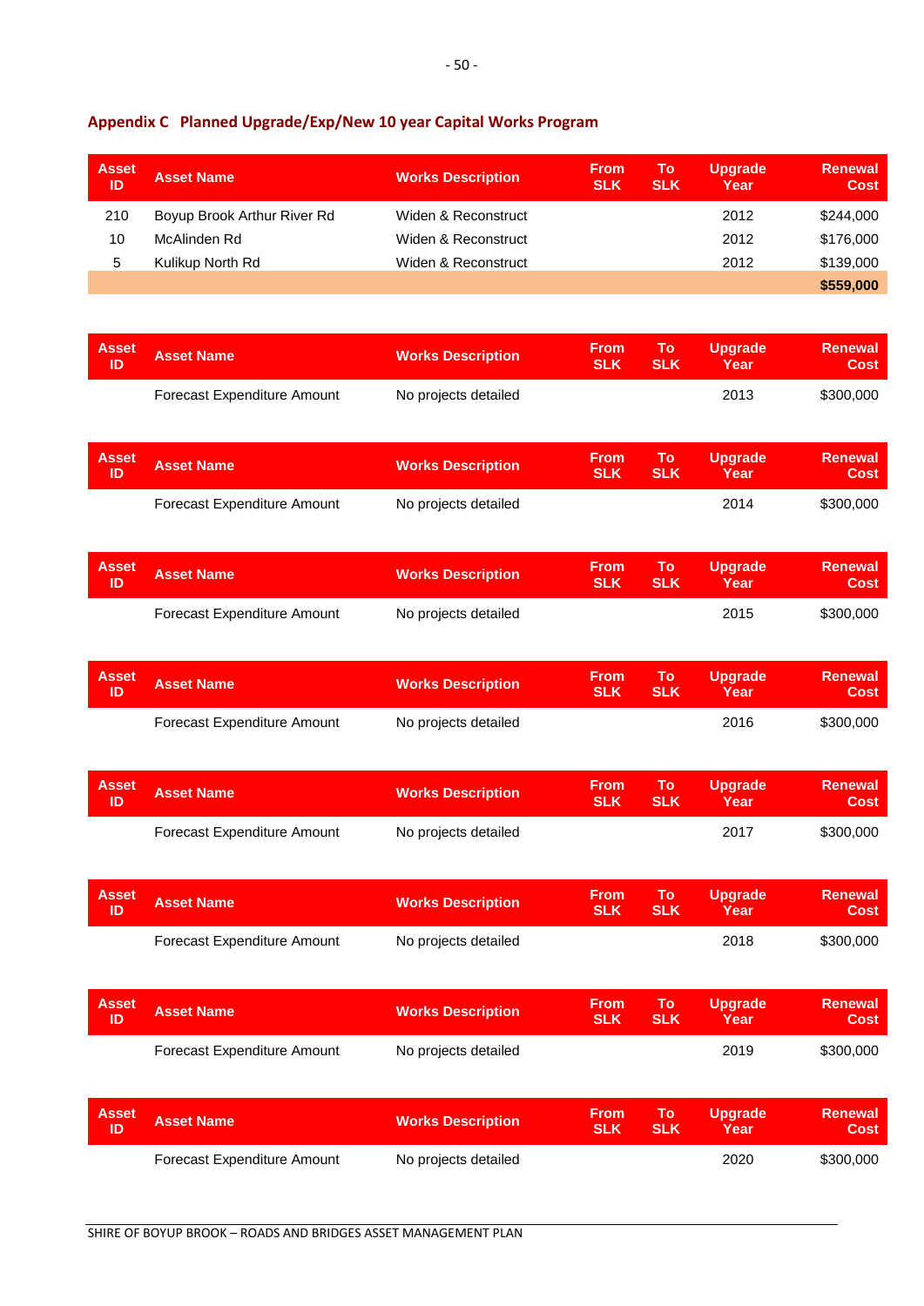## Appendix C Planned Upgrade/Exp/New 10 year Capital Works Program

| Asset ID | Asset Name | Works Description | From SLK | To SLK | Upgrade Year | Renewal Cost |
|---|---|---|---|---|---|---|
| 210 | Boyup Brook Arthur River Rd | Widen & Reconstruct | | | 2012 | $244,000 |
| 10 | McAlinden Rd | Widen & Reconstruct | | | 2012 | $176,000 |
| 5 | Kulikup North Rd | Widen & Reconstruct | | | 2012 | $139,000 |
| | | | | | | **$559,000** |

| Asset ID | Asset Name | Works Description | From SLK | To SLK | Upgrade Year | Renewal Cost |
|---|---|---|---|---|---|---|
| | Forecast Expenditure Amount | No projects detailed | | | 2013 | $300,000 |

| Asset ID | Asset Name | Works Description | From SLK | To SLK | Upgrade Year | Renewal Cost |
|---|---|---|---|---|---|---|
| | Forecast Expenditure Amount | No projects detailed | | | 2014 | $300,000 |

| Asset ID | Asset Name | Works Description | From SLK | To SLK | Upgrade Year | Renewal Cost |
|---|---|---|---|---|---|---|
| | Forecast Expenditure Amount | No projects detailed | | | 2015 | $300,000 |

| Asset ID | Asset Name | Works Description | From SLK | To SLK | Upgrade Year | Renewal Cost |
|---|---|---|---|---|---|---|
| | Forecast Expenditure Amount | No projects detailed | | | 2016 | $300,000 |

| Asset ID | Asset Name | Works Description | From SLK | To SLK | Upgrade Year | Renewal Cost |
|---|---|---|---|---|---|---|
| | Forecast Expenditure Amount | No projects detailed | | | 2017 | $300,000 |

| Asset ID | Asset Name | Works Description | From SLK | To SLK | Upgrade Year | Renewal Cost |
|---|---|---|---|---|---|---|
| | Forecast Expenditure Amount | No projects detailed | | | 2018 | $300,000 |

| Asset ID | Asset Name | Works Description | From SLK | To SLK | Upgrade Year | Renewal Cost |
|---|---|---|---|---|---|---|
| | Forecast Expenditure Amount | No projects detailed | | | 2019 | $300,000 |

| Asset ID | Asset Name | Works Description | From SLK | To SLK | Upgrade Year | Renewal Cost |
|---|---|---|---|---|---|---|
| | Forecast Expenditure Amount | No projects detailed | | | 2020 | $300,000 |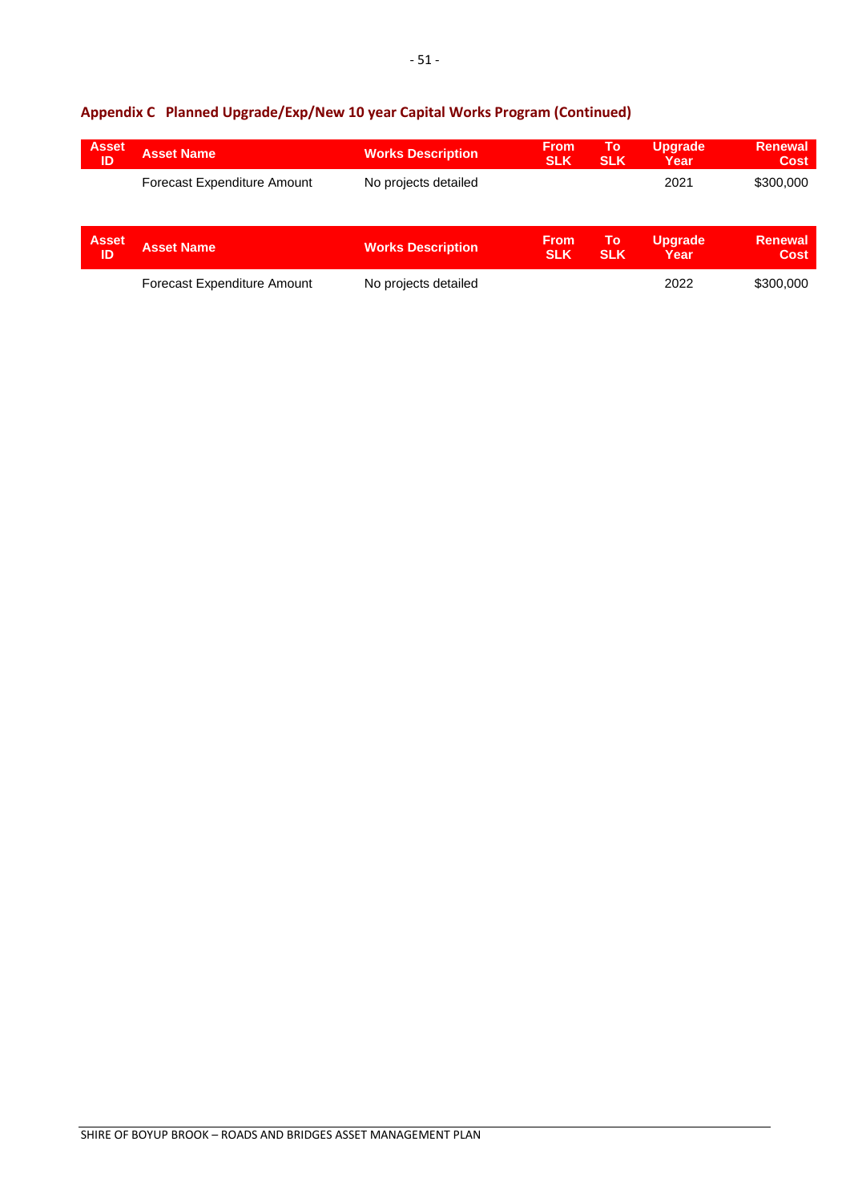## Appendix C Planned Upgrade/Exp/New 10 year Capital Works Program (Continued)

| Asset ID | Asset Name | Works Description | From SLK | To SLK | Upgrade Year | Renewal Cost |
|---|---|---|---|---|---|---|
| | Forecast Expenditure Amount | No projects detailed | | | 2021 | $300,000 |

| Asset ID | Asset Name | Works Description | From SLK | To SLK | Upgrade Year | Renewal Cost |
|---|---|---|---|---|---|---|
| | Forecast Expenditure Amount | No projects detailed | | | 2022 | $300,000 |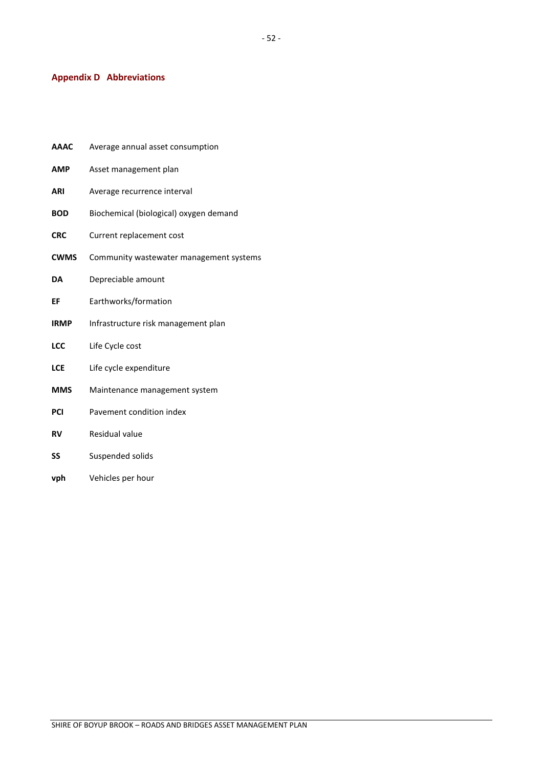## Appendix D Abbreviations

**AAAC** Average annual asset consumption

**AMP** Asset management plan

**ARI** Average recurrence interval

**BOD** Biochemical (biological) oxygen demand

**CRC** Current replacement cost

**CWMS** Community wastewater management systems

**DA** Depreciable amount

**EF** Earthworks/formation

**IRMP** Infrastructure risk management plan

**LCC** Life Cycle cost

**LCE** Life cycle expenditure

**MMS** Maintenance management system

**PCI** Pavement condition index

**RV** Residual value

**SS** Suspended solids

**vph** Vehicles per hour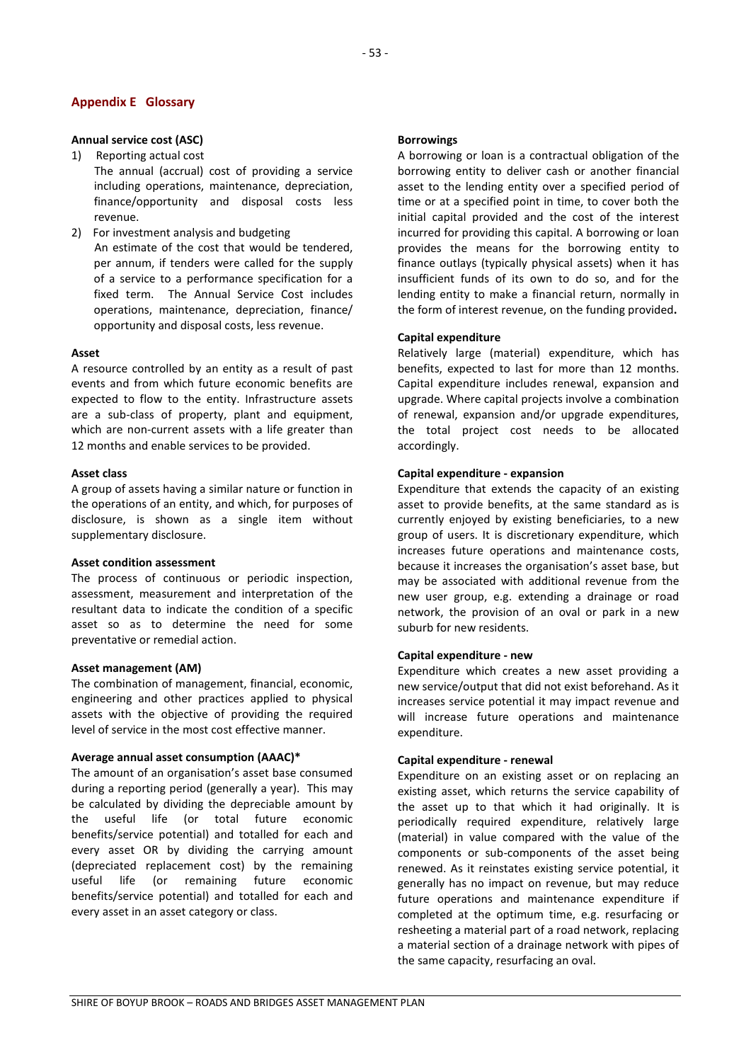## Appendix E Glossary

**Annual service cost (ASC)**

1) Reporting actual cost
   The annual (accrual) cost of providing a service including operations, maintenance, depreciation, finance/opportunity and disposal costs less revenue.
2) For investment analysis and budgeting
   An estimate of the cost that would be tendered, per annum, if tenders were called for the supply of a service to a performance specification for a fixed term. The Annual Service Cost includes operations, maintenance, depreciation, finance/ opportunity and disposal costs, less revenue.

**Asset**

A resource controlled by an entity as a result of past events and from which future economic benefits are expected to flow to the entity. Infrastructure assets are a sub-class of property, plant and equipment, which are non-current assets with a life greater than 12 months and enable services to be provided.

**Asset class**

A group of assets having a similar nature or function in the operations of an entity, and which, for purposes of disclosure, is shown as a single item without supplementary disclosure.

**Asset condition assessment**

The process of continuous or periodic inspection, assessment, measurement and interpretation of the resultant data to indicate the condition of a specific asset so as to determine the need for some preventative or remedial action.

**Asset management (AM)**

The combination of management, financial, economic, engineering and other practices applied to physical assets with the objective of providing the required level of service in the most cost effective manner.

**Average annual asset consumption (AAAC)***

The amount of an organisation's asset base consumed during a reporting period (generally a year). This may be calculated by dividing the depreciable amount by the useful life (or total future economic benefits/service potential) and totalled for each and every asset OR by dividing the carrying amount (depreciated replacement cost) by the remaining useful life (or remaining future economic benefits/service potential) and totalled for each and every asset in an asset category or class.

**Borrowings**

A borrowing or loan is a contractual obligation of the borrowing entity to deliver cash or another financial asset to the lending entity over a specified period of time or at a specified point in time, to cover both the initial capital provided and the cost of the interest incurred for providing this capital. A borrowing or loan provides the means for the borrowing entity to finance outlays (typically physical assets) when it has insufficient funds of its own to do so, and for the lending entity to make a financial return, normally in the form of interest revenue, on the funding provided.

**Capital expenditure**

Relatively large (material) expenditure, which has benefits, expected to last for more than 12 months. Capital expenditure includes renewal, expansion and upgrade. Where capital projects involve a combination of renewal, expansion and/or upgrade expenditures, the total project cost needs to be allocated accordingly.

**Capital expenditure - expansion**

Expenditure that extends the capacity of an existing asset to provide benefits, at the same standard as is currently enjoyed by existing beneficiaries, to a new group of users. It is discretionary expenditure, which increases future operations and maintenance costs, because it increases the organisation's asset base, but may be associated with additional revenue from the new user group, e.g. extending a drainage or road network, the provision of an oval or park in a new suburb for new residents.

**Capital expenditure - new**

Expenditure which creates a new asset providing a new service/output that did not exist beforehand. As it increases service potential it may impact revenue and will increase future operations and maintenance expenditure.

**Capital expenditure - renewal**

Expenditure on an existing asset or on replacing an existing asset, which returns the service capability of the asset up to that which it had originally. It is periodically required expenditure, relatively large (material) in value compared with the value of the components or sub-components of the asset being renewed. As it reinstates existing service potential, it generally has no impact on revenue, but may reduce future operations and maintenance expenditure if completed at the optimum time, e.g. resurfacing or resheeting a material part of a road network, replacing a material section of a drainage network with pipes of the same capacity, resurfacing an oval.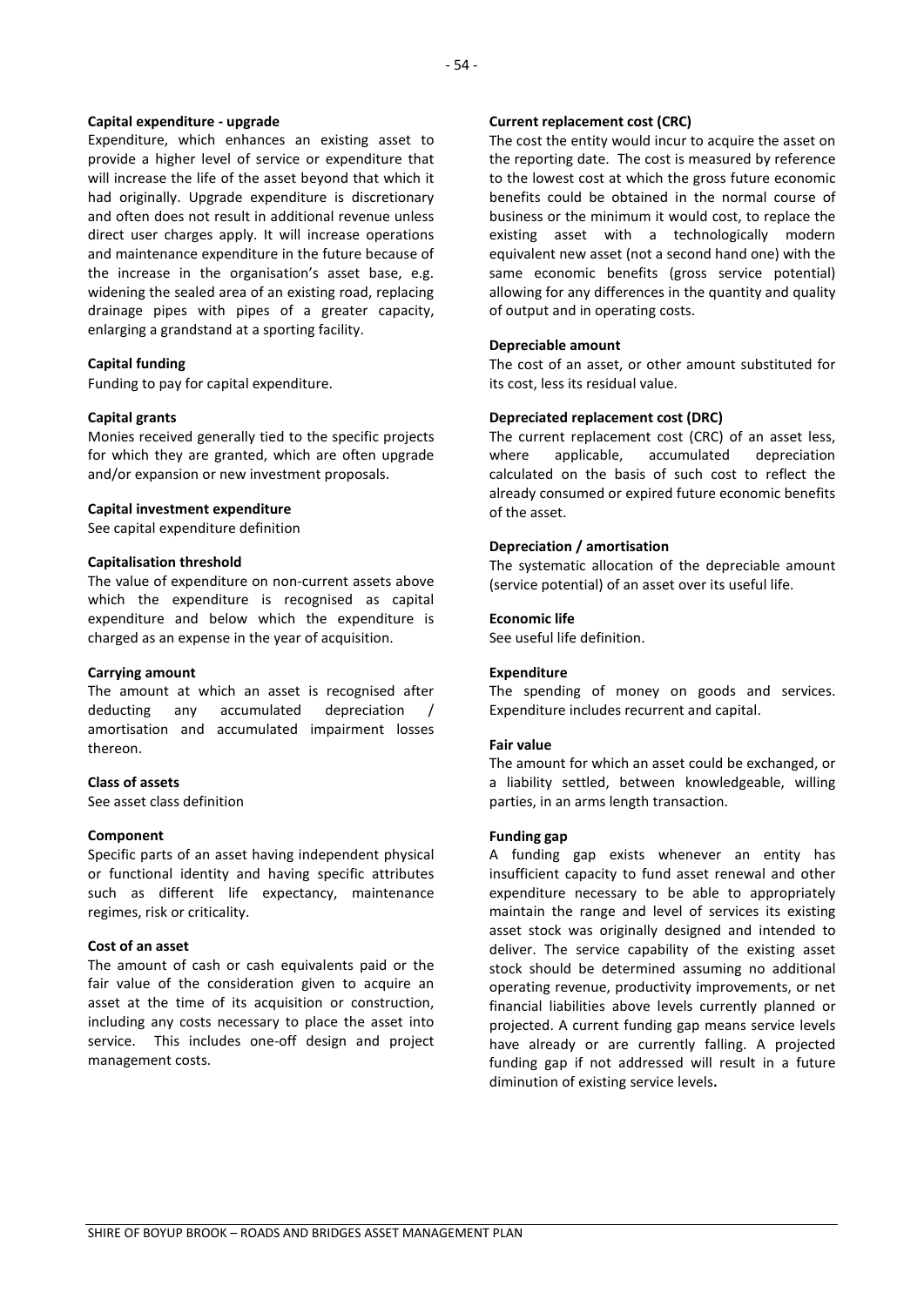**Capital expenditure - upgrade**

Expenditure, which enhances an existing asset to provide a higher level of service or expenditure that will increase the life of the asset beyond that which it had originally. Upgrade expenditure is discretionary and often does not result in additional revenue unless direct user charges apply. It will increase operations and maintenance expenditure in the future because of the increase in the organisation's asset base, e.g. widening the sealed area of an existing road, replacing drainage pipes with pipes of a greater capacity, enlarging a grandstand at a sporting facility.

**Capital funding**

Funding to pay for capital expenditure.

**Capital grants**

Monies received generally tied to the specific projects for which they are granted, which are often upgrade and/or expansion or new investment proposals.

**Capital investment expenditure**

See capital expenditure definition

**Capitalisation threshold**

The value of expenditure on non-current assets above which the expenditure is recognised as capital expenditure and below which the expenditure is charged as an expense in the year of acquisition.

**Carrying amount**

The amount at which an asset is recognised after deducting any accumulated depreciation / amortisation and accumulated impairment losses thereon.

**Class of assets**

See asset class definition

**Component**

Specific parts of an asset having independent physical or functional identity and having specific attributes such as different life expectancy, maintenance regimes, risk or criticality.

**Cost of an asset**

The amount of cash or cash equivalents paid or the fair value of the consideration given to acquire an asset at the time of its acquisition or construction, including any costs necessary to place the asset into service. This includes one-off design and project management costs.

**Current replacement cost (CRC)**

The cost the entity would incur to acquire the asset on the reporting date. The cost is measured by reference to the lowest cost at which the gross future economic benefits could be obtained in the normal course of business or the minimum it would cost, to replace the existing asset with a technologically modern equivalent new asset (not a second hand one) with the same economic benefits (gross service potential) allowing for any differences in the quantity and quality of output and in operating costs.

**Depreciable amount**

The cost of an asset, or other amount substituted for its cost, less its residual value.

**Depreciated replacement cost (DRC)**

The current replacement cost (CRC) of an asset less, where applicable, accumulated depreciation calculated on the basis of such cost to reflect the already consumed or expired future economic benefits of the asset.

**Depreciation / amortisation**

The systematic allocation of the depreciable amount (service potential) of an asset over its useful life.

**Economic life**

See useful life definition.

**Expenditure**

The spending of money on goods and services. Expenditure includes recurrent and capital.

**Fair value**

The amount for which an asset could be exchanged, or a liability settled, between knowledgeable, willing parties, in an arms length transaction.

**Funding gap**

A funding gap exists whenever an entity has insufficient capacity to fund asset renewal and other expenditure necessary to be able to appropriately maintain the range and level of services its existing asset stock was originally designed and intended to deliver. The service capability of the existing asset stock should be determined assuming no additional operating revenue, productivity improvements, or net financial liabilities above levels currently planned or projected. A current funding gap means service levels have already or are currently falling. A projected funding gap if not addressed will result in a future diminution of existing service levels**.**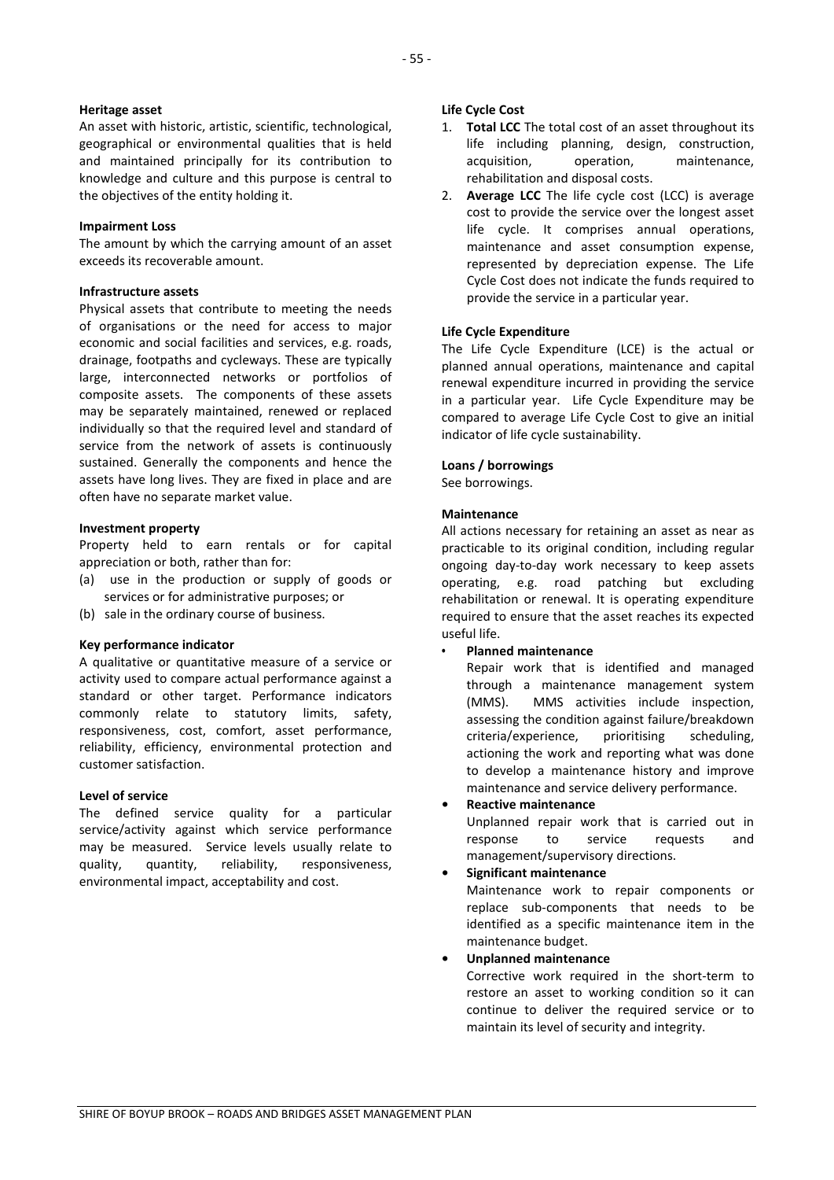**Heritage asset**

An asset with historic, artistic, scientific, technological, geographical or environmental qualities that is held and maintained principally for its contribution to knowledge and culture and this purpose is central to the objectives of the entity holding it.

**Impairment Loss**

The amount by which the carrying amount of an asset exceeds its recoverable amount.

**Infrastructure assets**

Physical assets that contribute to meeting the needs of organisations or the need for access to major economic and social facilities and services, e.g. roads, drainage, footpaths and cycleways. These are typically large, interconnected networks or portfolios of composite assets. The components of these assets may be separately maintained, renewed or replaced individually so that the required level and standard of service from the network of assets is continuously sustained. Generally the components and hence the assets have long lives. They are fixed in place and are often have no separate market value.

**Investment property**

Property held to earn rentals or for capital appreciation or both, rather than for:

(a) use in the production or supply of goods or services or for administrative purposes; or
(b) sale in the ordinary course of business.

**Key performance indicator**

A qualitative or quantitative measure of a service or activity used to compare actual performance against a standard or other target. Performance indicators commonly relate to statutory limits, safety, responsiveness, cost, comfort, asset performance, reliability, efficiency, environmental protection and customer satisfaction.

**Level of service**

The defined service quality for a particular service/activity against which service performance may be measured. Service levels usually relate to quality, quantity, reliability, responsiveness, environmental impact, acceptability and cost.

**Life Cycle Cost**

1. **Total LCC** The total cost of an asset throughout its life including planning, design, construction, acquisition, operation, maintenance, rehabilitation and disposal costs.
2. **Average LCC** The life cycle cost (LCC) is average cost to provide the service over the longest asset life cycle. It comprises annual operations, maintenance and asset consumption expense, represented by depreciation expense. The Life Cycle Cost does not indicate the funds required to provide the service in a particular year.

**Life Cycle Expenditure**

The Life Cycle Expenditure (LCE) is the actual or planned annual operations, maintenance and capital renewal expenditure incurred in providing the service in a particular year. Life Cycle Expenditure may be compared to average Life Cycle Cost to give an initial indicator of life cycle sustainability.

**Loans / borrowings**

See borrowings.

**Maintenance**

All actions necessary for retaining an asset as near as practicable to its original condition, including regular ongoing day-to-day work necessary to keep assets operating, e.g. road patching but excluding rehabilitation or renewal. It is operating expenditure required to ensure that the asset reaches its expected useful life.

- **Planned maintenance**
  Repair work that is identified and managed through a maintenance management system (MMS). MMS activities include inspection, assessing the condition against failure/breakdown criteria/experience, prioritising scheduling, actioning the work and reporting what was done to develop a maintenance history and improve maintenance and service delivery performance.
- **Reactive maintenance**
  Unplanned repair work that is carried out in response to service requests and management/supervisory directions.
- **Significant maintenance**
  Maintenance work to repair components or replace sub-components that needs to be identified as a specific maintenance item in the maintenance budget.
- **Unplanned maintenance**
  Corrective work required in the short-term to restore an asset to working condition so it can continue to deliver the required service or to maintain its level of security and integrity.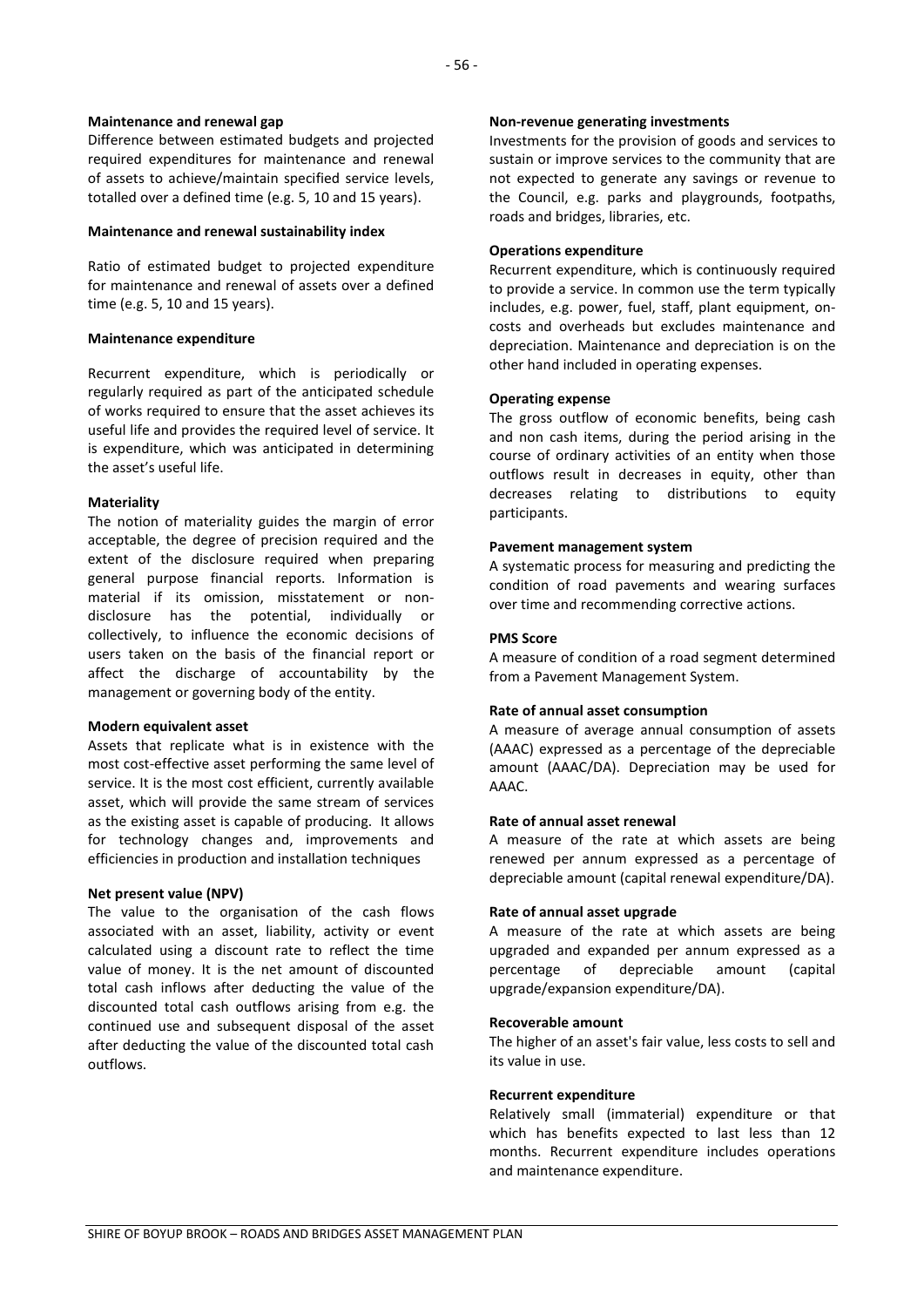**Maintenance and renewal gap**

Difference between estimated budgets and projected required expenditures for maintenance and renewal of assets to achieve/maintain specified service levels, totalled over a defined time (e.g. 5, 10 and 15 years).

**Maintenance and renewal sustainability index**

Ratio of estimated budget to projected expenditure for maintenance and renewal of assets over a defined time (e.g. 5, 10 and 15 years).

**Maintenance expenditure**

Recurrent expenditure, which is periodically or regularly required as part of the anticipated schedule of works required to ensure that the asset achieves its useful life and provides the required level of service. It is expenditure, which was anticipated in determining the asset's useful life.

**Materiality**

The notion of materiality guides the margin of error acceptable, the degree of precision required and the extent of the disclosure required when preparing general purpose financial reports. Information is material if its omission, misstatement or non-disclosure has the potential, individually or collectively, to influence the economic decisions of users taken on the basis of the financial report or affect the discharge of accountability by the management or governing body of the entity.

**Modern equivalent asset**

Assets that replicate what is in existence with the most cost-effective asset performing the same level of service. It is the most cost efficient, currently available asset, which will provide the same stream of services as the existing asset is capable of producing. It allows for technology changes and, improvements and efficiencies in production and installation techniques

**Net present value (NPV)**

The value to the organisation of the cash flows associated with an asset, liability, activity or event calculated using a discount rate to reflect the time value of money. It is the net amount of discounted total cash inflows after deducting the value of the discounted total cash outflows arising from e.g. the continued use and subsequent disposal of the asset after deducting the value of the discounted total cash outflows.

**Non-revenue generating investments**

Investments for the provision of goods and services to sustain or improve services to the community that are not expected to generate any savings or revenue to the Council, e.g. parks and playgrounds, footpaths, roads and bridges, libraries, etc.

**Operations expenditure**

Recurrent expenditure, which is continuously required to provide a service. In common use the term typically includes, e.g. power, fuel, staff, plant equipment, on-costs and overheads but excludes maintenance and depreciation. Maintenance and depreciation is on the other hand included in operating expenses.

**Operating expense**

The gross outflow of economic benefits, being cash and non cash items, during the period arising in the course of ordinary activities of an entity when those outflows result in decreases in equity, other than decreases relating to distributions to equity participants.

**Pavement management system**

A systematic process for measuring and predicting the condition of road pavements and wearing surfaces over time and recommending corrective actions.

**PMS Score**

A measure of condition of a road segment determined from a Pavement Management System.

**Rate of annual asset consumption**

A measure of average annual consumption of assets (AAAC) expressed as a percentage of the depreciable amount (AAAC/DA). Depreciation may be used for AAAC.

**Rate of annual asset renewal**

A measure of the rate at which assets are being renewed per annum expressed as a percentage of depreciable amount (capital renewal expenditure/DA).

**Rate of annual asset upgrade**

A measure of the rate at which assets are being upgraded and expanded per annum expressed as a percentage of depreciable amount (capital upgrade/expansion expenditure/DA).

**Recoverable amount**

The higher of an asset's fair value, less costs to sell and its value in use.

**Recurrent expenditure**

Relatively small (immaterial) expenditure or that which has benefits expected to last less than 12 months. Recurrent expenditure includes operations and maintenance expenditure.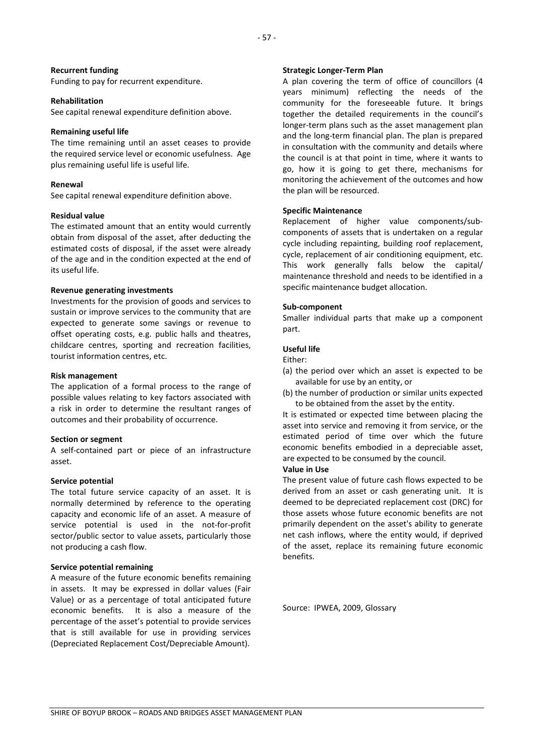**Recurrent funding**

Funding to pay for recurrent expenditure.

**Rehabilitation**

See capital renewal expenditure definition above.

**Remaining useful life**

The time remaining until an asset ceases to provide the required service level or economic usefulness. Age plus remaining useful life is useful life.

**Renewal**

See capital renewal expenditure definition above.

**Residual value**

The estimated amount that an entity would currently obtain from disposal of the asset, after deducting the estimated costs of disposal, if the asset were already of the age and in the condition expected at the end of its useful life.

**Revenue generating investments**

Investments for the provision of goods and services to sustain or improve services to the community that are expected to generate some savings or revenue to offset operating costs, e.g. public halls and theatres, childcare centres, sporting and recreation facilities, tourist information centres, etc.

**Risk management**

The application of a formal process to the range of possible values relating to key factors associated with a risk in order to determine the resultant ranges of outcomes and their probability of occurrence.

**Section or segment**

A self-contained part or piece of an infrastructure asset.

**Service potential**

The total future service capacity of an asset. It is normally determined by reference to the operating capacity and economic life of an asset. A measure of service potential is used in the not-for-profit sector/public sector to value assets, particularly those not producing a cash flow.

**Service potential remaining**

A measure of the future economic benefits remaining in assets. It may be expressed in dollar values (Fair Value) or as a percentage of total anticipated future economic benefits. It is also a measure of the percentage of the asset's potential to provide services that is still available for use in providing services (Depreciated Replacement Cost/Depreciable Amount).

**Strategic Longer-Term Plan**

A plan covering the term of office of councillors (4 years minimum) reflecting the needs of the community for the foreseeable future. It brings together the detailed requirements in the council's longer-term plans such as the asset management plan and the long-term financial plan. The plan is prepared in consultation with the community and details where the council is at that point in time, where it wants to go, how it is going to get there, mechanisms for monitoring the achievement of the outcomes and how the plan will be resourced.

**Specific Maintenance**

Replacement of higher value components/sub-components of assets that is undertaken on a regular cycle including repainting, building roof replacement, cycle, replacement of air conditioning equipment, etc. This work generally falls below the capital/ maintenance threshold and needs to be identified in a specific maintenance budget allocation.

**Sub-component**

Smaller individual parts that make up a component part.

**Useful life**

Either:

(a) the period over which an asset is expected to be available for use by an entity, or
(b) the number of production or similar units expected to be obtained from the asset by the entity.

It is estimated or expected time between placing the asset into service and removing it from service, or the estimated period of time over which the future economic benefits embodied in a depreciable asset, are expected to be consumed by the council.

**Value in Use**

The present value of future cash flows expected to be derived from an asset or cash generating unit. It is deemed to be depreciated replacement cost (DRC) for those assets whose future economic benefits are not primarily dependent on the asset's ability to generate net cash inflows, where the entity would, if deprived of the asset, replace its remaining future economic benefits.

Source: IPWEA, 2009, Glossary